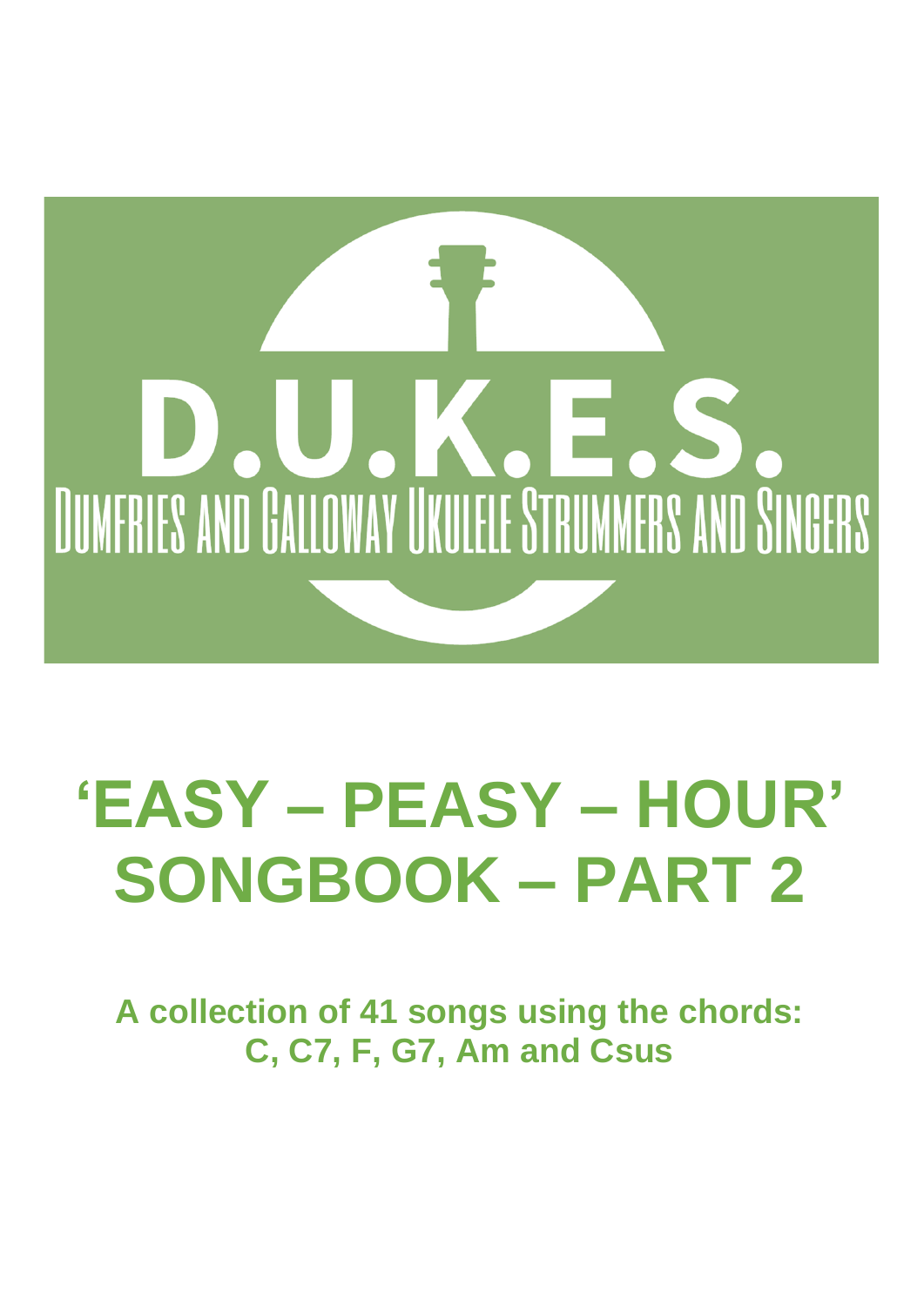D.U.K.E.S.

DUMFRIES AND GALLOWAY UKULELE STRUMMERS AND SINGERS

# 'EASY – PEASY – HOUR' SONGBOOK – PART 2

**A collection of 41 songs using the chords: C, C7, F, G7, Am and Csus**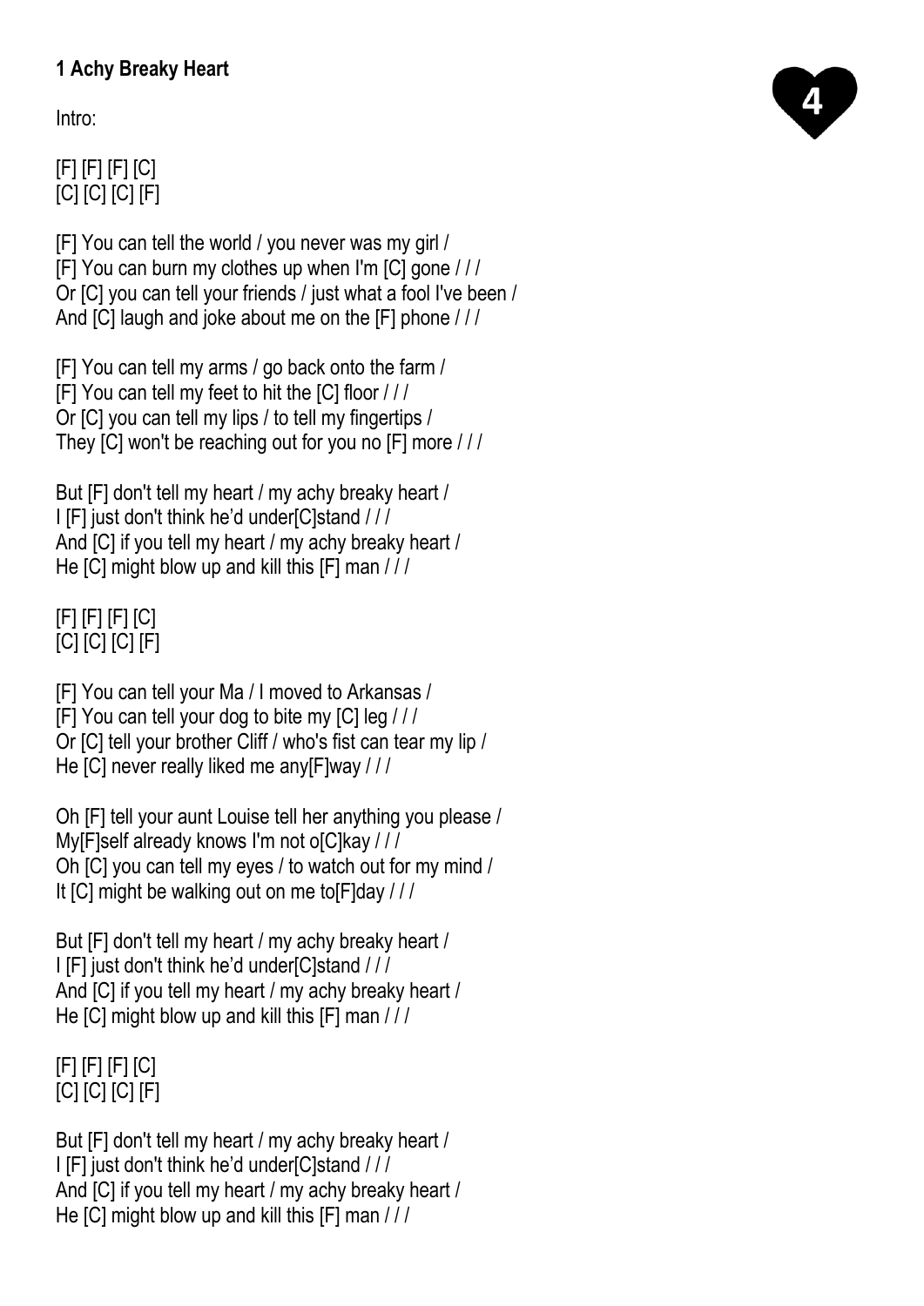**1 Achy Breaky Heart**

4

Intro:

[F] [F] [F] [C]
[C] [C] [C] [F]

[F] You can tell the world / you never was my girl /
[F] You can burn my clothes up when I'm [C] gone / / /
Or [C] you can tell your friends / just what a fool I've been /
And [C] laugh and joke about me on the [F] phone / / /

[F] You can tell my arms / go back onto the farm /
[F] You can tell my feet to hit the [C] floor / / /
Or [C] you can tell my lips / to tell my fingertips /
They [C] won't be reaching out for you no [F] more / / /

But [F] don't tell my heart / my achy breaky heart /
I [F] just don't think he'd under[C]stand / / /
And [C] if you tell my heart / my achy breaky heart /
He [C] might blow up and kill this [F] man / / /

[F] [F] [F] [C]
[C] [C] [C] [F]

[F] You can tell your Ma / I moved to Arkansas /
[F] You can tell your dog to bite my [C] leg / / /
Or [C] tell your brother Cliff / who's fist can tear my lip /
He [C] never really liked me any[F]way / / /

Oh [F] tell your aunt Louise tell her anything you please /
My[F]self already knows I'm not o[C]kay / / /
Oh [C] you can tell my eyes / to watch out for my mind /
It [C] might be walking out on me to[F]day / / /

But [F] don't tell my heart / my achy breaky heart /
I [F] just don't think he'd under[C]stand / / /
And [C] if you tell my heart / my achy breaky heart /
He [C] might blow up and kill this [F] man / / /

[F] [F] [F] [C]
[C] [C] [C] [F]

But [F] don't tell my heart / my achy breaky heart /
I [F] just don't think he'd under[C]stand / / /
And [C] if you tell my heart / my achy breaky heart /
He [C] might blow up and kill this [F] man / / /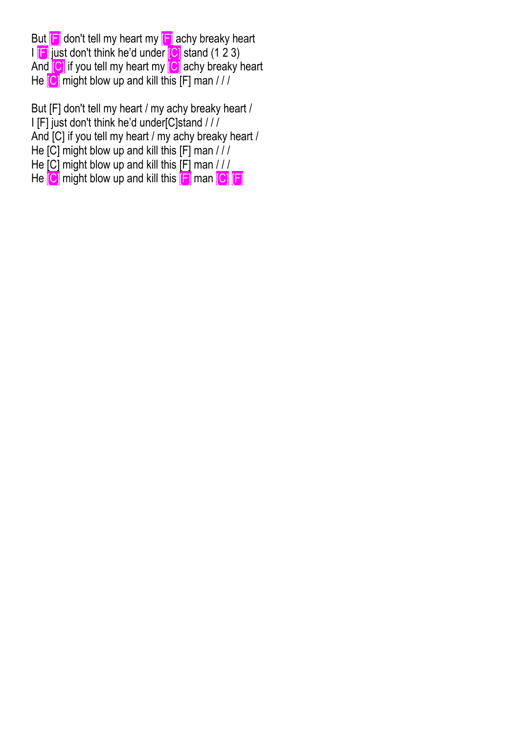But [F] don't tell my heart my [F] achy breaky heart
I [F] just don't think he'd under [C] stand (1 2 3)
And [C] if you tell my heart my [C] achy breaky heart
He [C] might blow up and kill this [F] man / / /

But [F] don't tell my heart / my achy breaky heart /
I [F] just don't think he'd under[C]stand / / /
And [C] if you tell my heart / my achy breaky heart /
He [C] might blow up and kill this [F] man / / /
He [C] might blow up and kill this [F] man / / /
He [C] might blow up and kill this [F] man [C] [F]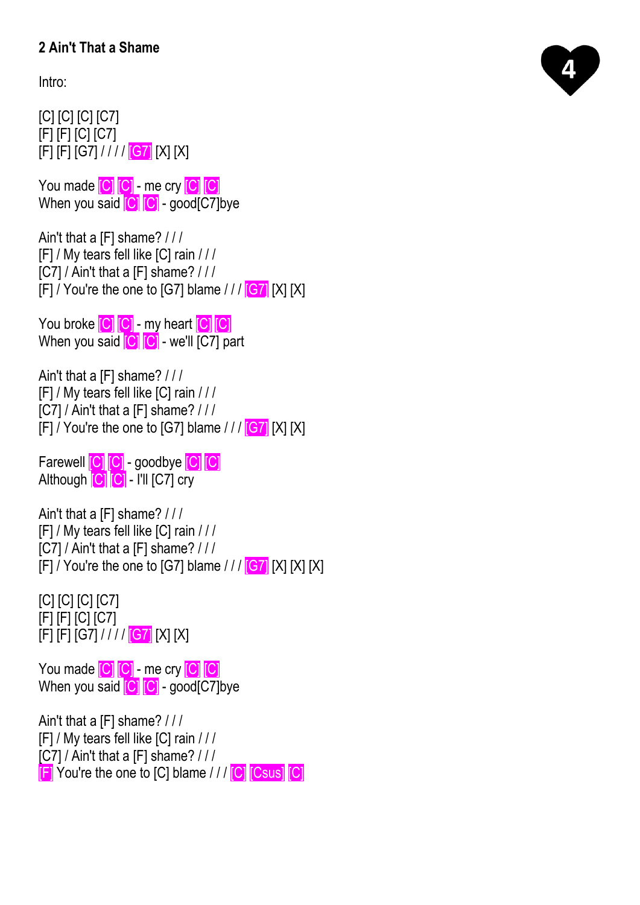## 2 Ain't That a Shame

4

Intro:

[C] [C] [C] [C7]
[F] [F] [C] [C7]
[F] [F] [G7] / / / / [G7] [X] [X]

You made [C] [C] - me cry [C] [C]
When you said [C] [C] - good[C7]bye

Ain't that a [F] shame? / / /
[F] / My tears fell like [C] rain / / /
[C7] / Ain't that a [F] shame? / / /
[F] / You're the one to [G7] blame / / / [G7] [X] [X]

You broke [C] [C] - my heart [C] [C]
When you said [C] [C] - we'll [C7] part

Ain't that a [F] shame? / / /
[F] / My tears fell like [C] rain / / /
[C7] / Ain't that a [F] shame? / / /
[F] / You're the one to [G7] blame / / / [G7] [X] [X]

Farewell [C] [C] - goodbye [C] [C]
Although [C] [C] - I'll [C7] cry

Ain't that a [F] shame? / / /
[F] / My tears fell like [C] rain / / /
[C7] / Ain't that a [F] shame? / / /
[F] / You're the one to [G7] blame / / / [G7] [X] [X] [X]

[C] [C] [C] [C7]
[F] [F] [C] [C7]
[F] [F] [G7] / / / / [G7] [X] [X]

You made [C] [C] - me cry [C] [C]
When you said [C] [C] - good[C7]bye

Ain't that a [F] shame? / / /
[F] / My tears fell like [C] rain / / /
[C7] / Ain't that a [F] shame? / / /
[F] You're the one to [C] blame / / / [C] [Csus] [C]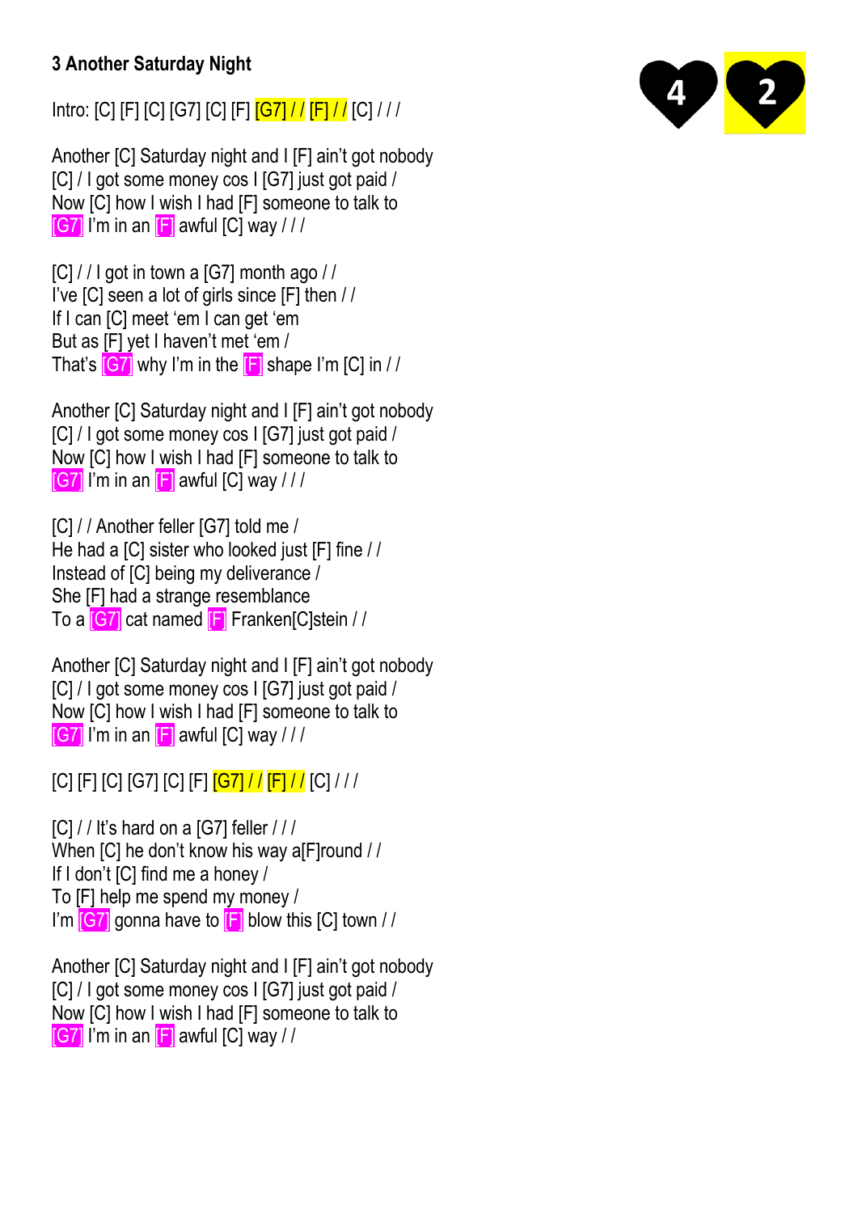### 3 Another Saturday Night

4 2

Intro: [C] [F] [C] [G7] [C] [F] [G7] / / [F] / / [C] / / /

Another [C] Saturday night and I [F] ain't got nobody
[C] / I got some money cos I [G7] just got paid /
Now [C] how I wish I had [F] someone to talk to
[G7] I'm in an [F] awful [C] way / / /

[C] / / I got in town a [G7] month ago / /
I've [C] seen a lot of girls since [F] then / /
If I can [C] meet 'em I can get 'em
But as [F] yet I haven't met 'em /
That's [G7] why I'm in the [F] shape I'm [C] in / /

Another [C] Saturday night and I [F] ain't got nobody
[C] / I got some money cos I [G7] just got paid /
Now [C] how I wish I had [F] someone to talk to
[G7] I'm in an [F] awful [C] way / / /

[C] / / Another feller [G7] told me /
He had a [C] sister who looked just [F] fine / /
Instead of [C] being my deliverance /
She [F] had a strange resemblance
To a [G7] cat named [F] Franken[C]stein / /

Another [C] Saturday night and I [F] ain't got nobody
[C] / I got some money cos I [G7] just got paid /
Now [C] how I wish I had [F] someone to talk to
[G7] I'm in an [F] awful [C] way / / /

[C] [F] [C] [G7] [C] [F] [G7] / / [F] / / [C] / / /

[C] / / It's hard on a [G7] feller / / /
When [C] he don't know his way a[F]round / /
If I don't [C] find me a honey /
To [F] help me spend my money /
I'm [G7] gonna have to [F] blow this [C] town / /

Another [C] Saturday night and I [F] ain't got nobody
[C] / I got some money cos I [G7] just got paid /
Now [C] how I wish I had [F] someone to talk to
[G7] I'm in an [F] awful [C] way / /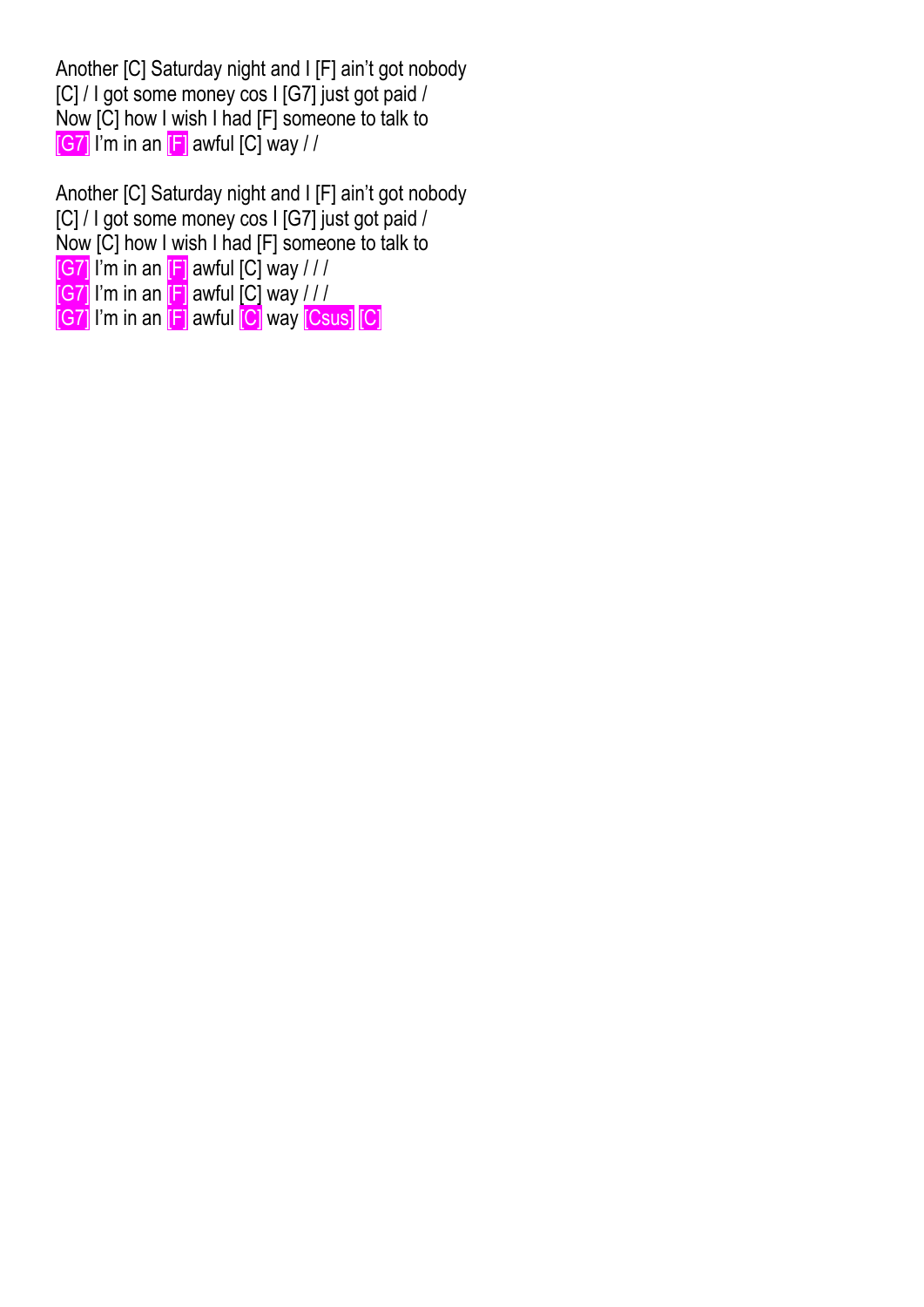Another [C] Saturday night and I [F] ain't got nobody
[C] / I got some money cos I [G7] just got paid /
Now [C] how I wish I had [F] someone to talk to
[G7] I'm in an [F] awful [C] way / /

Another [C] Saturday night and I [F] ain't got nobody
[C] / I got some money cos I [G7] just got paid /
Now [C] how I wish I had [F] someone to talk to
[G7] I'm in an [F] awful [C] way / / /
[G7] I'm in an [F] awful [C] way / / /
[G7] I'm in an [F] awful [C] way [Csus] [C]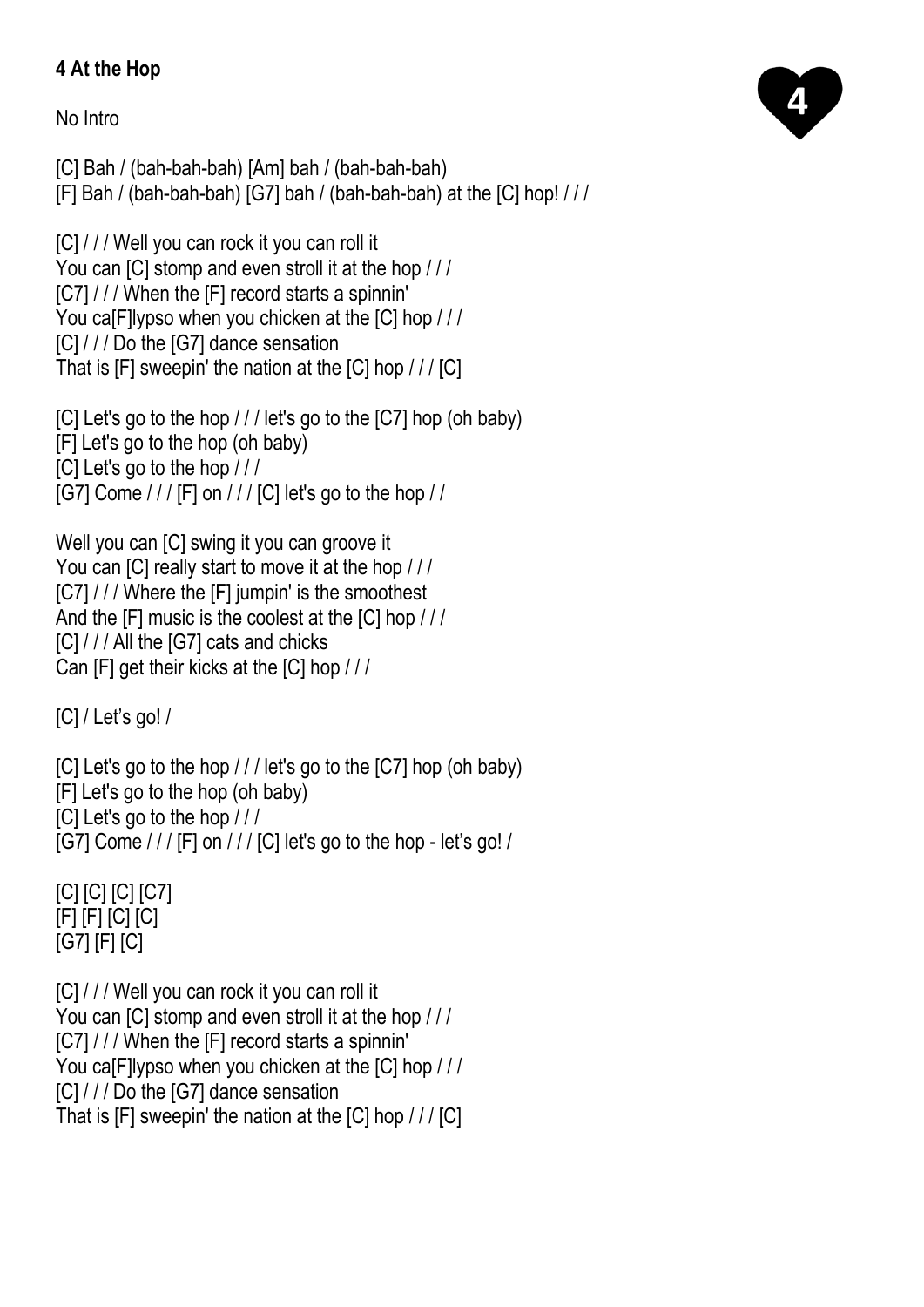**4 At the Hop**

No Intro

[C] Bah / (bah-bah-bah) [Am] bah / (bah-bah-bah)
[F] Bah / (bah-bah-bah) [G7] bah / (bah-bah-bah) at the [C] hop! / / /

[C] / / / Well you can rock it you can roll it
You can [C] stomp and even stroll it at the hop / / /
[C7] / / / When the [F] record starts a spinnin'
You ca[F]lypso when you chicken at the [C] hop / / /
[C] / / / Do the [G7] dance sensation
That is [F] sweepin' the nation at the [C] hop / / / [C]

[C] Let's go to the hop / / / let's go to the [C7] hop (oh baby)
[F] Let's go to the hop (oh baby)
[C] Let's go to the hop / / /
[G7] Come / / / [F] on / / / [C] let's go to the hop / /

Well you can [C] swing it you can groove it
You can [C] really start to move it at the hop / / /
[C7] / / / Where the [F] jumpin' is the smoothest
And the [F] music is the coolest at the [C] hop / / /
[C] / / / All the [G7] cats and chicks
Can [F] get their kicks at the [C] hop / / /

[C] / Let's go! /

[C] Let's go to the hop / / / let's go to the [C7] hop (oh baby)
[F] Let's go to the hop (oh baby)
[C] Let's go to the hop / / /
[G7] Come / / / [F] on / / / [C] let's go to the hop - let's go! /

[C] [C] [C] [C7]
[F] [F] [C] [C]
[G7] [F] [C]

[C] / / / Well you can rock it you can roll it
You can [C] stomp and even stroll it at the hop / / /
[C7] / / / When the [F] record starts a spinnin'
You ca[F]lypso when you chicken at the [C] hop / / /
[C] / / / Do the [G7] dance sensation
That is [F] sweepin' the nation at the [C] hop / / / [C]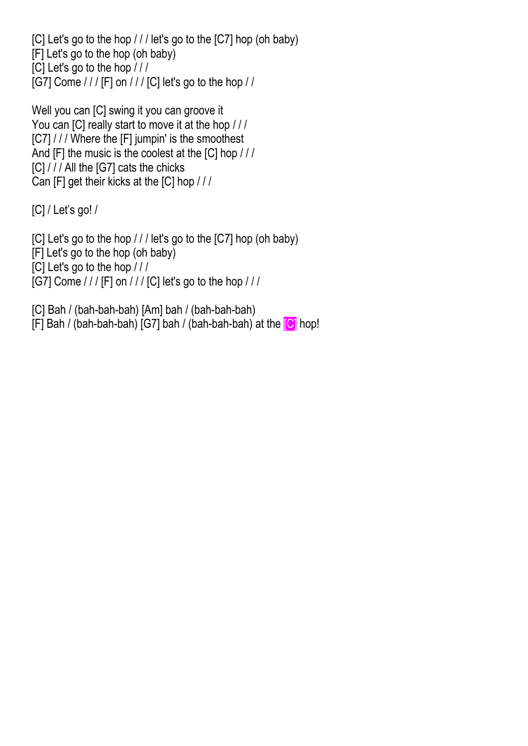[C] Let's go to the hop / / / let's go to the [C7] hop (oh baby)
[F] Let's go to the hop (oh baby)
[C] Let's go to the hop / / /
[G7] Come / / / [F] on / / / [C] let's go to the hop / /

Well you can [C] swing it you can groove it
You can [C] really start to move it at the hop / / /
[C7] / / / Where the [F] jumpin' is the smoothest
And [F] the music is the coolest at the [C] hop / / /
[C] / / / All the [G7] cats the chicks
Can [F] get their kicks at the [C] hop / / /

[C] / Let's go! /

[C] Let's go to the hop / / / let's go to the [C7] hop (oh baby)
[F] Let's go to the hop (oh baby)
[C] Let's go to the hop / / /
[G7] Come / / / [F] on / / / [C] let's go to the hop / / /

[C] Bah / (bah-bah-bah) [Am] bah / (bah-bah-bah)
[F] Bah / (bah-bah-bah) [G7] bah / (bah-bah-bah) at the [C] hop!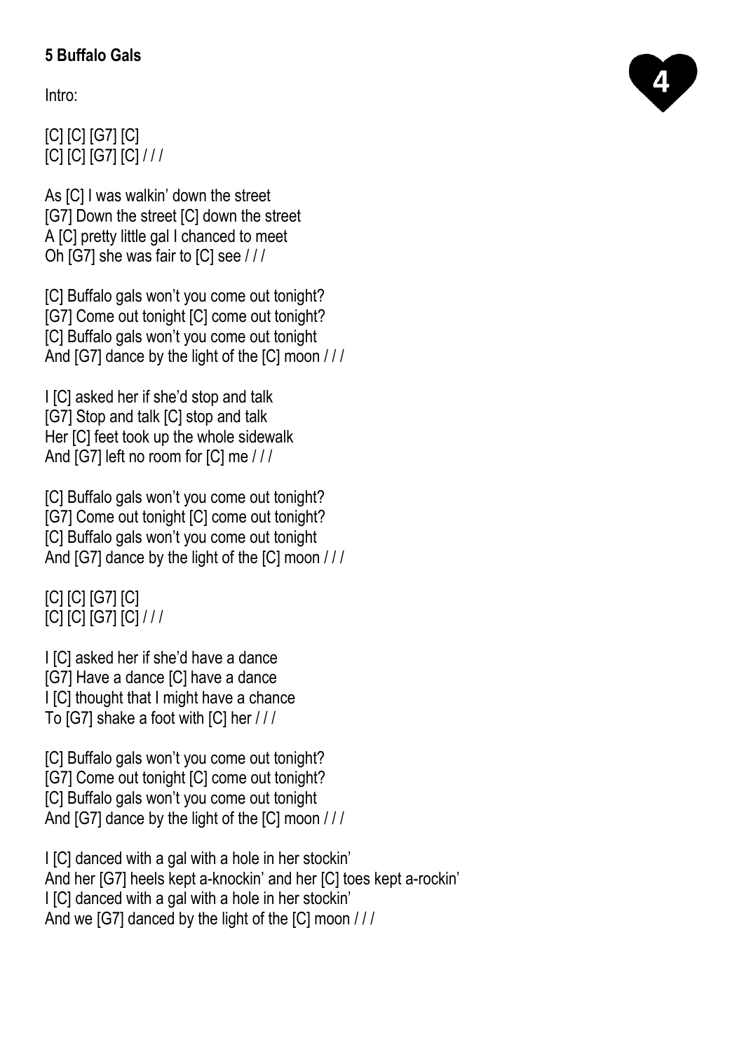**5 Buffalo Gals**

4

Intro:

[C] [C] [G7] [C]
[C] [C] [G7] [C] / / /

As [C] I was walkin' down the street
[G7] Down the street [C] down the street
A [C] pretty little gal I chanced to meet
Oh [G7] she was fair to [C] see / / /

[C] Buffalo gals won't you come out tonight?
[G7] Come out tonight [C] come out tonight?
[C] Buffalo gals won't you come out tonight
And [G7] dance by the light of the [C] moon / / /

I [C] asked her if she'd stop and talk
[G7] Stop and talk [C] stop and talk
Her [C] feet took up the whole sidewalk
And [G7] left no room for [C] me / / /

[C] Buffalo gals won't you come out tonight?
[G7] Come out tonight [C] come out tonight?
[C] Buffalo gals won't you come out tonight
And [G7] dance by the light of the [C] moon / / /

[C] [C] [G7] [C]
[C] [C] [G7] [C] / / /

I [C] asked her if she'd have a dance
[G7] Have a dance [C] have a dance
I [C] thought that I might have a chance
To [G7] shake a foot with [C] her / / /

[C] Buffalo gals won't you come out tonight?
[G7] Come out tonight [C] come out tonight?
[C] Buffalo gals won't you come out tonight
And [G7] dance by the light of the [C] moon / / /

I [C] danced with a gal with a hole in her stockin'
And her [G7] heels kept a-knockin' and her [C] toes kept a-rockin'
I [C] danced with a gal with a hole in her stockin'
And we [G7] danced by the light of the [C] moon / / /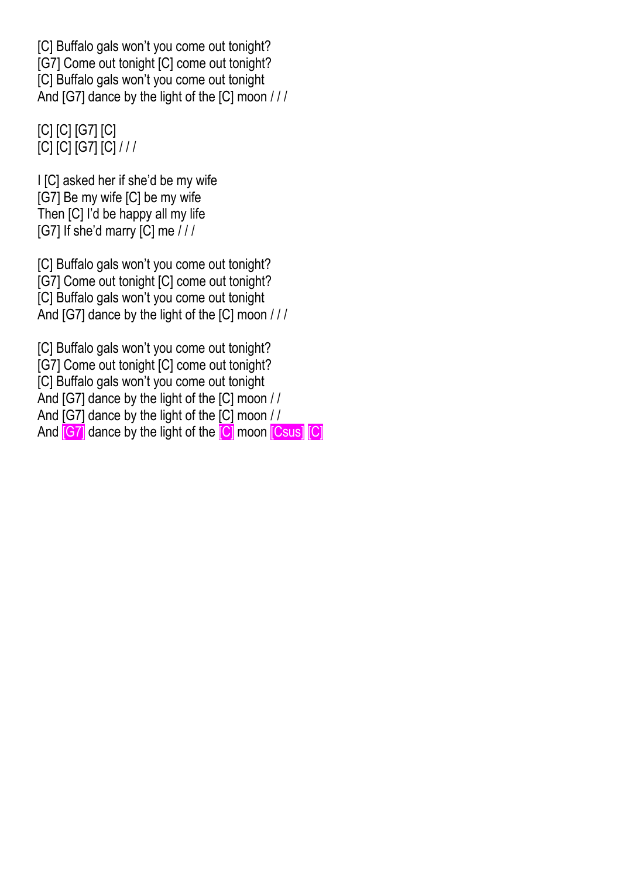[C] Buffalo gals won't you come out tonight?
[G7] Come out tonight [C] come out tonight?
[C] Buffalo gals won't you come out tonight
And [G7] dance by the light of the [C] moon / / /

[C] [C] [G7] [C]
[C] [C] [G7] [C] / / /

I [C] asked her if she'd be my wife
[G7] Be my wife [C] be my wife
Then [C] I'd be happy all my life
[G7] If she'd marry [C] me / / /

[C] Buffalo gals won't you come out tonight?
[G7] Come out tonight [C] come out tonight?
[C] Buffalo gals won't you come out tonight
And [G7] dance by the light of the [C] moon / / /

[C] Buffalo gals won't you come out tonight?
[G7] Come out tonight [C] come out tonight?
[C] Buffalo gals won't you come out tonight
And [G7] dance by the light of the [C] moon / /
And [G7] dance by the light of the [C] moon / /
And [G7] dance by the light of the [C] moon [Csus] [C]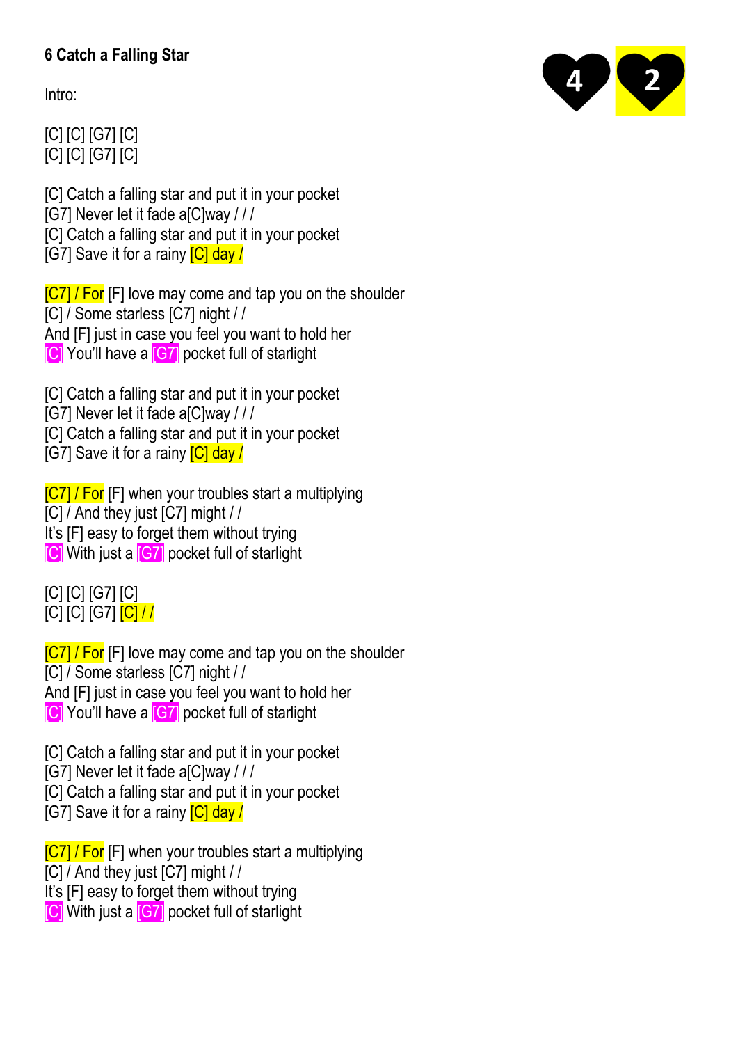# 6 Catch a Falling Star

4 2

Intro:

[C] [C] [G7] [C]
[C] [C] [G7] [C]

[C] Catch a falling star and put it in your pocket
[G7] Never let it fade a[C]way / / /
[C] Catch a falling star and put it in your pocket
[G7] Save it for a rainy [C] day /

[C7] / For [F] love may come and tap you on the shoulder
[C] / Some starless [C7] night / /
And [F] just in case you feel you want to hold her
[C] You'll have a [G7] pocket full of starlight

[C] Catch a falling star and put it in your pocket
[G7] Never let it fade a[C]way / / /
[C] Catch a falling star and put it in your pocket
[G7] Save it for a rainy [C] day /

[C7] / For [F] when your troubles start a multiplying
[C] / And they just [C7] might / /
It's [F] easy to forget them without trying
[C] With just a [G7] pocket full of starlight

[C] [C] [G7] [C]
[C] [C] [G7] [C] / /

[C7] / For [F] love may come and tap you on the shoulder
[C] / Some starless [C7] night / /
And [F] just in case you feel you want to hold her
[C] You'll have a [G7] pocket full of starlight

[C] Catch a falling star and put it in your pocket
[G7] Never let it fade a[C]way / / /
[C] Catch a falling star and put it in your pocket
[G7] Save it for a rainy [C] day /

[C7] / For [F] when your troubles start a multiplying
[C] / And they just [C7] might / /
It's [F] easy to forget them without trying
[C] With just a [G7] pocket full of starlight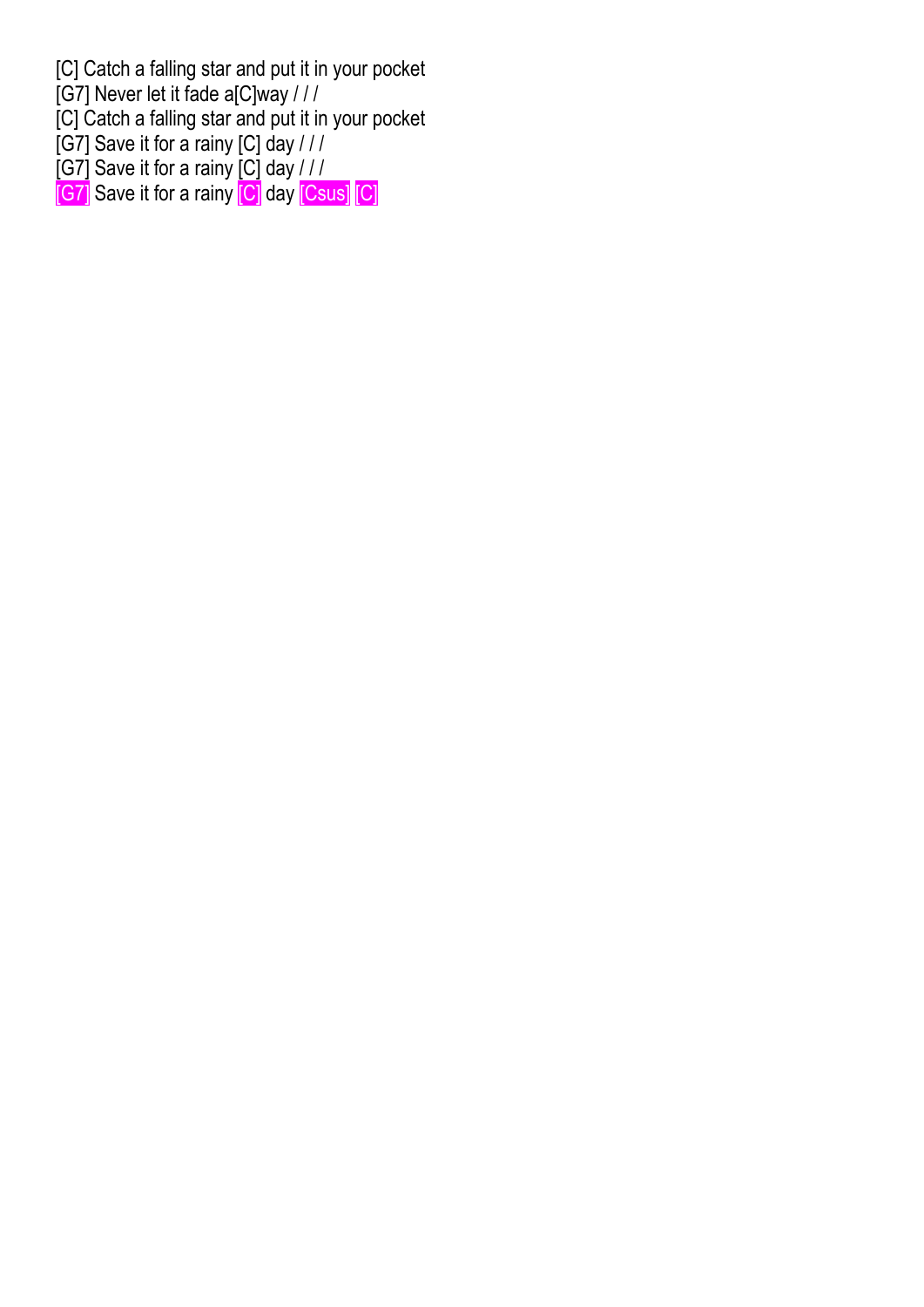[C] Catch a falling star and put it in your pocket
[G7] Never let it fade a[C]way / / /
[C] Catch a falling star and put it in your pocket
[G7] Save it for a rainy [C] day / / /
[G7] Save it for a rainy [C] day / / /
[G7] Save it for a rainy [C] day [Csus] [C]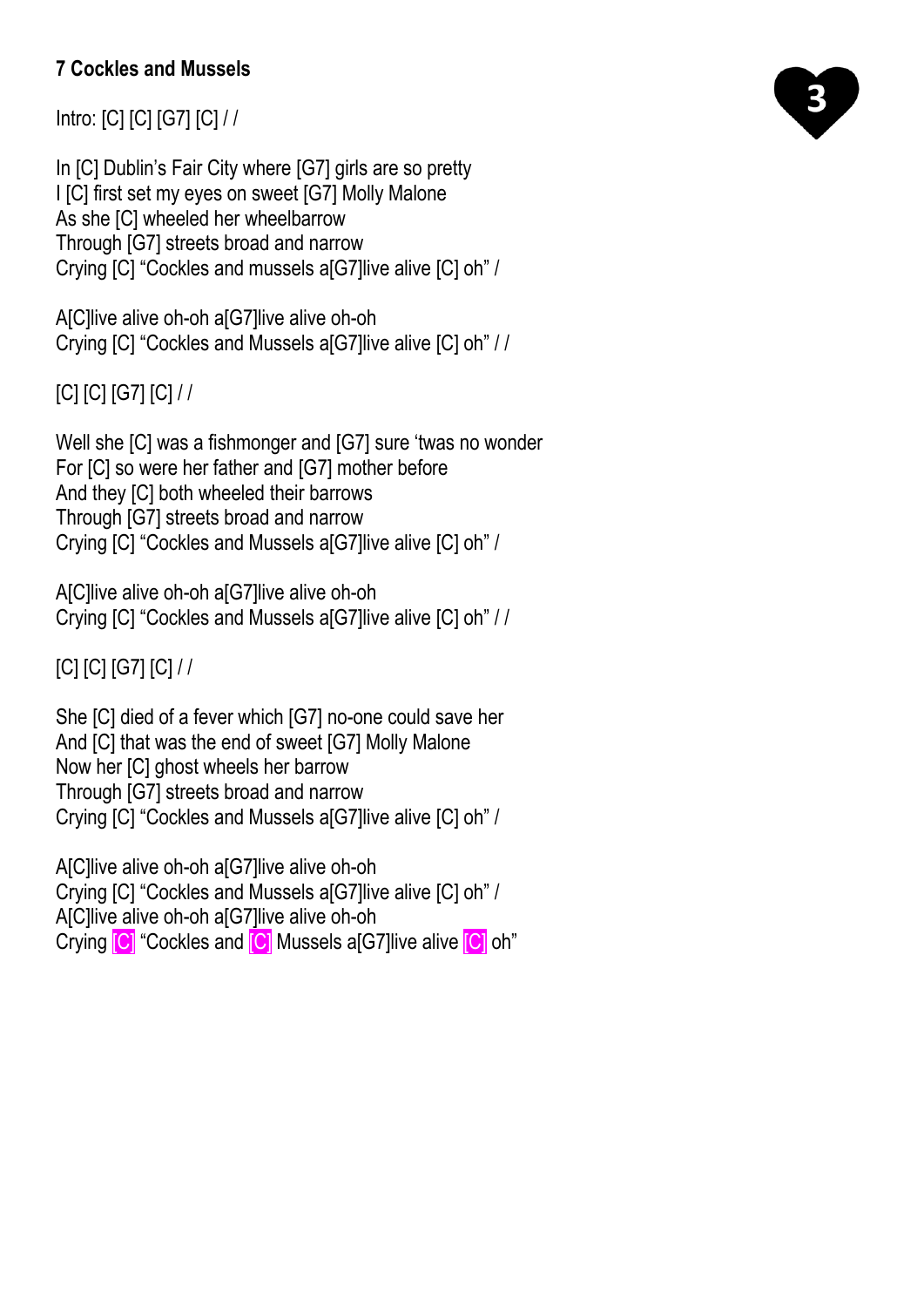**7 Cockles and Mussels**

3

Intro: [C] [C] [G7] [C] / /

In [C] Dublin's Fair City where [G7] girls are so pretty
I [C] first set my eyes on sweet [G7] Molly Malone
As she [C] wheeled her wheelbarrow
Through [G7] streets broad and narrow
Crying [C] "Cockles and mussels a[G7]live alive [C] oh" /

A[C]live alive oh-oh a[G7]live alive oh-oh
Crying [C] "Cockles and Mussels a[G7]live alive [C] oh" / /

[C] [C] [G7] [C] / /

Well she [C] was a fishmonger and [G7] sure 'twas no wonder
For [C] so were her father and [G7] mother before
And they [C] both wheeled their barrows
Through [G7] streets broad and narrow
Crying [C] "Cockles and Mussels a[G7]live alive [C] oh" /

A[C]live alive oh-oh a[G7]live alive oh-oh
Crying [C] "Cockles and Mussels a[G7]live alive [C] oh" / /

[C] [C] [G7] [C] / /

She [C] died of a fever which [G7] no-one could save her
And [C] that was the end of sweet [G7] Molly Malone
Now her [C] ghost wheels her barrow
Through [G7] streets broad and narrow
Crying [C] "Cockles and Mussels a[G7]live alive [C] oh" /

A[C]live alive oh-oh a[G7]live alive oh-oh
Crying [C] "Cockles and Mussels a[G7]live alive [C] oh" /
A[C]live alive oh-oh a[G7]live alive oh-oh
Crying [C] "Cockles and [C] Mussels a[G7]live alive [C] oh"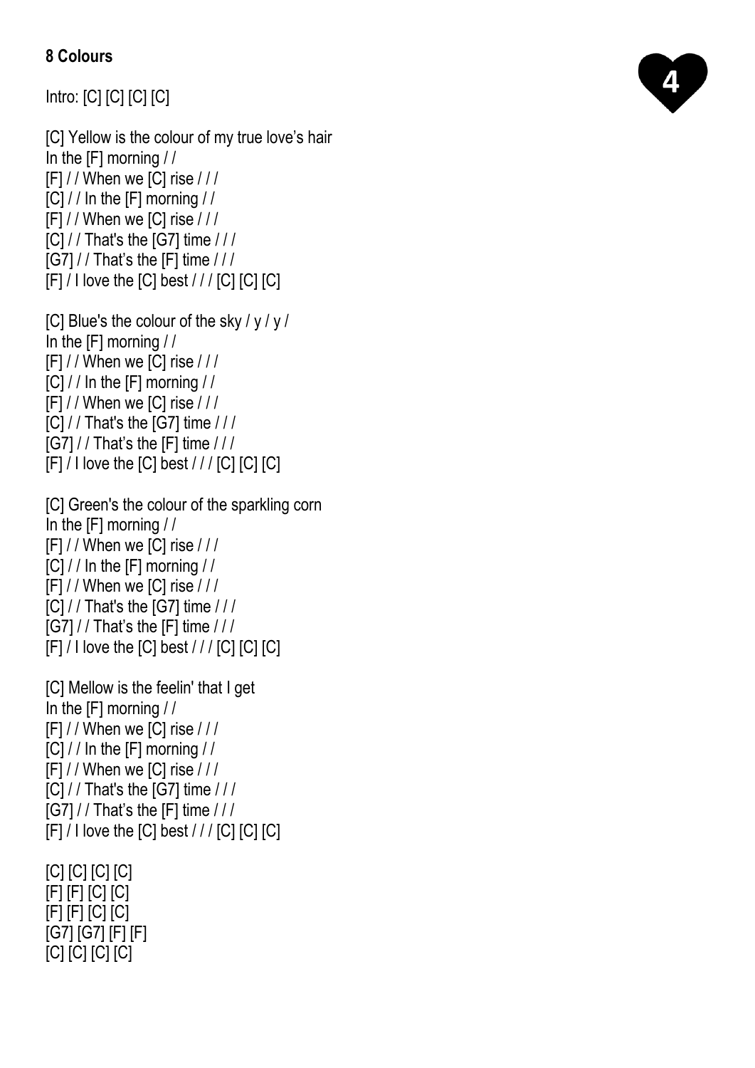**8 Colours**

4

Intro: [C] [C] [C] [C]

[C] Yellow is the colour of my true love's hair
In the [F] morning / /
[F] / / When we [C] rise / / /
[C] / / In the [F] morning / /
[F] / / When we [C] rise / / /
[C] / / That's the [G7] time / / /
[G7] / / That's the [F] time / / /
[F] / I love the [C] best / / / [C] [C] [C]

[C] Blue's the colour of the sky / y / y /
In the [F] morning / /
[F] / / When we [C] rise / / /
[C] / / In the [F] morning / /
[F] / / When we [C] rise / / /
[C] / / That's the [G7] time / / /
[G7] / / That's the [F] time / / /
[F] / I love the [C] best / / / [C] [C] [C]

[C] Green's the colour of the sparkling corn
In the [F] morning / /
[F] / / When we [C] rise / / /
[C] / / In the [F] morning / /
[F] / / When we [C] rise / / /
[C] / / That's the [G7] time / / /
[G7] / / That's the [F] time / / /
[F] / I love the [C] best / / / [C] [C] [C]

[C] Mellow is the feelin' that I get
In the [F] morning / /
[F] / / When we [C] rise / / /
[C] / / In the [F] morning / /
[F] / / When we [C] rise / / /
[C] / / That's the [G7] time / / /
[G7] / / That's the [F] time / / /
[F] / I love the [C] best / / / [C] [C] [C]

[C] [C] [C] [C]
[F] [F] [C] [C]
[F] [F] [C] [C]
[G7] [G7] [F] [F]
[C] [C] [C] [C]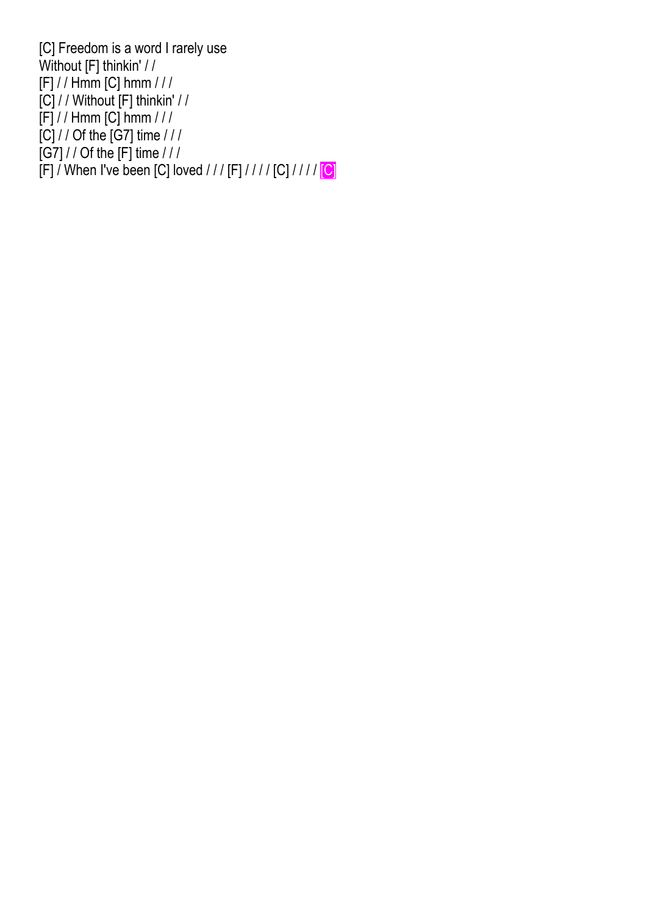[C] Freedom is a word I rarely use
Without [F] thinkin' / /
[F] / / Hmm [C] hmm / / /
[C] / / Without [F] thinkin' / /
[F] / / Hmm [C] hmm / / /
[C] / / Of the [G7] time / / /
[G7] / / Of the [F] time / / /
[F] / When I've been [C] loved / / / [F] / / / / [C] / / / / [C]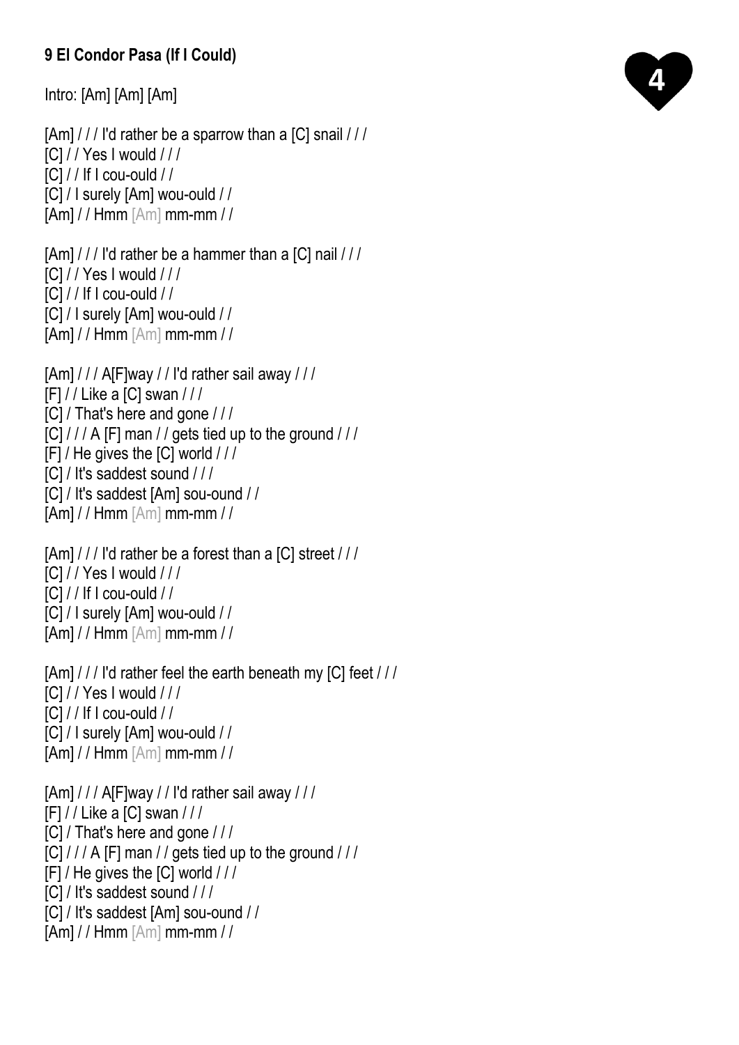**9 El Condor Pasa (If I Could)**

4

Intro: [Am] [Am] [Am]

[Am] / / / I'd rather be a sparrow than a [C] snail / / /
[C] / / Yes I would / / /
[C] / / If I cou-ould / /
[C] / I surely [Am] wou-ould / /
[Am] / / Hmm [Am] mm-mm / /

[Am] / / / I'd rather be a hammer than a [C] nail / / /
[C] / / Yes I would / / /
[C] / / If I cou-ould / /
[C] / I surely [Am] wou-ould / /
[Am] / / Hmm [Am] mm-mm / /

[Am] / / / A[F]way / / I'd rather sail away / / /
[F] / / Like a [C] swan / / /
[C] / That's here and gone / / /
[C] / / / A [F] man / / gets tied up to the ground / / /
[F] / He gives the [C] world / / /
[C] / It's saddest sound / / /
[C] / It's saddest [Am] sou-ound / /
[Am] / / Hmm [Am] mm-mm / /

[Am] / / / I'd rather be a forest than a [C] street / / /
[C] / / Yes I would / / /
[C] / / If I cou-ould / /
[C] / I surely [Am] wou-ould / /
[Am] / / Hmm [Am] mm-mm / /

[Am] / / / I'd rather feel the earth beneath my [C] feet / / /
[C] / / Yes I would / / /
[C] / / If I cou-ould / /
[C] / I surely [Am] wou-ould / /
[Am] / / Hmm [Am] mm-mm / /

[Am] / / / A[F]way / / I'd rather sail away / / /
[F] / / Like a [C] swan / / /
[C] / That's here and gone / / /
[C] / / / A [F] man / / gets tied up to the ground / / /
[F] / He gives the [C] world / / /
[C] / It's saddest sound / / /
[C] / It's saddest [Am] sou-ound / /
[Am] / / Hmm [Am] mm-mm / /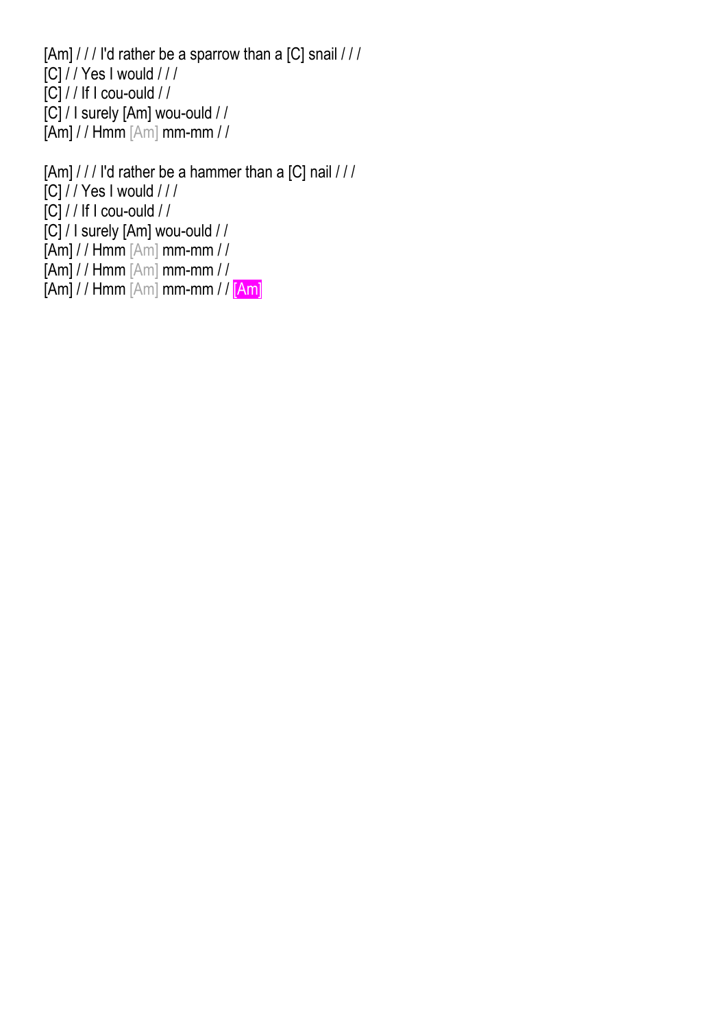[Am] / / / I'd rather be a sparrow than a [C] snail / / /
[C] / / Yes I would / / /
[C] / / If I cou-ould / /
[C] / I surely [Am] wou-ould / /
[Am] / / Hmm [Am] mm-mm / /

[Am] / / / I'd rather be a hammer than a [C] nail / / /
[C] / / Yes I would / / /
[C] / / If I cou-ould / /
[C] / I surely [Am] wou-ould / /
[Am] / / Hmm [Am] mm-mm / /
[Am] / / Hmm [Am] mm-mm / /
[Am] / / Hmm [Am] mm-mm / / [Am]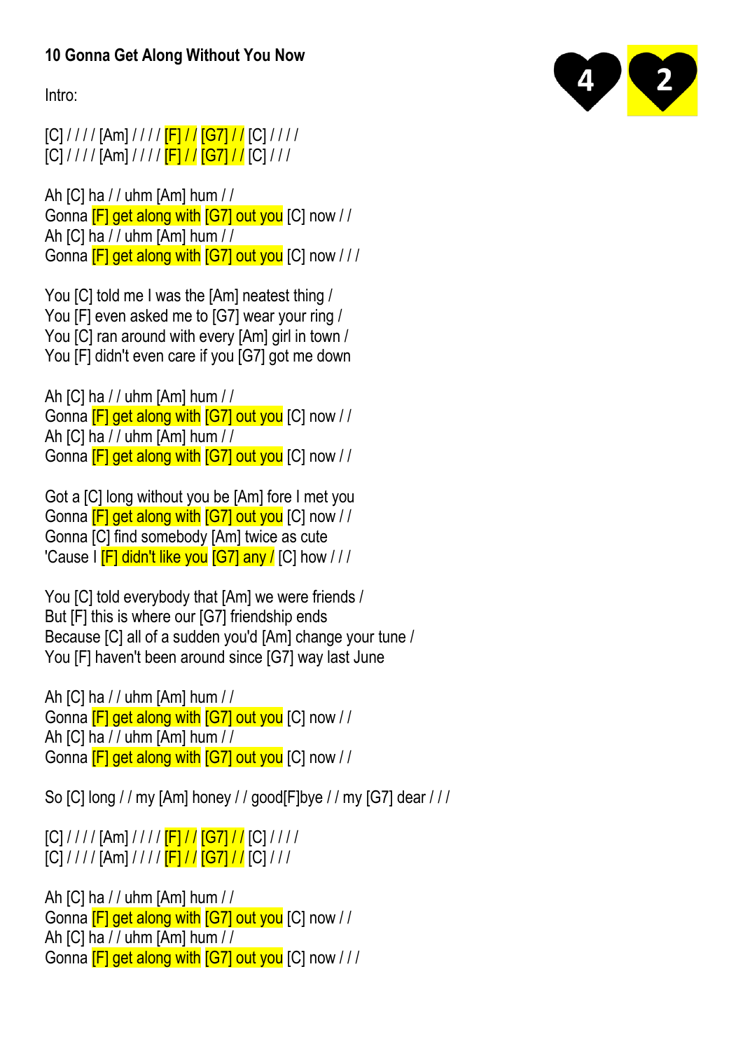# 10 Gonna Get Along Without You Now

4 2

Intro:

[C] / / / / [Am] / / / / [F] / / [G7] / / [C] / / / /
[C] / / / / [Am] / / / / [F] / / [G7] / / [C] / / /

Ah [C] ha / / uhm [Am] hum / /
Gonna [F] get along with [G7] out you [C] now / /
Ah [C] ha / / uhm [Am] hum / /
Gonna [F] get along with [G7] out you [C] now / / /

You [C] told me I was the [Am] neatest thing /
You [F] even asked me to [G7] wear your ring /
You [C] ran around with every [Am] girl in town /
You [F] didn't even care if you [G7] got me down

Ah [C] ha / / uhm [Am] hum / /
Gonna [F] get along with [G7] out you [C] now / /
Ah [C] ha / / uhm [Am] hum / /
Gonna [F] get along with [G7] out you [C] now / /

Got a [C] long without you be [Am] fore I met you
Gonna [F] get along with [G7] out you [C] now / /
Gonna [C] find somebody [Am] twice as cute
'Cause I [F] didn't like you [G7] any / [C] how / / /

You [C] told everybody that [Am] we were friends /
But [F] this is where our [G7] friendship ends
Because [C] all of a sudden you'd [Am] change your tune /
You [F] haven't been around since [G7] way last June

Ah [C] ha / / uhm [Am] hum / /
Gonna [F] get along with [G7] out you [C] now / /
Ah [C] ha / / uhm [Am] hum / /
Gonna [F] get along with [G7] out you [C] now / /

So [C] long / / my [Am] honey / / good[F]bye / / my [G7] dear / / /

[C] / / / / [Am] / / / / [F] / / [G7] / / [C] / / / /
[C] / / / / [Am] / / / / [F] / / [G7] / / [C] / / /

Ah [C] ha / / uhm [Am] hum / /
Gonna [F] get along with [G7] out you [C] now / /
Ah [C] ha / / uhm [Am] hum / /
Gonna [F] get along with [G7] out you [C] now / / /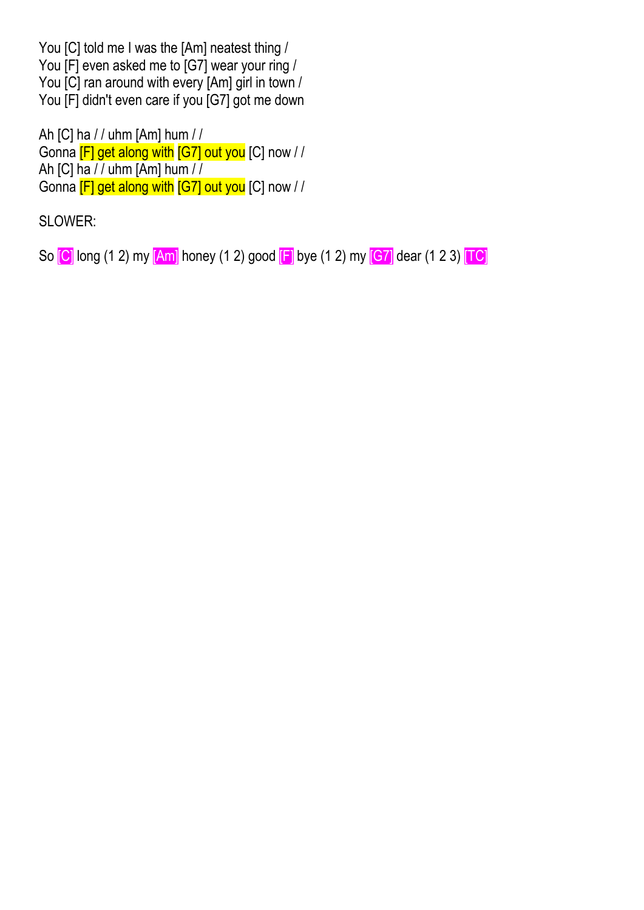You [C] told me I was the [Am] neatest thing /
You [F] even asked me to [G7] wear your ring /
You [C] ran around with every [Am] girl in town /
You [F] didn't even care if you [G7] got me down

Ah [C] ha / / uhm [Am] hum / /
Gonna [F] get along with [G7] out you [C] now / /
Ah [C] ha / / uhm [Am] hum / /
Gonna [F] get along with [G7] out you [C] now / /

SLOWER:

So [C] long (1 2) my [Am] honey (1 2) good [F] bye (1 2) my [G7] dear (1 2 3) [TC]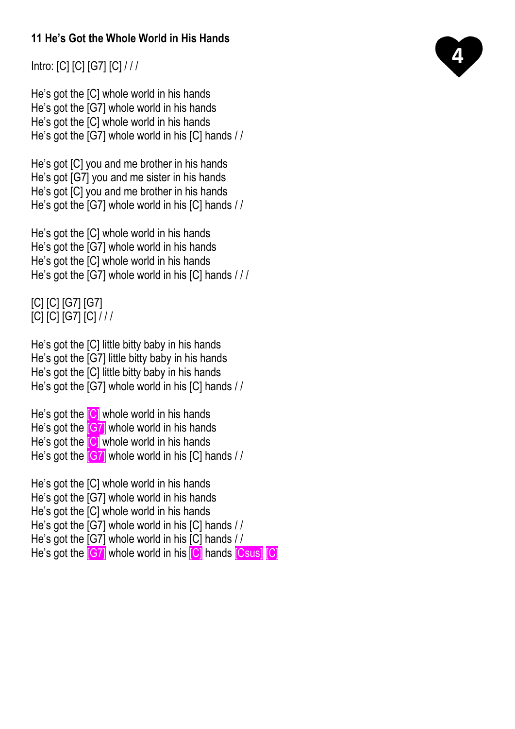**11 He's Got the Whole World in His Hands**

4

Intro: [C] [C] [G7] [C] / / /

He's got the [C] whole world in his hands
He's got the [G7] whole world in his hands
He's got the [C] whole world in his hands
He's got the [G7] whole world in his [C] hands / /

He's got [C] you and me brother in his hands
He's got [G7] you and me sister in his hands
He's got [C] you and me brother in his hands
He's got the [G7] whole world in his [C] hands / /

He's got the [C] whole world in his hands
He's got the [G7] whole world in his hands
He's got the [C] whole world in his hands
He's got the [G7] whole world in his [C] hands / / /

[C] [C] [G7] [G7]
[C] [C] [G7] [C] / / /

He's got the [C] little bitty baby in his hands
He's got the [G7] little bitty baby in his hands
He's got the [C] little bitty baby in his hands
He's got the [G7] whole world in his [C] hands / /

He's got the [C] whole world in his hands
He's got the [G7] whole world in his hands
He's got the [C] whole world in his hands
He's got the [G7] whole world in his [C] hands / /

He's got the [C] whole world in his hands
He's got the [G7] whole world in his hands
He's got the [C] whole world in his hands
He's got the [G7] whole world in his [C] hands / /
He's got the [G7] whole world in his [C] hands / /
He's got the [G7] whole world in his [C] hands [Csus] [C]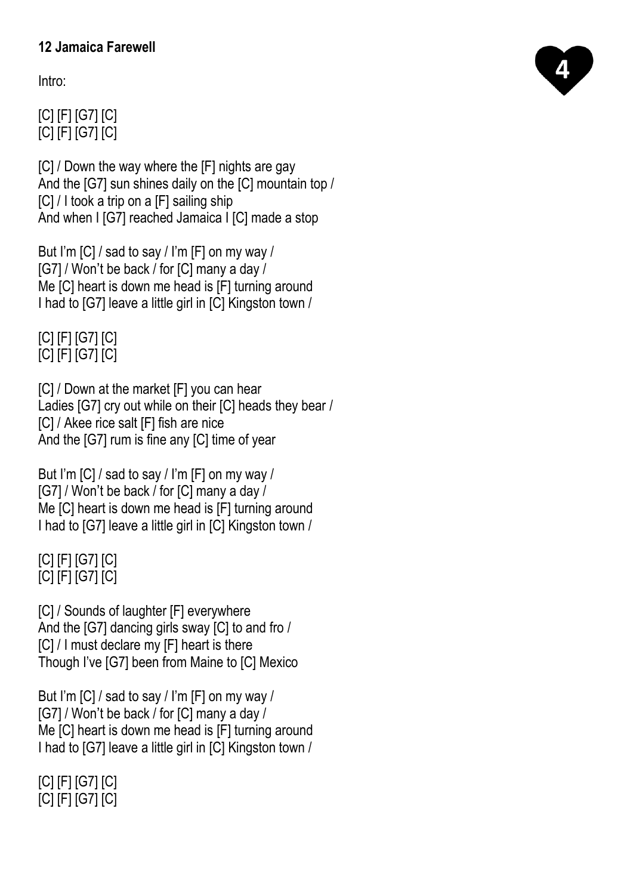**12 Jamaica Farewell**

Intro:

[C] [F] [G7] [C]
[C] [F] [G7] [C]

[C] / Down the way where the [F] nights are gay
And the [G7] sun shines daily on the [C] mountain top /
[C] / I took a trip on a [F] sailing ship
And when I [G7] reached Jamaica I [C] made a stop

But I'm [C] / sad to say / I'm [F] on my way /
[G7] / Won't be back / for [C] many a day /
Me [C] heart is down me head is [F] turning around
I had to [G7] leave a little girl in [C] Kingston town /

[C] [F] [G7] [C]
[C] [F] [G7] [C]

[C] / Down at the market [F] you can hear
Ladies [G7] cry out while on their [C] heads they bear /
[C] / Akee rice salt [F] fish are nice
And the [G7] rum is fine any [C] time of year

But I'm [C] / sad to say / I'm [F] on my way /
[G7] / Won't be back / for [C] many a day /
Me [C] heart is down me head is [F] turning around
I had to [G7] leave a little girl in [C] Kingston town /

[C] [F] [G7] [C]
[C] [F] [G7] [C]

[C] / Sounds of laughter [F] everywhere
And the [G7] dancing girls sway [C] to and fro /
[C] / I must declare my [F] heart is there
Though I've [G7] been from Maine to [C] Mexico

But I'm [C] / sad to say / I'm [F] on my way /
[G7] / Won't be back / for [C] many a day /
Me [C] heart is down me head is [F] turning around
I had to [G7] leave a little girl in [C] Kingston town /

[C] [F] [G7] [C]
[C] [F] [G7] [C]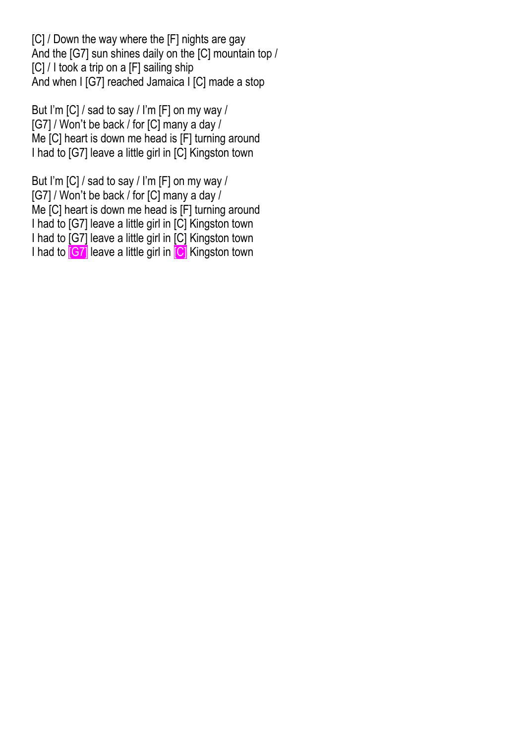[C] / Down the way where the [F] nights are gay
And the [G7] sun shines daily on the [C] mountain top /
[C] / I took a trip on a [F] sailing ship
And when I [G7] reached Jamaica I [C] made a stop

But I'm [C] / sad to say / I'm [F] on my way /
[G7] / Won't be back / for [C] many a day /
Me [C] heart is down me head is [F] turning around
I had to [G7] leave a little girl in [C] Kingston town

But I'm [C] / sad to say / I'm [F] on my way /
[G7] / Won't be back / for [C] many a day /
Me [C] heart is down me head is [F] turning around
I had to [G7] leave a little girl in [C] Kingston town
I had to [G7] leave a little girl in [C] Kingston town
I had to [G7] leave a little girl in [C] Kingston town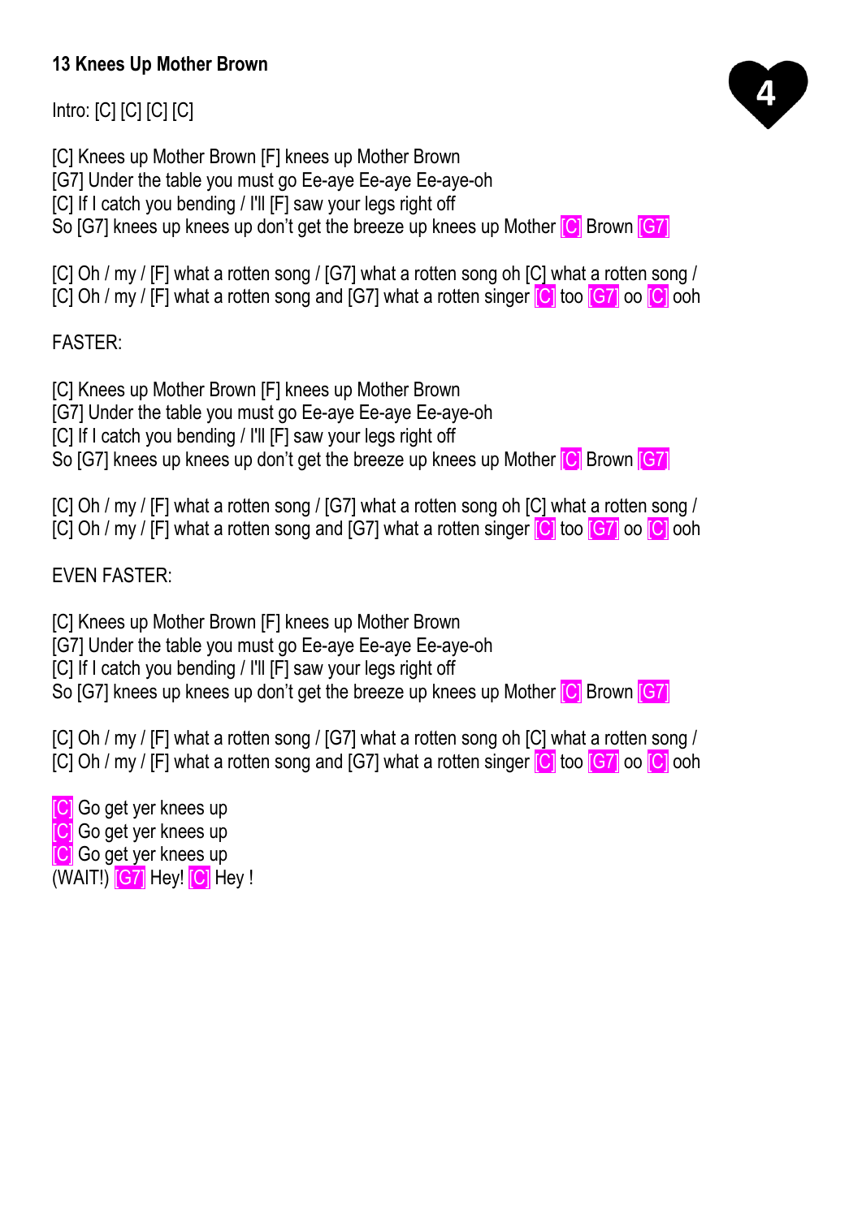## 13 Knees Up Mother Brown

4

Intro: [C] [C] [C] [C]

[C] Knees up Mother Brown [F] knees up Mother Brown
[G7] Under the table you must go Ee-aye Ee-aye Ee-aye-oh
[C] If I catch you bending / I'll [F] saw your legs right off
So [G7] knees up knees up don't get the breeze up knees up Mother [C] Brown [G7]

[C] Oh / my / [F] what a rotten song / [G7] what a rotten song oh [C] what a rotten song /
[C] Oh / my / [F] what a rotten song and [G7] what a rotten singer [C] too [G7] oo [C] ooh

FASTER:

[C] Knees up Mother Brown [F] knees up Mother Brown
[G7] Under the table you must go Ee-aye Ee-aye Ee-aye-oh
[C] If I catch you bending / I'll [F] saw your legs right off
So [G7] knees up knees up don't get the breeze up knees up Mother [C] Brown [G7]

[C] Oh / my / [F] what a rotten song / [G7] what a rotten song oh [C] what a rotten song /
[C] Oh / my / [F] what a rotten song and [G7] what a rotten singer [C] too [G7] oo [C] ooh

EVEN FASTER:

[C] Knees up Mother Brown [F] knees up Mother Brown
[G7] Under the table you must go Ee-aye Ee-aye Ee-aye-oh
[C] If I catch you bending / I'll [F] saw your legs right off
So [G7] knees up knees up don't get the breeze up knees up Mother [C] Brown [G7]

[C] Oh / my / [F] what a rotten song / [G7] what a rotten song oh [C] what a rotten song /
[C] Oh / my / [F] what a rotten song and [G7] what a rotten singer [C] too [G7] oo [C] ooh

[C] Go get yer knees up
[C] Go get yer knees up
[C] Go get yer knees up
(WAIT!) [G7] Hey! [C] Hey !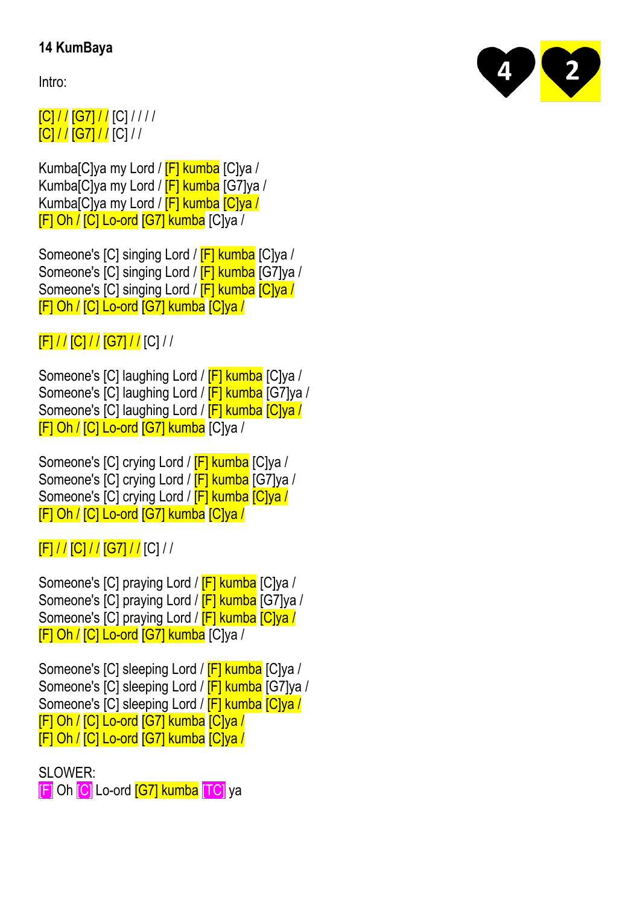**14 KumBaya**

Intro:

[C] / / [G7] / / [C] / / / /
[C] / / [G7] / / [C] / /

Kumba[C]ya my Lord / [F] kumba [C]ya /
Kumba[C]ya my Lord / [F] kumba [G7]ya /
Kumba[C]ya my Lord / [F] kumba [C]ya /
[F] Oh / [C] Lo-ord [G7] kumba [C]ya /

Someone's [C] singing Lord / [F] kumba [C]ya /
Someone's [C] singing Lord / [F] kumba [G7]ya /
Someone's [C] singing Lord / [F] kumba [C]ya /
[F] Oh / [C] Lo-ord [G7] kumba [C]ya /

[F] / / [C] / / [G7] / / [C] / /

Someone's [C] laughing Lord / [F] kumba [C]ya /
Someone's [C] laughing Lord / [F] kumba [G7]ya /
Someone's [C] laughing Lord / [F] kumba [C]ya /
[F] Oh / [C] Lo-ord [G7] kumba [C]ya /

Someone's [C] crying Lord / [F] kumba [C]ya /
Someone's [C] crying Lord / [F] kumba [G7]ya /
Someone's [C] crying Lord / [F] kumba [C]ya /
[F] Oh / [C] Lo-ord [G7] kumba [C]ya /

[F] / / [C] / / [G7] / / [C] / /

Someone's [C] praying Lord / [F] kumba [C]ya /
Someone's [C] praying Lord / [F] kumba [G7]ya /
Someone's [C] praying Lord / [F] kumba [C]ya /
[F] Oh / [C] Lo-ord [G7] kumba [C]ya /

Someone's [C] sleeping Lord / [F] kumba [C]ya /
Someone's [C] sleeping Lord / [F] kumba [G7]ya /
Someone's [C] sleeping Lord / [F] kumba [C]ya /
[F] Oh / [C] Lo-ord [G7] kumba [C]ya /
[F] Oh / [C] Lo-ord [G7] kumba [C]ya /

SLOWER:
[F] Oh [C] Lo-ord [G7] kumba [TC] ya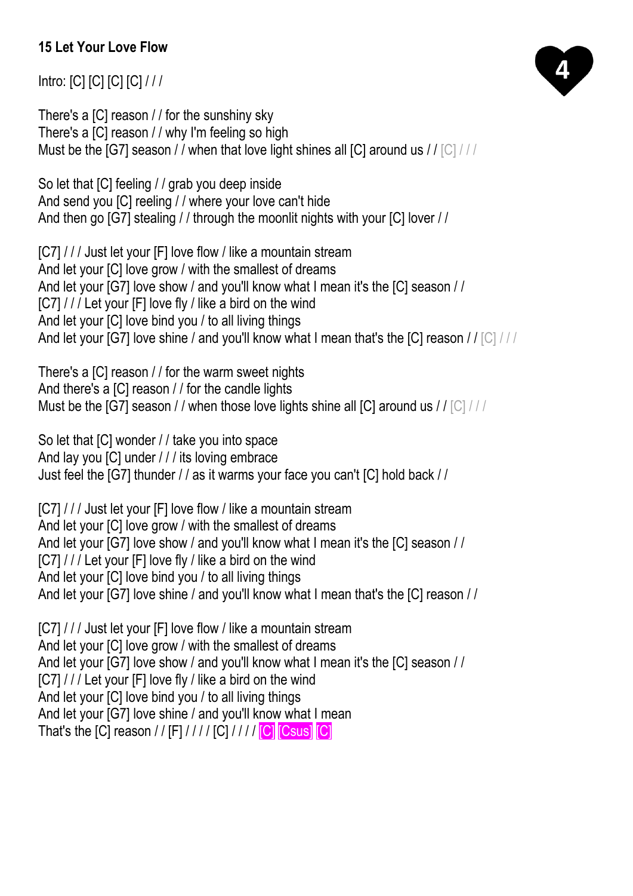**15 Let Your Love Flow**

4

Intro: [C] [C] [C] [C] / / /

There's a [C] reason / / for the sunshiny sky
There's a [C] reason / / why I'm feeling so high
Must be the [G7] season / / when that love light shines all [C] around us / / [C] / / /

So let that [C] feeling / / grab you deep inside
And send you [C] reeling / / where your love can't hide
And then go [G7] stealing / / through the moonlit nights with your [C] lover / /

[C7] / / / Just let your [F] love flow / like a mountain stream
And let your [C] love grow / with the smallest of dreams
And let your [G7] love show / and you'll know what I mean it's the [C] season / /
[C7] / / / Let your [F] love fly / like a bird on the wind
And let your [C] love bind you / to all living things
And let your [G7] love shine / and you'll know what I mean that's the [C] reason / / [C] / / /

There's a [C] reason / / for the warm sweet nights
And there's a [C] reason / / for the candle lights
Must be the [G7] season / / when those love lights shine all [C] around us / / [C] / / /

So let that [C] wonder / / take you into space
And lay you [C] under / / / its loving embrace
Just feel the [G7] thunder / / as it warms your face you can't [C] hold back / /

[C7] / / / Just let your [F] love flow / like a mountain stream
And let your [C] love grow / with the smallest of dreams
And let your [G7] love show / and you'll know what I mean it's the [C] season / /
[C7] / / / Let your [F] love fly / like a bird on the wind
And let your [C] love bind you / to all living things
And let your [G7] love shine / and you'll know what I mean that's the [C] reason / /

[C7] / / / Just let your [F] love flow / like a mountain stream
And let your [C] love grow / with the smallest of dreams
And let your [G7] love show / and you'll know what I mean it's the [C] season / /
[C7] / / / Let your [F] love fly / like a bird on the wind
And let your [C] love bind you / to all living things
And let your [G7] love shine / and you'll know what I mean
That's the [C] reason / / [F] / / / / [C] / / / / [C] [Csus] [C]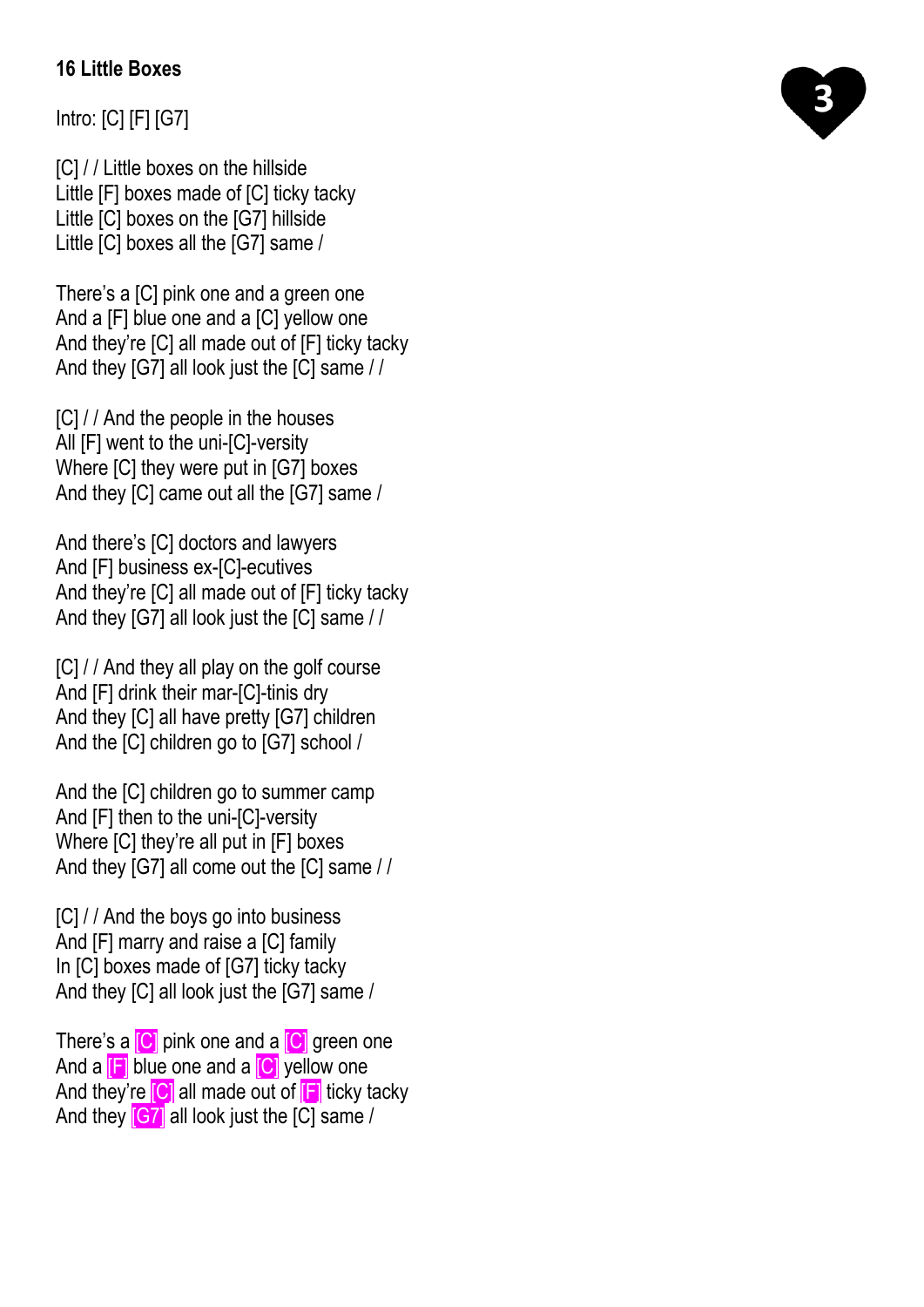**16 Little Boxes**

3

Intro: [C] [F] [G7]

[C] / / Little boxes on the hillside
Little [F] boxes made of [C] ticky tacky
Little [C] boxes on the [G7] hillside
Little [C] boxes all the [G7] same /

There's a [C] pink one and a green one
And a [F] blue one and a [C] yellow one
And they're [C] all made out of [F] ticky tacky
And they [G7] all look just the [C] same / /

[C] / / And the people in the houses
All [F] went to the uni-[C]-versity
Where [C] they were put in [G7] boxes
And they [C] came out all the [G7] same /

And there's [C] doctors and lawyers
And [F] business ex-[C]-ecutives
And they're [C] all made out of [F] ticky tacky
And they [G7] all look just the [C] same / /

[C] / / And they all play on the golf course
And [F] drink their mar-[C]-tinis dry
And they [C] all have pretty [G7] children
And the [C] children go to [G7] school /

And the [C] children go to summer camp
And [F] then to the uni-[C]-versity
Where [C] they're all put in [F] boxes
And they [G7] all come out the [C] same / /

[C] / / And the boys go into business
And [F] marry and raise a [C] family
In [C] boxes made of [G7] ticky tacky
And they [C] all look just the [G7] same /

There's a [C] pink one and a [C] green one
And a [F] blue one and a [C] yellow one
And they're [C] all made out of [F] ticky tacky
And they [G7] all look just the [C] same /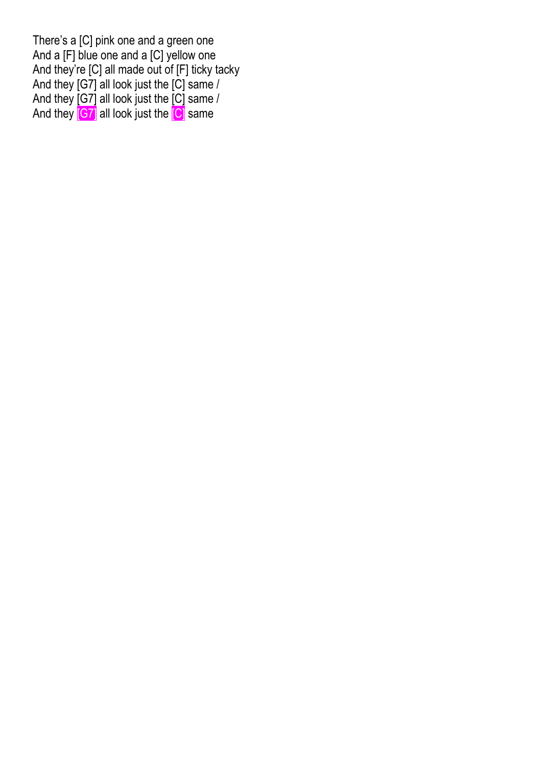There's a [C] pink one and a green one
And a [F] blue one and a [C] yellow one
And they're [C] all made out of [F] ticky tacky
And they [G7] all look just the [C] same /
And they [G7] all look just the [C] same /
And they [G7] all look just the [C] same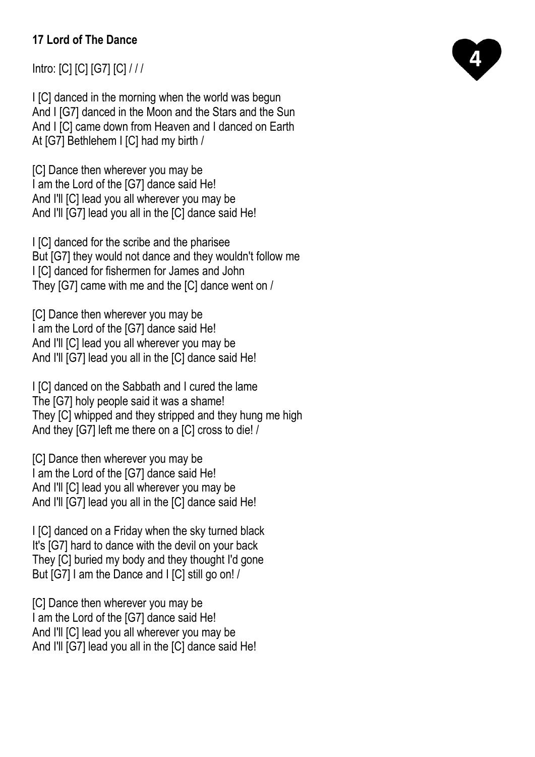**17 Lord of The Dance**

4

Intro: [C] [C] [G7] [C] / / /

I [C] danced in the morning when the world was begun
And I [G7] danced in the Moon and the Stars and the Sun
And I [C] came down from Heaven and I danced on Earth
At [G7] Bethlehem I [C] had my birth /

[C] Dance then wherever you may be
I am the Lord of the [G7] dance said He!
And I'll [C] lead you all wherever you may be
And I'll [G7] lead you all in the [C] dance said He!

I [C] danced for the scribe and the pharisee
But [G7] they would not dance and they wouldn't follow me
I [C] danced for fishermen for James and John
They [G7] came with me and the [C] dance went on /

[C] Dance then wherever you may be
I am the Lord of the [G7] dance said He!
And I'll [C] lead you all wherever you may be
And I'll [G7] lead you all in the [C] dance said He!

I [C] danced on the Sabbath and I cured the lame
The [G7] holy people said it was a shame!
They [C] whipped and they stripped and they hung me high
And they [G7] left me there on a [C] cross to die! /

[C] Dance then wherever you may be
I am the Lord of the [G7] dance said He!
And I'll [C] lead you all wherever you may be
And I'll [G7] lead you all in the [C] dance said He!

I [C] danced on a Friday when the sky turned black
It's [G7] hard to dance with the devil on your back
They [C] buried my body and they thought I'd gone
But [G7] I am the Dance and I [C] still go on! /

[C] Dance then wherever you may be
I am the Lord of the [G7] dance said He!
And I'll [C] lead you all wherever you may be
And I'll [G7] lead you all in the [C] dance said He!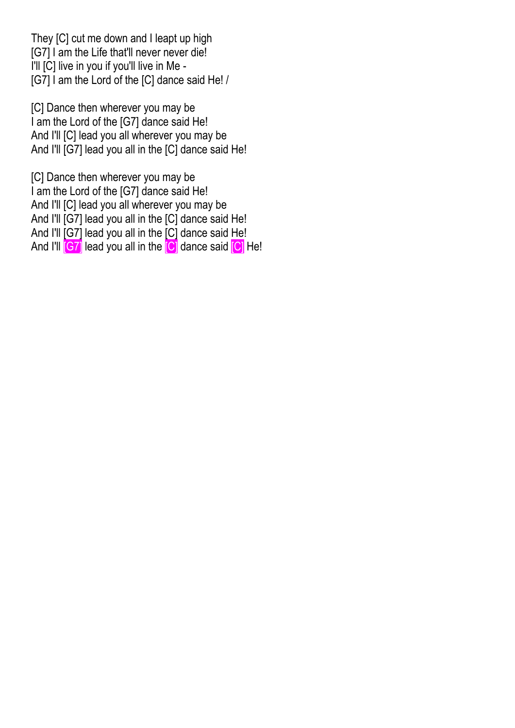They [C] cut me down and I leapt up high
[G7] I am the Life that'll never never die!
I'll [C] live in you if you'll live in Me -
[G7] I am the Lord of the [C] dance said He! /

[C] Dance then wherever you may be
I am the Lord of the [G7] dance said He!
And I'll [C] lead you all wherever you may be
And I'll [G7] lead you all in the [C] dance said He!

[C] Dance then wherever you may be
I am the Lord of the [G7] dance said He!
And I'll [C] lead you all wherever you may be
And I'll [G7] lead you all in the [C] dance said He!
And I'll [G7] lead you all in the [C] dance said He!
And I'll [G7] lead you all in the [C] dance said [C] He!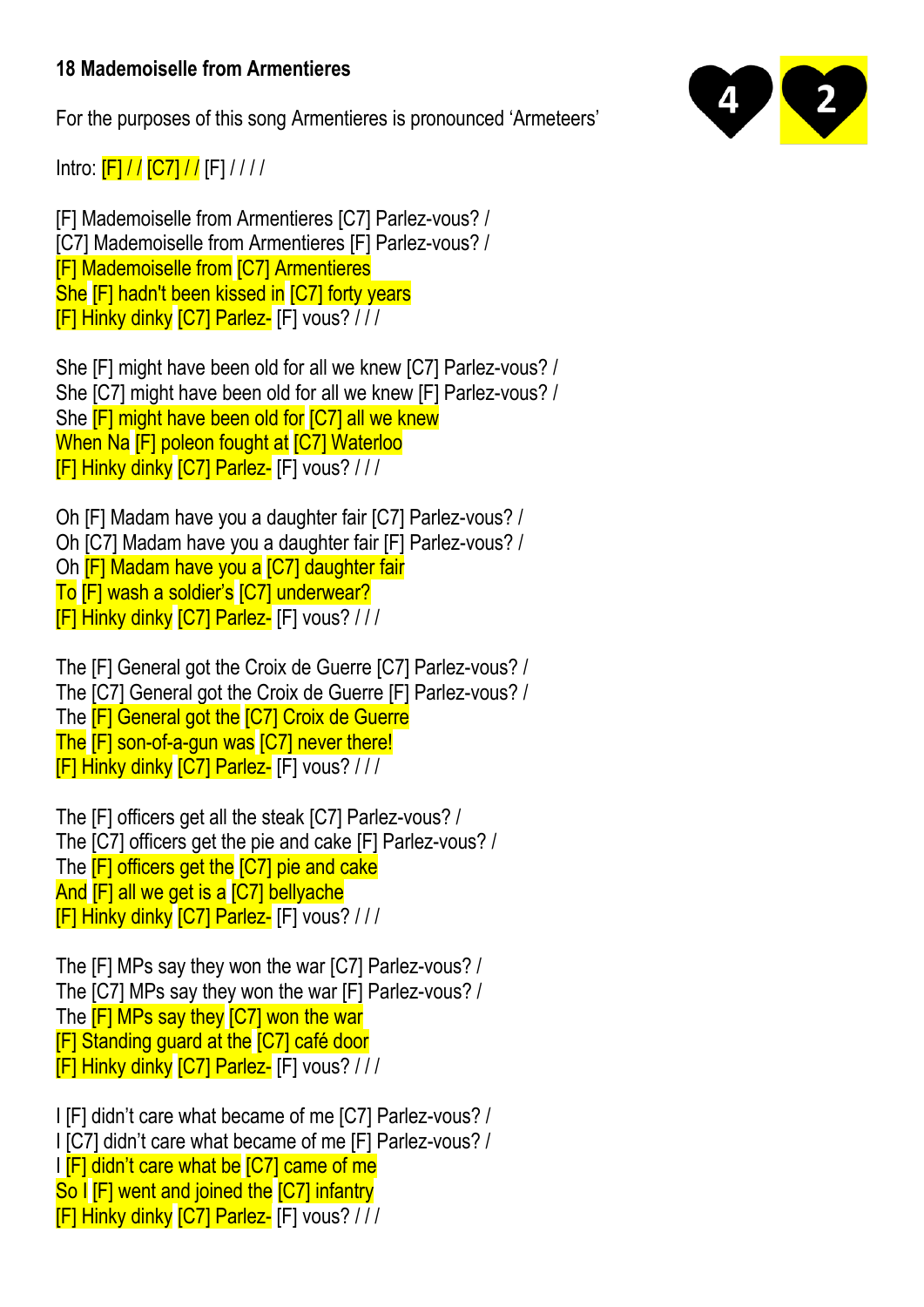**18 Mademoiselle from Armentieres**

4 2

For the purposes of this song Armentieres is pronounced 'Armeteers'

Intro: [F] / / [C7] / / [F] / / / /

[F] Mademoiselle from Armentieres [C7] Parlez-vous? /
[C7] Mademoiselle from Armentieres [F] Parlez-vous? /
[F] Mademoiselle from [C7] Armentieres
She [F] hadn't been kissed in [C7] forty years
[F] Hinky dinky [C7] Parlez- [F] vous? / / /

She [F] might have been old for all we knew [C7] Parlez-vous? /
She [C7] might have been old for all we knew [F] Parlez-vous? /
She [F] might have been old for [C7] all we knew
When Na [F] poleon fought at [C7] Waterloo
[F] Hinky dinky [C7] Parlez- [F] vous? / / /

Oh [F] Madam have you a daughter fair [C7] Parlez-vous? /
Oh [C7] Madam have you a daughter fair [F] Parlez-vous? /
Oh [F] Madam have you a [C7] daughter fair
To [F] wash a soldier's [C7] underwear?
[F] Hinky dinky [C7] Parlez- [F] vous? / / /

The [F] General got the Croix de Guerre [C7] Parlez-vous? /
The [C7] General got the Croix de Guerre [F] Parlez-vous? /
The [F] General got the [C7] Croix de Guerre
The [F] son-of-a-gun was [C7] never there!
[F] Hinky dinky [C7] Parlez- [F] vous? / / /

The [F] officers get all the steak [C7] Parlez-vous? /
The [C7] officers get the pie and cake [F] Parlez-vous? /
The [F] officers get the [C7] pie and cake
And [F] all we get is a [C7] bellyache
[F] Hinky dinky [C7] Parlez- [F] vous? / / /

The [F] MPs say they won the war [C7] Parlez-vous? /
The [C7] MPs say they won the war [F] Parlez-vous? /
The [F] MPs say they [C7] won the war
[F] Standing guard at the [C7] café door
[F] Hinky dinky [C7] Parlez- [F] vous? / / /

I [F] didn't care what became of me [C7] Parlez-vous? /
I [C7] didn't care what became of me [F] Parlez-vous? /
I [F] didn't care what be [C7] came of me
So I [F] went and joined the [C7] infantry
[F] Hinky dinky [C7] Parlez- [F] vous? / / /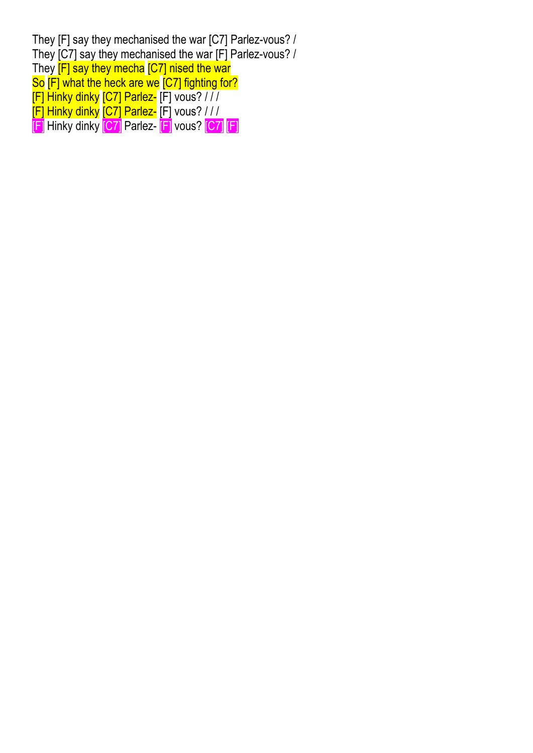They [F] say they mechanised the war [C7] Parlez-vous? /
They [C7] say they mechanised the war [F] Parlez-vous? /
They [F] say they mecha [C7] nised the war
So [F] what the heck are we [C7] fighting for?
[F] Hinky dinky [C7] Parlez- [F] vous? / / /
[F] Hinky dinky [C7] Parlez- [F] vous? / / /
[F] Hinky dinky [C7] Parlez- [F] vous? [C7] [F]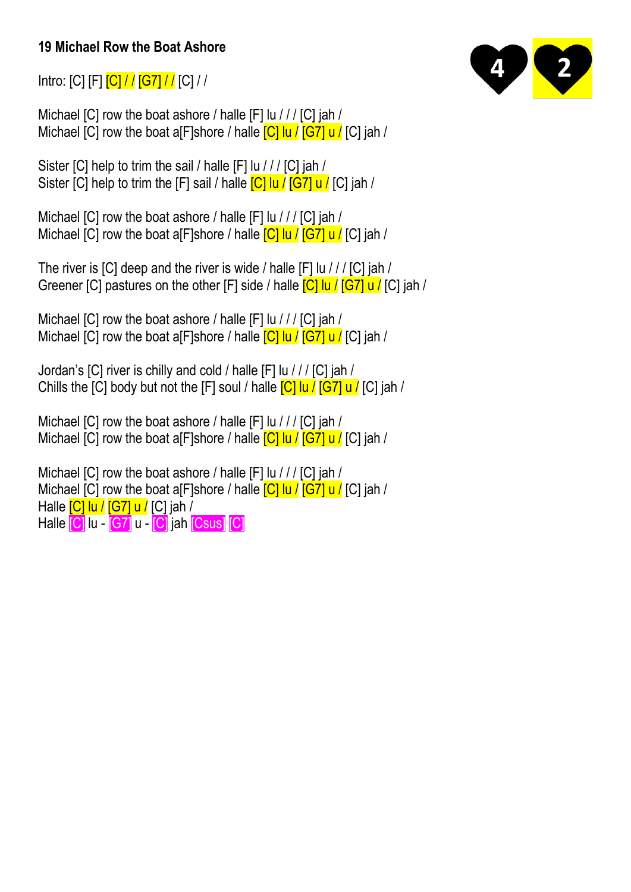**19 Michael Row the Boat Ashore**

4 2

Intro: [C] [F] [C] / / [G7] / / [C] / /

Michael [C] row the boat ashore / halle [F] lu / / / [C] jah /
Michael [C] row the boat a[F]shore / halle [C] lu / [G7] u / [C] jah /

Sister [C] help to trim the sail / halle [F] lu / / / [C] jah /
Sister [C] help to trim the [F] sail / halle [C] lu / [G7] u / [C] jah /

Michael [C] row the boat ashore / halle [F] lu / / / [C] jah /
Michael [C] row the boat a[F]shore / halle [C] lu / [G7] u / [C] jah /

The river is [C] deep and the river is wide / halle [F] lu / / / [C] jah /
Greener [C] pastures on the other [F] side / halle [C] lu / [G7] u / [C] jah /

Michael [C] row the boat ashore / halle [F] lu / / / [C] jah /
Michael [C] row the boat a[F]shore / halle [C] lu / [G7] u / [C] jah /

Jordan's [C] river is chilly and cold / halle [F] lu / / / [C] jah /
Chills the [C] body but not the [F] soul / halle [C] lu / [G7] u / [C] jah /

Michael [C] row the boat ashore / halle [F] lu / / / [C] jah /
Michael [C] row the boat a[F]shore / halle [C] lu / [G7] u / [C] jah /

Michael [C] row the boat ashore / halle [F] lu / / / [C] jah /
Michael [C] row the boat a[F]shore / halle [C] lu / [G7] u / [C] jah /
Halle [C] lu / [G7] u / [C] jah /
Halle [C] lu - [G7] u - [C] jah [Csus] [C]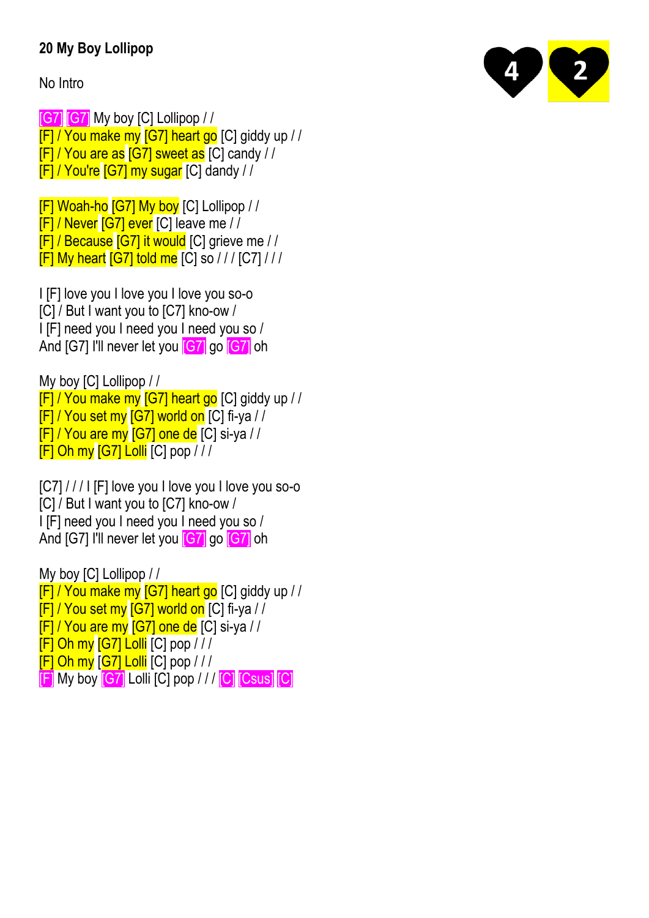**20 My Boy Lollipop**

4 2

No Intro

[G7] [G7] My boy [C] Lollipop / /
[F] / You make my [G7] heart go [C] giddy up / /
[F] / You are as [G7] sweet as [C] candy / /
[F] / You're [G7] my sugar [C] dandy / /

[F] Woah-ho [G7] My boy [C] Lollipop / /
[F] / Never [G7] ever [C] leave me / /
[F] / Because [G7] it would [C] grieve me / /
[F] My heart [G7] told me [C] so / / / [C7] / / /

I [F] love you I love you I love you so-o
[C] / But I want you to [C7] kno-ow /
I [F] need you I need you I need you so /
And [G7] I'll never let you [G7] go [G7] oh

My boy [C] Lollipop / /
[F] / You make my [G7] heart go [C] giddy up / /
[F] / You set my [G7] world on [C] fi-ya / /
[F] / You are my [G7] one de [C] si-ya / /
[F] Oh my [G7] Lolli [C] pop / / /

[C7] / / / I [F] love you I love you I love you so-o
[C] / But I want you to [C7] kno-ow /
I [F] need you I need you I need you so /
And [G7] I'll never let you [G7] go [G7] oh

My boy [C] Lollipop / /
[F] / You make my [G7] heart go [C] giddy up / /
[F] / You set my [G7] world on [C] fi-ya / /
[F] / You are my [G7] one de [C] si-ya / /
[F] Oh my [G7] Lolli [C] pop / / /
[F] Oh my [G7] Lolli [C] pop / / /
[F] My boy [G7] Lolli [C] pop / / / [C] [Csus] [C]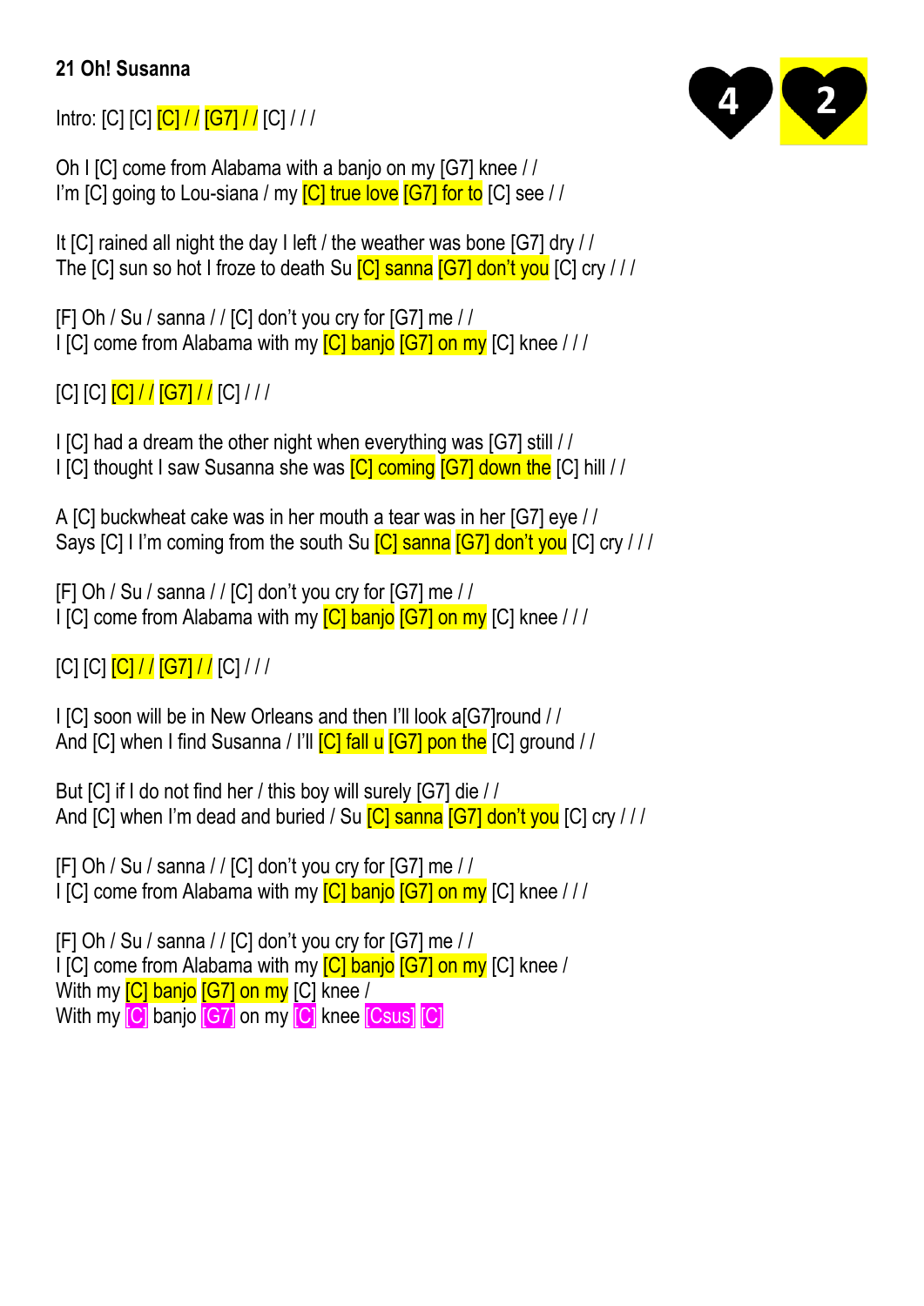**21 Oh! Susanna**

4 2

Intro: [C] [C] [C] / / [G7] / / [C] / / /

Oh I [C] come from Alabama with a banjo on my [G7] knee / /
I'm [C] going to Lou-siana / my [C] true love [G7] for to [C] see / /

It [C] rained all night the day I left / the weather was bone [G7] dry / /
The [C] sun so hot I froze to death Su [C] sanna [G7] don't you [C] cry / / /

[F] Oh / Su / sanna / / [C] don't you cry for [G7] me / /
I [C] come from Alabama with my [C] banjo [G7] on my [C] knee / / /

[C] [C] [C] / / [G7] / / [C] / / /

I [C] had a dream the other night when everything was [G7] still / /
I [C] thought I saw Susanna she was [C] coming [G7] down the [C] hill / /

A [C] buckwheat cake was in her mouth a tear was in her [G7] eye / /
Says [C] I I'm coming from the south Su [C] sanna [G7] don't you [C] cry / / /

[F] Oh / Su / sanna / / [C] don't you cry for [G7] me / /
I [C] come from Alabama with my [C] banjo [G7] on my [C] knee / / /

[C] [C] [C] / / [G7] / / [C] / / /

I [C] soon will be in New Orleans and then I'll look a[G7]round / /
And [C] when I find Susanna / I'll [C] fall u [G7] pon the [C] ground / /

But [C] if I do not find her / this boy will surely [G7] die / /
And [C] when I'm dead and buried / Su [C] sanna [G7] don't you [C] cry / / /

[F] Oh / Su / sanna / / [C] don't you cry for [G7] me / /
I [C] come from Alabama with my [C] banjo [G7] on my [C] knee / / /

[F] Oh / Su / sanna / / [C] don't you cry for [G7] me / /
I [C] come from Alabama with my [C] banjo [G7] on my [C] knee /
With my [C] banjo [G7] on my [C] knee /
With my [C] banjo [G7] on my [C] knee [Csus] [C]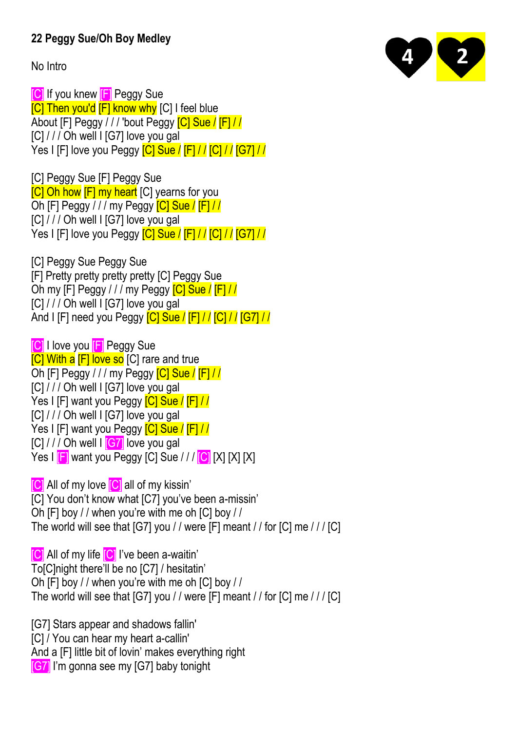# 22 Peggy Sue/Oh Boy Medley

4 2

No Intro

[C] If you knew [F] Peggy Sue
[C] Then you'd [F] know why [C] I feel blue
About [F] Peggy / / / 'bout Peggy [C] Sue / [F] / /
[C] / / / Oh well I [G7] love you gal
Yes I [F] love you Peggy [C] Sue / [F] / / [C] / / [G7] / /

[C] Peggy Sue [F] Peggy Sue
[C] Oh how [F] my heart [C] yearns for you
Oh [F] Peggy / / / my Peggy [C] Sue / [F] / /
[C] / / / Oh well I [G7] love you gal
Yes I [F] love you Peggy [C] Sue / [F] / / [C] / / [G7] / /

[C] Peggy Sue Peggy Sue
[F] Pretty pretty pretty pretty [C] Peggy Sue
Oh my [F] Peggy / / / my Peggy [C] Sue / [F] / /
[C] / / / Oh well I [G7] love you gal
And I [F] need you Peggy [C] Sue / [F] / / [C] / / [G7] / /

[C] I love you [F] Peggy Sue
[C] With a [F] love so [C] rare and true
Oh [F] Peggy / / / my Peggy [C] Sue / [F] / /
[C] / / / Oh well I [G7] love you gal
Yes I [F] want you Peggy [C] Sue / [F] / /
[C] / / / Oh well I [G7] love you gal
Yes I [F] want you Peggy [C] Sue / [F] / /
[C] / / / Oh well I [G7] love you gal
Yes I [F] want you Peggy [C] Sue / / / [C] [X] [X] [X]

[C] All of my love [C] all of my kissin'
[C] You don't know what [C7] you've been a-missin'
Oh [F] boy / / when you're with me oh [C] boy / /
The world will see that [G7] you / / were [F] meant / / for [C] me / / / [C]

[C] All of my life [C] I've been a-waitin'
To[C]night there'll be no [C7] / hesitatin'
Oh [F] boy / / when you're with me oh [C] boy / /
The world will see that [G7] you / / were [F] meant / / for [C] me / / / [C]

[G7] Stars appear and shadows fallin'
[C] / You can hear my heart a-callin'
And a [F] little bit of lovin' makes everything right
[G7] I'm gonna see my [G7] baby tonight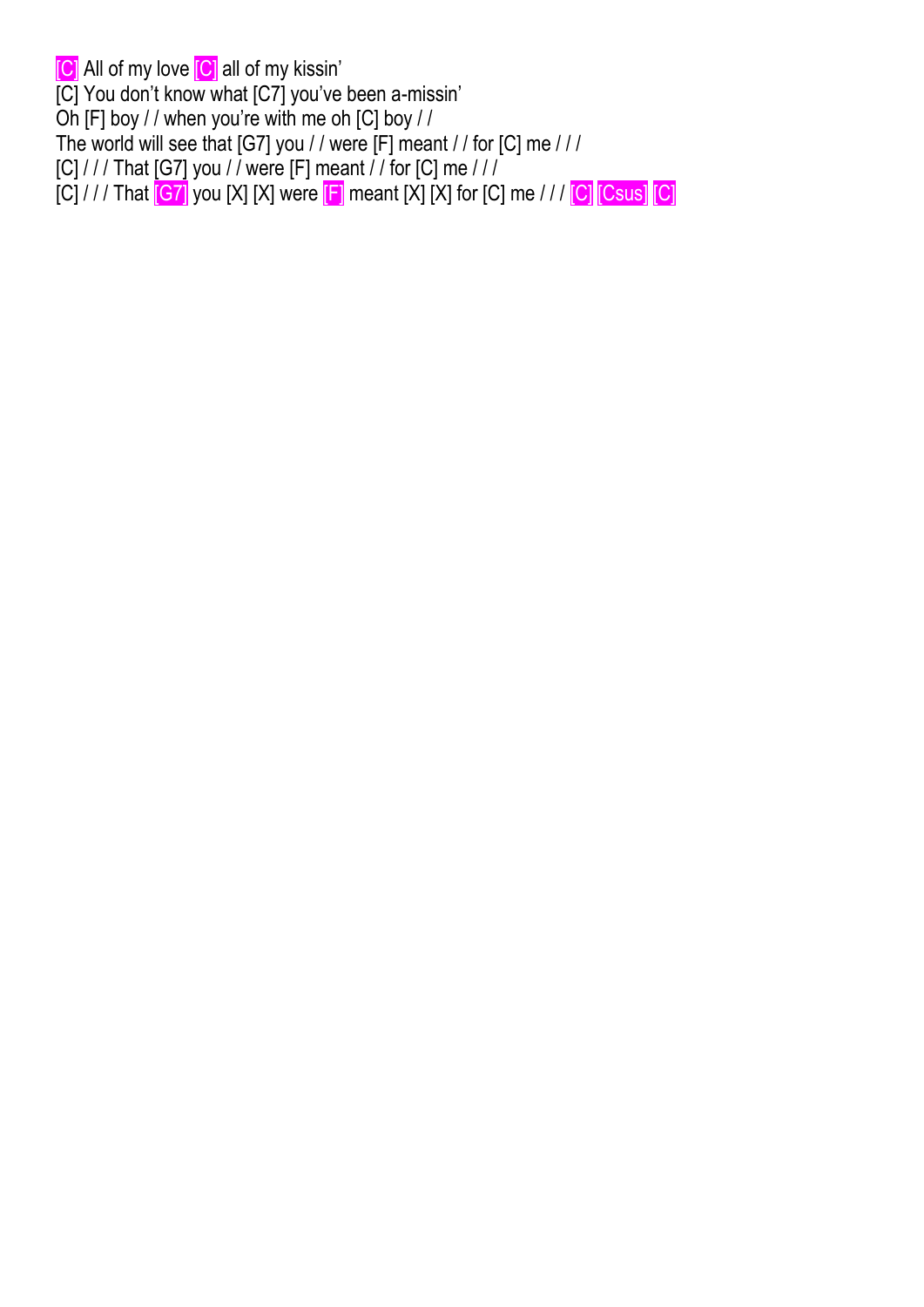[C] All of my love [C] all of my kissin'
[C] You don't know what [C7] you've been a-missin'
Oh [F] boy / / when you're with me oh [C] boy / /
The world will see that [G7] you / / were [F] meant / / for [C] me / / /
[C] / / / That [G7] you / / were [F] meant / / for [C] me / / /
[C] / / / That [G7] you [X] [X] were [F] meant [X] [X] for [C] me / / / [C] [Csus] [C]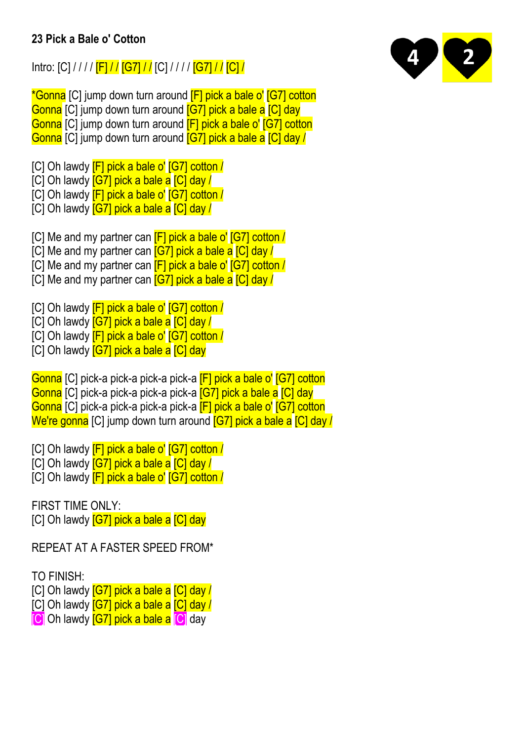## 23 Pick a Bale o' Cotton

4 2

Intro: [C] / / / / [F] / / [G7] / / [C] / / / / [G7] / / [C] /

*Gonna [C] jump down turn around [F] pick a bale o' [G7] cotton
Gonna [C] jump down turn around [G7] pick a bale a [C] day
Gonna [C] jump down turn around [F] pick a bale o' [G7] cotton
Gonna [C] jump down turn around [G7] pick a bale a [C] day /

[C] Oh lawdy [F] pick a bale o' [G7] cotton /
[C] Oh lawdy [G7] pick a bale a [C] day /
[C] Oh lawdy [F] pick a bale o' [G7] cotton /
[C] Oh lawdy [G7] pick a bale a [C] day /

[C] Me and my partner can [F] pick a bale o' [G7] cotton /
[C] Me and my partner can [G7] pick a bale a [C] day /
[C] Me and my partner can [F] pick a bale o' [G7] cotton /
[C] Me and my partner can [G7] pick a bale a [C] day /

[C] Oh lawdy [F] pick a bale o' [G7] cotton /
[C] Oh lawdy [G7] pick a bale a [C] day /
[C] Oh lawdy [F] pick a bale o' [G7] cotton /
[C] Oh lawdy [G7] pick a bale a [C] day

Gonna [C] pick-a pick-a pick-a pick-a [F] pick a bale o' [G7] cotton
Gonna [C] pick-a pick-a pick-a pick-a [G7] pick a bale a [C] day
Gonna [C] pick-a pick-a pick-a pick-a [F] pick a bale o' [G7] cotton
We're gonna [C] jump down turn around [G7] pick a bale a [C] day /

[C] Oh lawdy [F] pick a bale o' [G7] cotton /
[C] Oh lawdy [G7] pick a bale a [C] day /
[C] Oh lawdy [F] pick a bale o' [G7] cotton /

FIRST TIME ONLY:
[C] Oh lawdy [G7] pick a bale a [C] day

REPEAT AT A FASTER SPEED FROM*

TO FINISH:
[C] Oh lawdy [G7] pick a bale a [C] day /
[C] Oh lawdy [G7] pick a bale a [C] day /
[C] Oh lawdy [G7] pick a bale a [C] day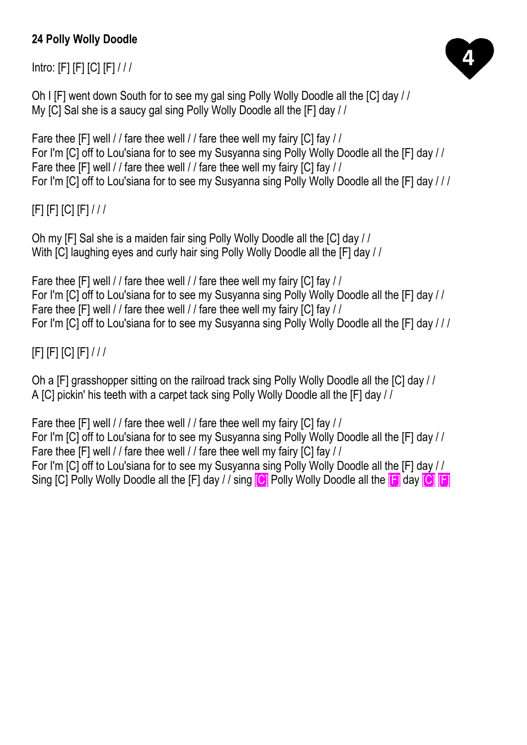**24 Polly Wolly Doodle**

4

Intro: [F] [F] [C] [F] / / /

Oh I [F] went down South for to see my gal sing Polly Wolly Doodle all the [C] day / /
My [C] Sal she is a saucy gal sing Polly Wolly Doodle all the [F] day / /

Fare thee [F] well / / fare thee well / / fare thee well my fairy [C] fay / /
For I'm [C] off to Lou'siana for to see my Susyanna sing Polly Wolly Doodle all the [F] day / /
Fare thee [F] well / / fare thee well / / fare thee well my fairy [C] fay / /
For I'm [C] off to Lou'siana for to see my Susyanna sing Polly Wolly Doodle all the [F] day / / /

[F] [F] [C] [F] / / /

Oh my [F] Sal she is a maiden fair sing Polly Wolly Doodle all the [C] day / /
With [C] laughing eyes and curly hair sing Polly Wolly Doodle all the [F] day / /

Fare thee [F] well / / fare thee well / / fare thee well my fairy [C] fay / /
For I'm [C] off to Lou'siana for to see my Susyanna sing Polly Wolly Doodle all the [F] day / /
Fare thee [F] well / / fare thee well / / fare thee well my fairy [C] fay / /
For I'm [C] off to Lou'siana for to see my Susyanna sing Polly Wolly Doodle all the [F] day / / /

[F] [F] [C] [F] / / /

Oh a [F] grasshopper sitting on the railroad track sing Polly Wolly Doodle all the [C] day / /
A [C] pickin' his teeth with a carpet tack sing Polly Wolly Doodle all the [F] day / /

Fare thee [F] well / / fare thee well / / fare thee well my fairy [C] fay / /
For I'm [C] off to Lou'siana for to see my Susyanna sing Polly Wolly Doodle all the [F] day / /
Fare thee [F] well / / fare thee well / / fare thee well my fairy [C] fay / /
For I'm [C] off to Lou'siana for to see my Susyanna sing Polly Wolly Doodle all the [F] day / /
Sing [C] Polly Wolly Doodle all the [F] day / / sing [C] Polly Wolly Doodle all the [F] day [C] [F]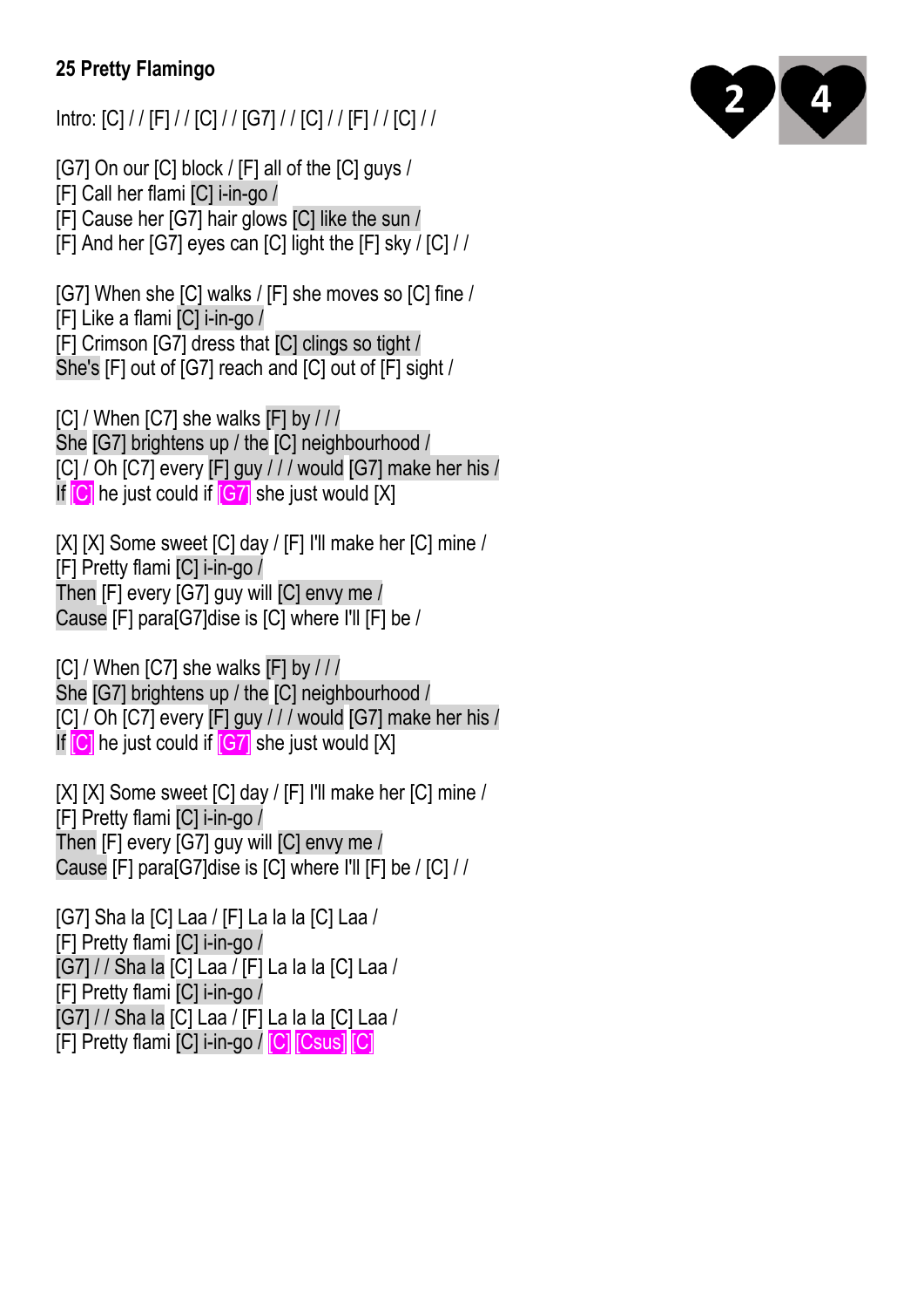# 25 Pretty Flamingo

Intro: [C] / / [F] / / [C] / / [G7] / / [C] / / [F] / / [C] / /

[G7] On our [C] block / [F] all of the [C] guys /
[F] Call her flami [C] i-in-go /
[F] Cause her [G7] hair glows [C] like the sun /
[F] And her [G7] eyes can [C] light the [F] sky / [C] / /

[G7] When she [C] walks / [F] she moves so [C] fine /
[F] Like a flami [C] i-in-go /
[F] Crimson [G7] dress that [C] clings so tight /
She's [F] out of [G7] reach and [C] out of [F] sight /

[C] / When [C7] she walks [F] by / / /
She [G7] brightens up / the [C] neighbourhood /
[C] / Oh [C7] every [F] guy / / / would [G7] make her his /
If [C] he just could if [G7] she just would [X]

[X] [X] Some sweet [C] day / [F] I'll make her [C] mine /
[F] Pretty flami [C] i-in-go /
Then [F] every [G7] guy will [C] envy me /
Cause [F] para[G7]dise is [C] where I'll [F] be /

[C] / When [C7] she walks [F] by / / /
She [G7] brightens up / the [C] neighbourhood /
[C] / Oh [C7] every [F] guy / / / would [G7] make her his /
If [C] he just could if [G7] she just would [X]

[X] [X] Some sweet [C] day / [F] I'll make her [C] mine /
[F] Pretty flami [C] i-in-go /
Then [F] every [G7] guy will [C] envy me /
Cause [F] para[G7]dise is [C] where I'll [F] be / [C] / /

[G7] Sha la [C] Laa / [F] La la la [C] Laa /
[F] Pretty flami [C] i-in-go /
[G7] / / Sha la [C] Laa / [F] La la la [C] Laa /
[F] Pretty flami [C] i-in-go /
[G7] / / Sha la [C] Laa / [F] La la la [C] Laa /
[F] Pretty flami [C] i-in-go / [C] [Csus] [C]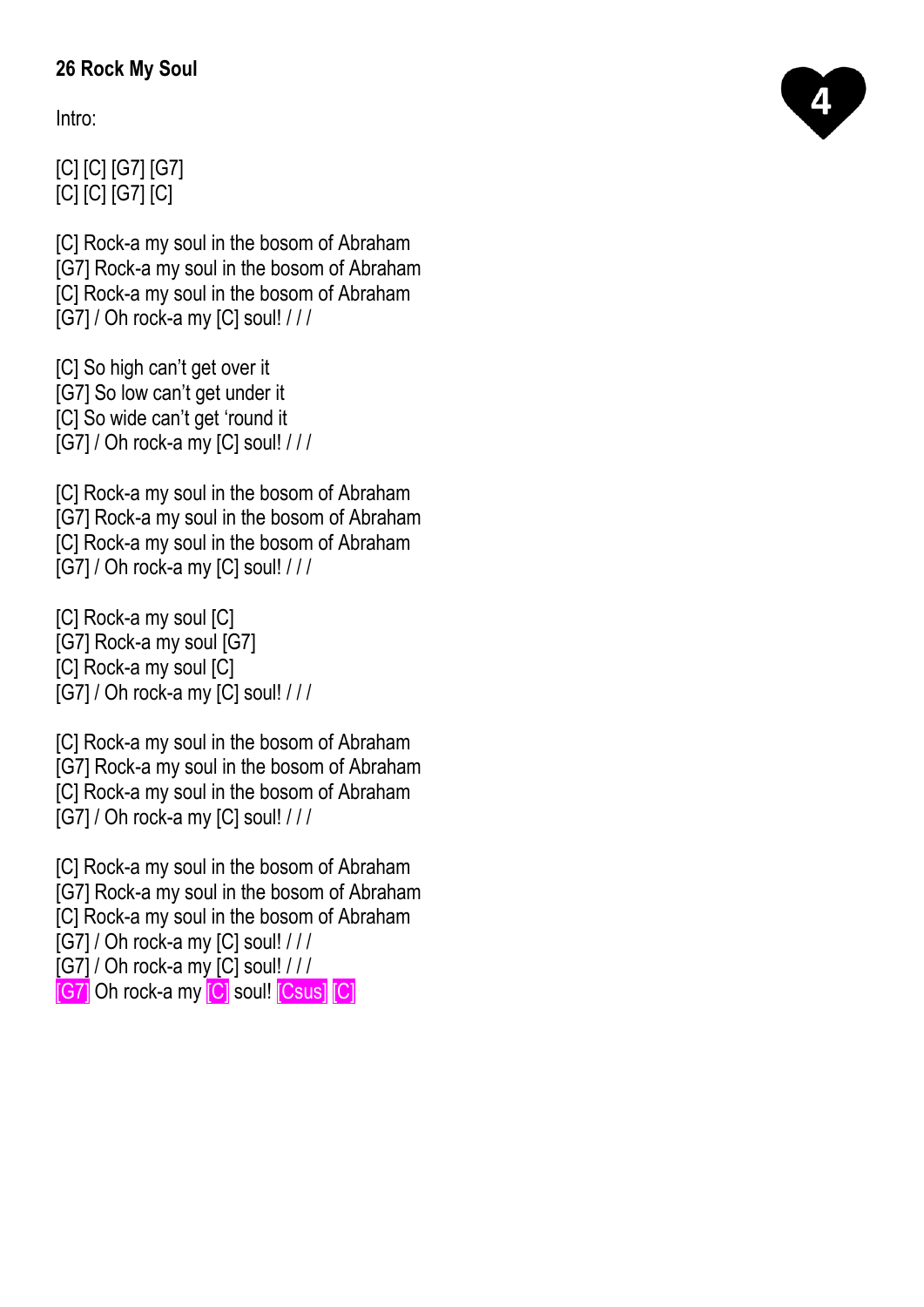**26 Rock My Soul**

4

Intro:

[C] [C] [G7] [G7]
[C] [C] [G7] [C]

[C] Rock-a my soul in the bosom of Abraham
[G7] Rock-a my soul in the bosom of Abraham
[C] Rock-a my soul in the bosom of Abraham
[G7] / Oh rock-a my [C] soul! / / /

[C] So high can't get over it
[G7] So low can't get under it
[C] So wide can't get 'round it
[G7] / Oh rock-a my [C] soul! / / /

[C] Rock-a my soul in the bosom of Abraham
[G7] Rock-a my soul in the bosom of Abraham
[C] Rock-a my soul in the bosom of Abraham
[G7] / Oh rock-a my [C] soul! / / /

[C] Rock-a my soul [C]
[G7] Rock-a my soul [G7]
[C] Rock-a my soul [C]
[G7] / Oh rock-a my [C] soul! / / /

[C] Rock-a my soul in the bosom of Abraham
[G7] Rock-a my soul in the bosom of Abraham
[C] Rock-a my soul in the bosom of Abraham
[G7] / Oh rock-a my [C] soul! / / /

[C] Rock-a my soul in the bosom of Abraham
[G7] Rock-a my soul in the bosom of Abraham
[C] Rock-a my soul in the bosom of Abraham
[G7] / Oh rock-a my [C] soul! / / /
[G7] / Oh rock-a my [C] soul! / / /
[G7] Oh rock-a my [C] soul! [Csus] [C]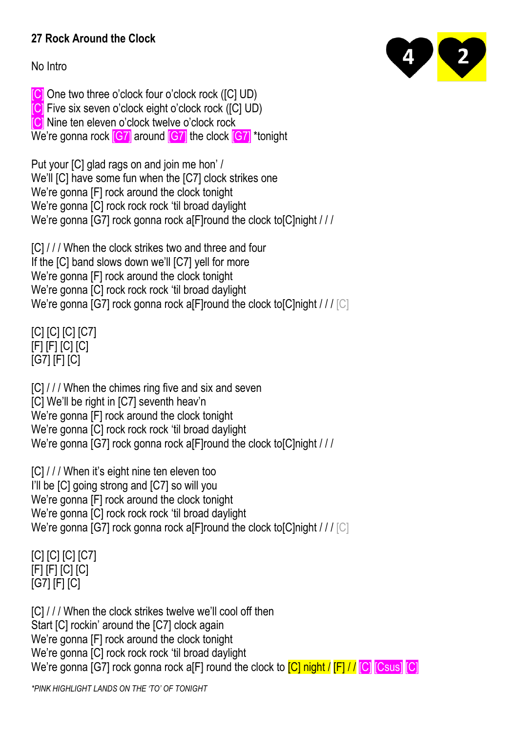# 27 Rock Around the Clock

4 2

No Intro

[C] One two three o'clock four o'clock rock ([C] UD)
[C] Five six seven o'clock eight o'clock rock ([C] UD)
[C] Nine ten eleven o'clock twelve o'clock rock
We're gonna rock [G7] around [G7] the clock [G7] *tonight

Put your [C] glad rags on and join me hon' /
We'll [C] have some fun when the [C7] clock strikes one
We're gonna [F] rock around the clock tonight
We're gonna [C] rock rock rock 'til broad daylight
We're gonna [G7] rock gonna rock a[F]round the clock to[C]night / / /

[C] / / / When the clock strikes two and three and four
If the [C] band slows down we'll [C7] yell for more
We're gonna [F] rock around the clock tonight
We're gonna [C] rock rock rock 'til broad daylight
We're gonna [G7] rock gonna rock a[F]round the clock to[C]night / / / [C]

[C] [C] [C] [C7]
[F] [F] [C] [C]
[G7] [F] [C]

[C] / / / When the chimes ring five and six and seven
[C] We'll be right in [C7] seventh heav'n
We're gonna [F] rock around the clock tonight
We're gonna [C] rock rock rock 'til broad daylight
We're gonna [G7] rock gonna rock a[F]round the clock to[C]night / / /

[C] / / / When it's eight nine ten eleven too
I'll be [C] going strong and [C7] so will you
We're gonna [F] rock around the clock tonight
We're gonna [C] rock rock rock 'til broad daylight
We're gonna [G7] rock gonna rock a[F]round the clock to[C]night / / / [C]

[C] [C] [C] [C7]
[F] [F] [C] [C]
[G7] [F] [C]

[C] / / / When the clock strikes twelve we'll cool off then
Start [C] rockin' around the [C7] clock again
We're gonna [F] rock around the clock tonight
We're gonna [C] rock rock rock 'til broad daylight
We're gonna [G7] rock gonna rock a[F] round the clock to [C] night / [F] / / [C] [Csus] [C]

*\*PINK HIGHLIGHT LANDS ON THE 'TO' OF TONIGHT*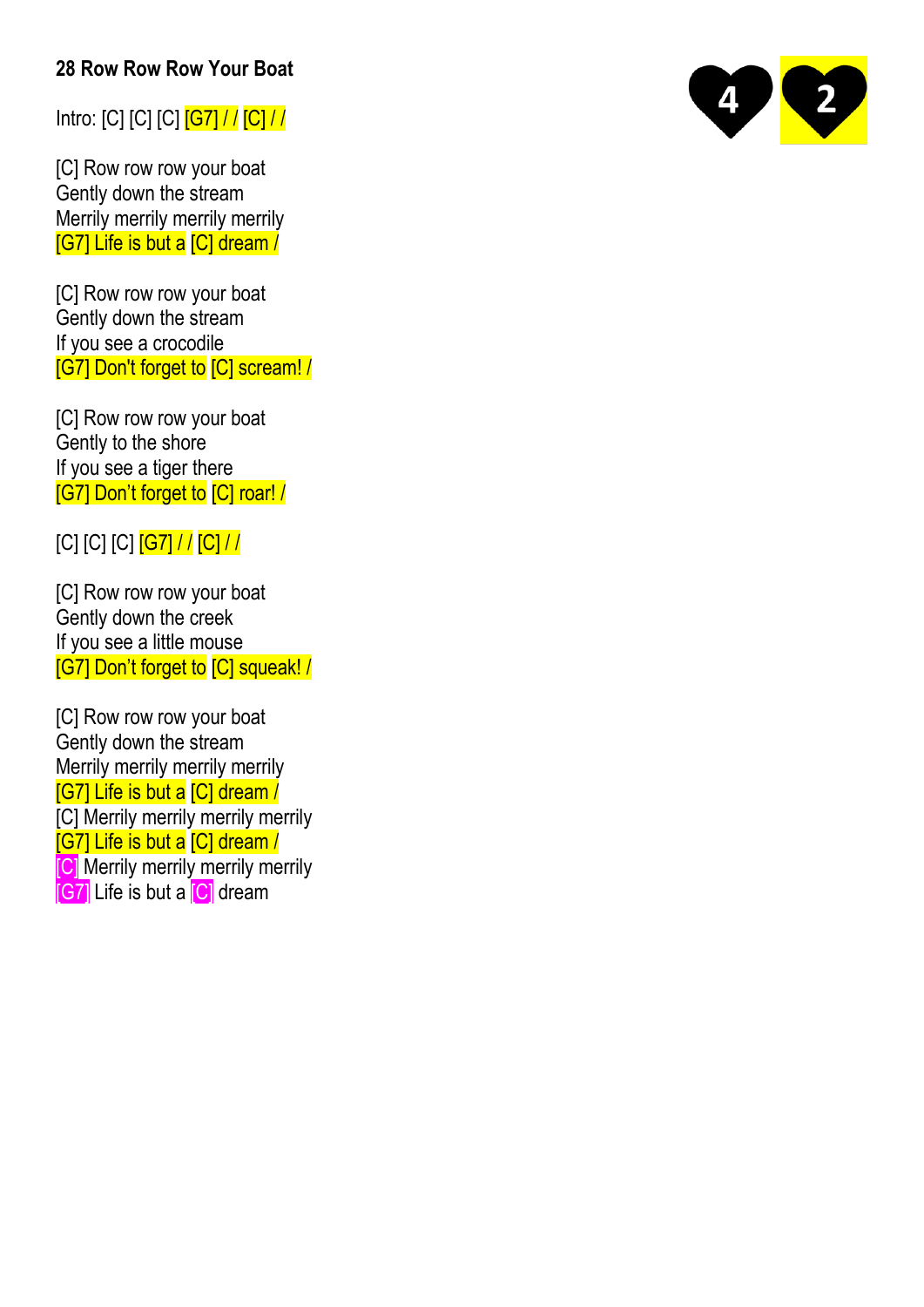**28 Row Row Row Your Boat**

4 2

Intro: [C] [C] [C] [G7] / / [C] / /

[C] Row row row your boat
Gently down the stream
Merrily merrily merrily merrily
[G7] Life is but a [C] dream /

[C] Row row row your boat
Gently down the stream
If you see a crocodile
[G7] Don't forget to [C] scream! /

[C] Row row row your boat
Gently to the shore
If you see a tiger there
[G7] Don't forget to [C] roar! /

[C] [C] [C] [G7] / / [C] / /

[C] Row row row your boat
Gently down the creek
If you see a little mouse
[G7] Don't forget to [C] squeak! /

[C] Row row row your boat
Gently down the stream
Merrily merrily merrily merrily
[G7] Life is but a [C] dream /
[C] Merrily merrily merrily merrily
[G7] Life is but a [C] dream /
[C] Merrily merrily merrily merrily
[G7] Life is but a [C] dream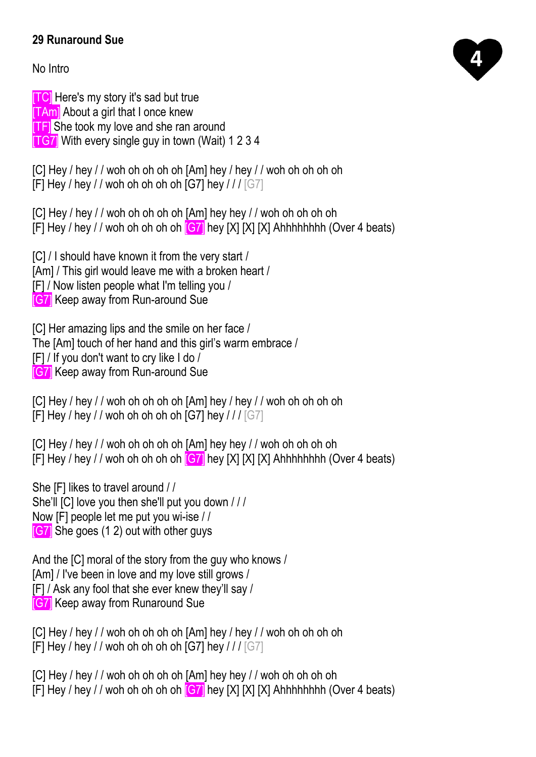**29 Runaround Sue**

4

No Intro

[TC] Here's my story it's sad but true
[TAm] About a girl that I once knew
[TF] She took my love and she ran around
[TG7] With every single guy in town (Wait) 1 2 3 4

[C] Hey / hey / / woh oh oh oh oh [Am] hey / hey / / woh oh oh oh oh
[F] Hey / hey / / woh oh oh oh oh [G7] hey / / / [G7]

[C] Hey / hey / / woh oh oh oh oh [Am] hey hey / / woh oh oh oh oh
[F] Hey / hey / / woh oh oh oh oh [G7] hey [X] [X] [X] Ahhhhhhhh (Over 4 beats)

[C] / I should have known it from the very start /
[Am] / This girl would leave me with a broken heart /
[F] / Now listen people what I'm telling you /
[G7] Keep away from Run-around Sue

[C] Her amazing lips and the smile on her face /
The [Am] touch of her hand and this girl's warm embrace /
[F] / If you don't want to cry like I do /
[G7] Keep away from Run-around Sue

[C] Hey / hey / / woh oh oh oh oh [Am] hey / hey / / woh oh oh oh oh
[F] Hey / hey / / woh oh oh oh oh [G7] hey / / / [G7]

[C] Hey / hey / / woh oh oh oh oh [Am] hey hey / / woh oh oh oh oh
[F] Hey / hey / / woh oh oh oh oh [G7] hey [X] [X] [X] Ahhhhhhhh (Over 4 beats)

She [F] likes to travel around / /
She'll [C] love you then she'll put you down / / /
Now [F] people let me put you wi-ise / /
[G7] She goes (1 2) out with other guys

And the [C] moral of the story from the guy who knows /
[Am] / I've been in love and my love still grows /
[F] / Ask any fool that she ever knew they'll say /
[G7] Keep away from Runaround Sue

[C] Hey / hey / / woh oh oh oh oh [Am] hey / hey / / woh oh oh oh oh
[F] Hey / hey / / woh oh oh oh oh [G7] hey / / / [G7]

[C] Hey / hey / / woh oh oh oh oh [Am] hey hey / / woh oh oh oh oh
[F] Hey / hey / / woh oh oh oh oh [G7] hey [X] [X] [X] Ahhhhhhhh (Over 4 beats)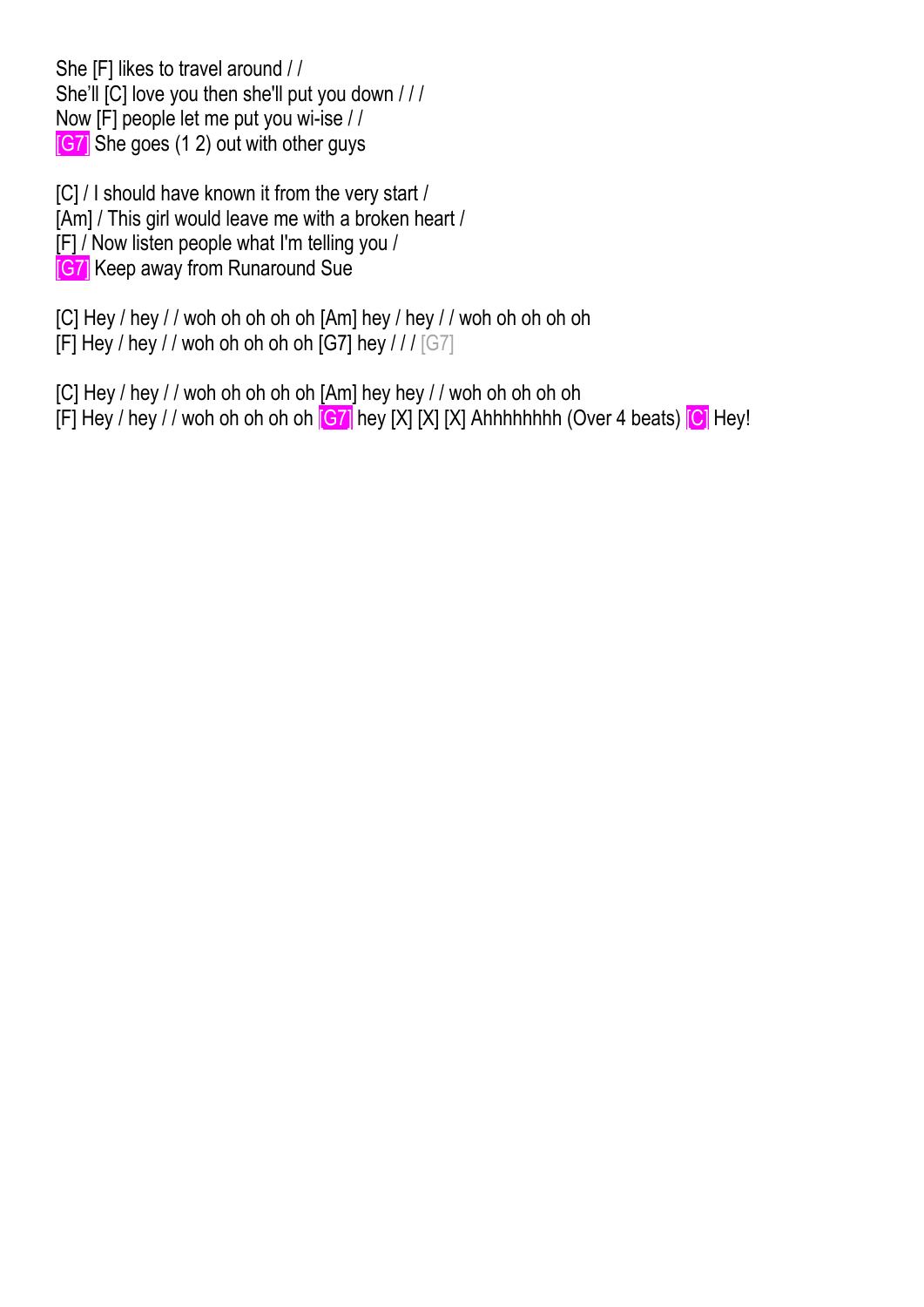She [F] likes to travel around / /
She'll [C] love you then she'll put you down / / /
Now [F] people let me put you wi-ise / /
[G7] She goes (1 2) out with other guys

[C] / I should have known it from the very start /
[Am] / This girl would leave me with a broken heart /
[F] / Now listen people what I'm telling you /
[G7] Keep away from Runaround Sue

[C] Hey / hey / / woh oh oh oh oh [Am] hey / hey / / woh oh oh oh oh
[F] Hey / hey / / woh oh oh oh oh [G7] hey / / / [G7]

[C] Hey / hey / / woh oh oh oh oh [Am] hey hey / / woh oh oh oh oh
[F] Hey / hey / / woh oh oh oh oh [G7] hey [X] [X] [X] Ahhhhhhhh (Over 4 beats) [C] Hey!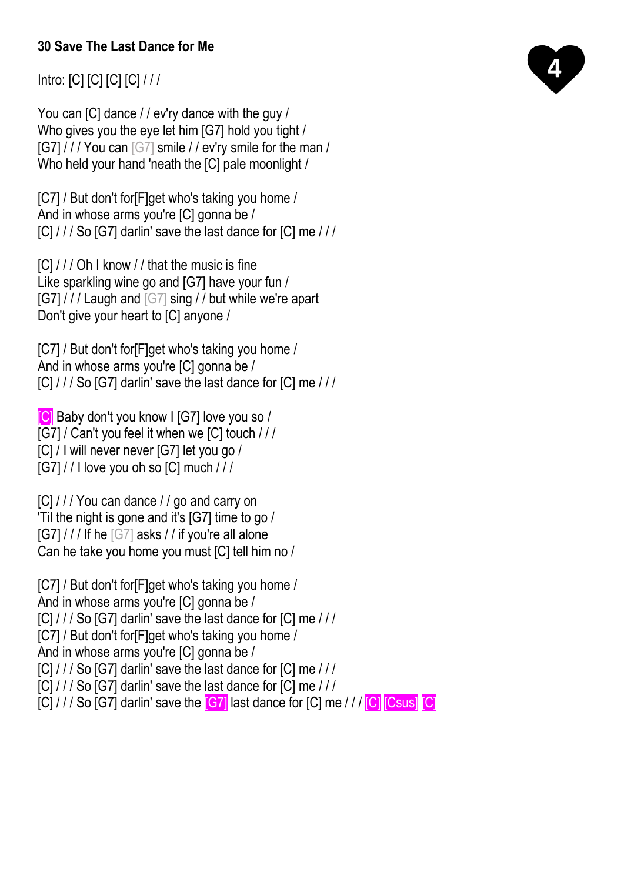# 30 Save The Last Dance for Me

4

Intro: [C] [C] [C] [C] / / /

You can [C] dance / / ev'ry dance with the guy /
Who gives you the eye let him [G7] hold you tight /
[G7] / / / You can [G7] smile / / ev'ry smile for the man /
Who held your hand 'neath the [C] pale moonlight /

[C7] / But don't for[F]get who's taking you home /
And in whose arms you're [C] gonna be /
[C] / / / So [G7] darlin' save the last dance for [C] me / / /

[C] / / / Oh I know / / that the music is fine
Like sparkling wine go and [G7] have your fun /
[G7] / / / Laugh and [G7] sing / / but while we're apart
Don't give your heart to [C] anyone /

[C7] / But don't for[F]get who's taking you home /
And in whose arms you're [C] gonna be /
[C] / / / So [G7] darlin' save the last dance for [C] me / / /

[C] Baby don't you know I [G7] love you so /
[G7] / Can't you feel it when we [C] touch / / /
[C] / I will never never [G7] let you go /
[G7] / / I love you oh so [C] much / / /

[C] / / / You can dance / / go and carry on
'Til the night is gone and it's [G7] time to go /
[G7] / / / If he [G7] asks / / if you're all alone
Can he take you home you must [C] tell him no /

[C7] / But don't for[F]get who's taking you home /
And in whose arms you're [C] gonna be /
[C] / / / So [G7] darlin' save the last dance for [C] me / / /
[C7] / But don't for[F]get who's taking you home /
And in whose arms you're [C] gonna be /
[C] / / / So [G7] darlin' save the last dance for [C] me / / /
[C] / / / So [G7] darlin' save the last dance for [C] me / / /
[C] / / / So [G7] darlin' save the [G7] last dance for [C] me / / / [C] [Csus] [C]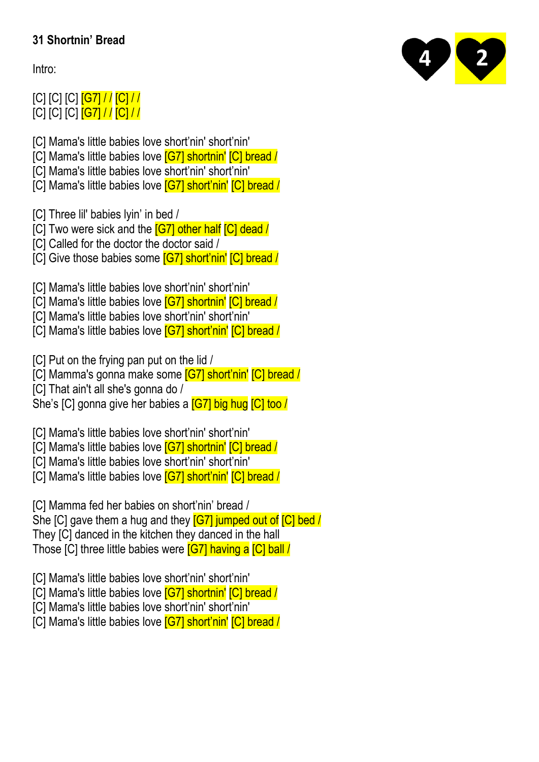## 31 Shortnin' Bread

4 2

Intro:

[C] [C] [C] [G7] / / [C] / /
[C] [C] [C] [G7] / / [C] / /

[C] Mama's little babies love short'nin' short'nin'
[C] Mama's little babies love [G7] shortnin' [C] bread /
[C] Mama's little babies love short'nin' short'nin'
[C] Mama's little babies love [G7] short'nin' [C] bread /

[C] Three lil' babies lyin' in bed /
[C] Two were sick and the [G7] other half [C] dead /
[C] Called for the doctor the doctor said /
[C] Give those babies some [G7] short'nin' [C] bread /

[C] Mama's little babies love short'nin' short'nin'
[C] Mama's little babies love [G7] shortnin' [C] bread /
[C] Mama's little babies love short'nin' short'nin'
[C] Mama's little babies love [G7] short'nin' [C] bread /

[C] Put on the frying pan put on the lid /
[C] Mamma's gonna make some [G7] short'nin' [C] bread /
[C] That ain't all she's gonna do /
She's [C] gonna give her babies a [G7] big hug [C] too /

[C] Mama's little babies love short'nin' short'nin'
[C] Mama's little babies love [G7] shortnin' [C] bread /
[C] Mama's little babies love short'nin' short'nin'
[C] Mama's little babies love [G7] short'nin' [C] bread /

[C] Mamma fed her babies on short'nin' bread /
She [C] gave them a hug and they [G7] jumped out of [C] bed /
They [C] danced in the kitchen they danced in the hall
Those [C] three little babies were [G7] having a [C] ball /

[C] Mama's little babies love short'nin' short'nin'
[C] Mama's little babies love [G7] shortnin' [C] bread /
[C] Mama's little babies love short'nin' short'nin'
[C] Mama's little babies love [G7] short'nin' [C] bread /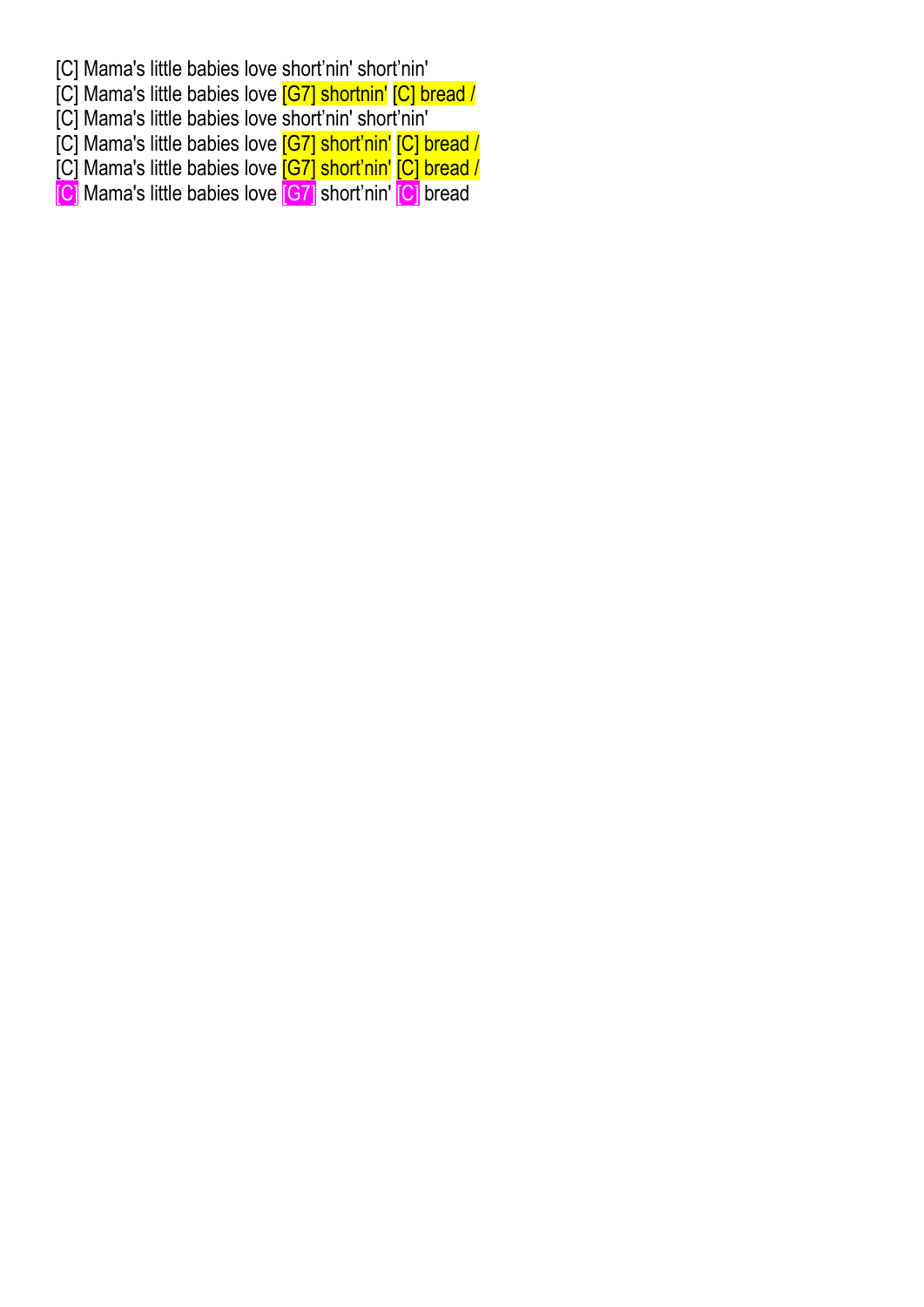[C] Mama's little babies love short'nin' short'nin'
[C] Mama's little babies love [G7] shortnin' [C] bread /
[C] Mama's little babies love short'nin' short'nin'
[C] Mama's little babies love [G7] short'nin' [C] bread /
[C] Mama's little babies love [G7] short'nin' [C] bread /
[C] Mama's little babies love [G7] short'nin' [C] bread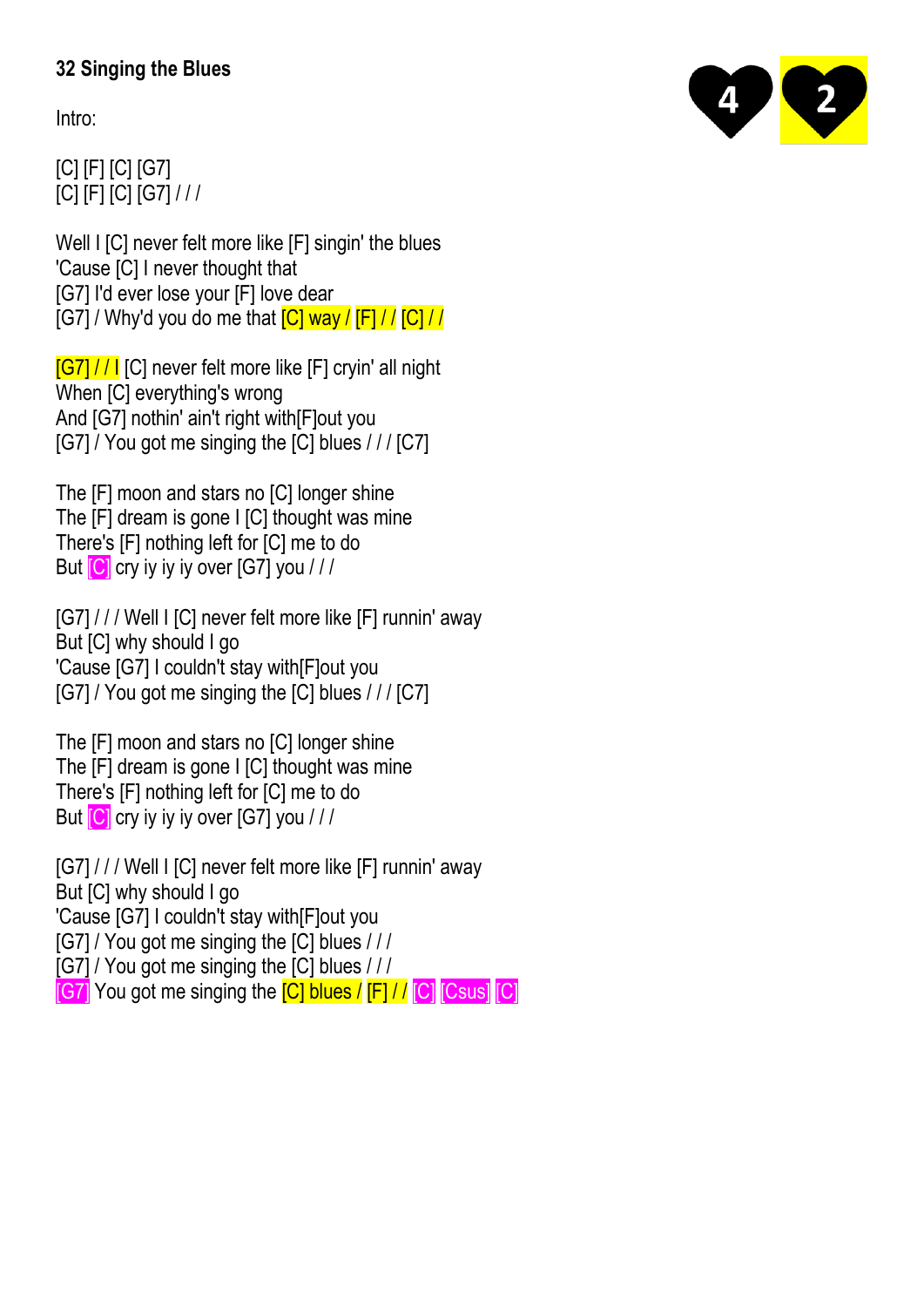**32 Singing the Blues**

4 2

Intro:

[C] [F] [C] [G7]
[C] [F] [C] [G7] / / /

Well I [C] never felt more like [F] singin' the blues
'Cause [C] I never thought that
[G7] I'd ever lose your [F] love dear
[G7] / Why'd you do me that [C] way / [F] / / [C] / /

[G7] / / I [C] never felt more like [F] cryin' all night
When [C] everything's wrong
And [G7] nothin' ain't right with[F]out you
[G7] / You got me singing the [C] blues / / / [C7]

The [F] moon and stars no [C] longer shine
The [F] dream is gone I [C] thought was mine
There's [F] nothing left for [C] me to do
But [C] cry iy iy iy over [G7] you / / /

[G7] / / / Well I [C] never felt more like [F] runnin' away
But [C] why should I go
'Cause [G7] I couldn't stay with[F]out you
[G7] / You got me singing the [C] blues / / / [C7]

The [F] moon and stars no [C] longer shine
The [F] dream is gone I [C] thought was mine
There's [F] nothing left for [C] me to do
But [C] cry iy iy iy over [G7] you / / /

[G7] / / / Well I [C] never felt more like [F] runnin' away
But [C] why should I go
'Cause [G7] I couldn't stay with[F]out you
[G7] / You got me singing the [C] blues / / /
[G7] / You got me singing the [C] blues / / /
[G7] You got me singing the [C] blues / [F] / / [C] [Csus] [C]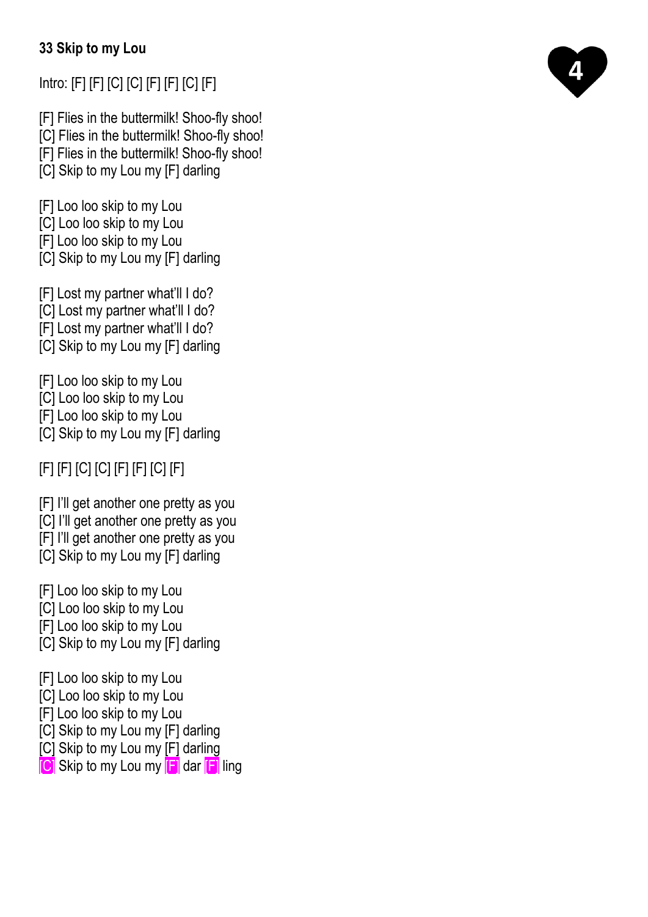**33 Skip to my Lou**

4

Intro: [F] [F] [C] [C] [F] [F] [C] [F]

[F] Flies in the buttermilk! Shoo-fly shoo!
[C] Flies in the buttermilk! Shoo-fly shoo!
[F] Flies in the buttermilk! Shoo-fly shoo!
[C] Skip to my Lou my [F] darling

[F] Loo loo skip to my Lou
[C] Loo loo skip to my Lou
[F] Loo loo skip to my Lou
[C] Skip to my Lou my [F] darling

[F] Lost my partner what'll I do?
[C] Lost my partner what'll I do?
[F] Lost my partner what'll I do?
[C] Skip to my Lou my [F] darling

[F] Loo loo skip to my Lou
[C] Loo loo skip to my Lou
[F] Loo loo skip to my Lou
[C] Skip to my Lou my [F] darling

[F] [F] [C] [C] [F] [F] [C] [F]

[F] I'll get another one pretty as you
[C] I'll get another one pretty as you
[F] I'll get another one pretty as you
[C] Skip to my Lou my [F] darling

[F] Loo loo skip to my Lou
[C] Loo loo skip to my Lou
[F] Loo loo skip to my Lou
[C] Skip to my Lou my [F] darling

[F] Loo loo skip to my Lou
[C] Loo loo skip to my Lou
[F] Loo loo skip to my Lou
[C] Skip to my Lou my [F] darling
[C] Skip to my Lou my [F] darling
[C] Skip to my Lou my [F] dar [F] ling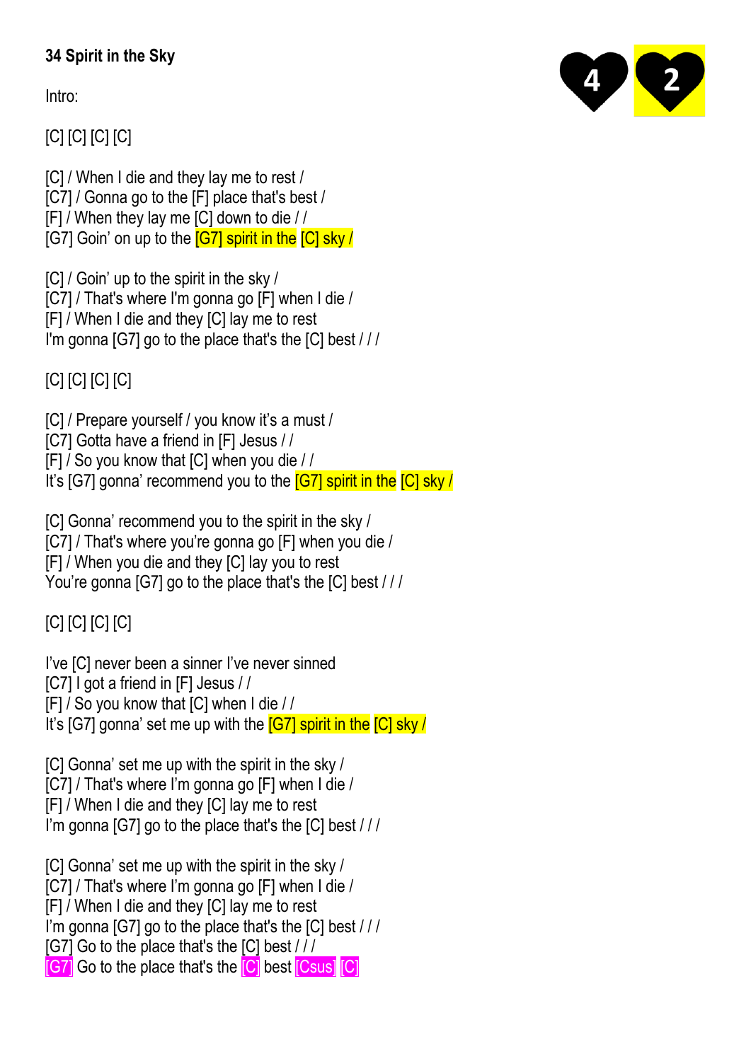# 34 Spirit in the Sky

4 2

Intro:

[C] [C] [C] [C]

[C] / When I die and they lay me to rest /
[C7] / Gonna go to the [F] place that's best /
[F] / When they lay me [C] down to die / /
[G7] Goin' on up to the [G7] spirit in the [C] sky /

[C] / Goin' up to the spirit in the sky /
[C7] / That's where I'm gonna go [F] when I die /
[F] / When I die and they [C] lay me to rest
I'm gonna [G7] go to the place that's the [C] best / / /

[C] [C] [C] [C]

[C] / Prepare yourself / you know it's a must /
[C7] Gotta have a friend in [F] Jesus / /
[F] / So you know that [C] when you die / /
It's [G7] gonna' recommend you to the [G7] spirit in the [C] sky /

[C] Gonna' recommend you to the spirit in the sky /
[C7] / That's where you're gonna go [F] when you die /
[F] / When you die and they [C] lay you to rest
You're gonna [G7] go to the place that's the [C] best / / /

[C] [C] [C] [C]

I've [C] never been a sinner I've never sinned
[C7] I got a friend in [F] Jesus / /
[F] / So you know that [C] when I die / /
It's [G7] gonna' set me up with the [G7] spirit in the [C] sky /

[C] Gonna' set me up with the spirit in the sky /
[C7] / That's where I'm gonna go [F] when I die /
[F] / When I die and they [C] lay me to rest
I'm gonna [G7] go to the place that's the [C] best / / /

[C] Gonna' set me up with the spirit in the sky /
[C7] / That's where I'm gonna go [F] when I die /
[F] / When I die and they [C] lay me to rest
I'm gonna [G7] go to the place that's the [C] best / / /
[G7] Go to the place that's the [C] best / / /
[G7] Go to the place that's the [C] best [Csus] [C]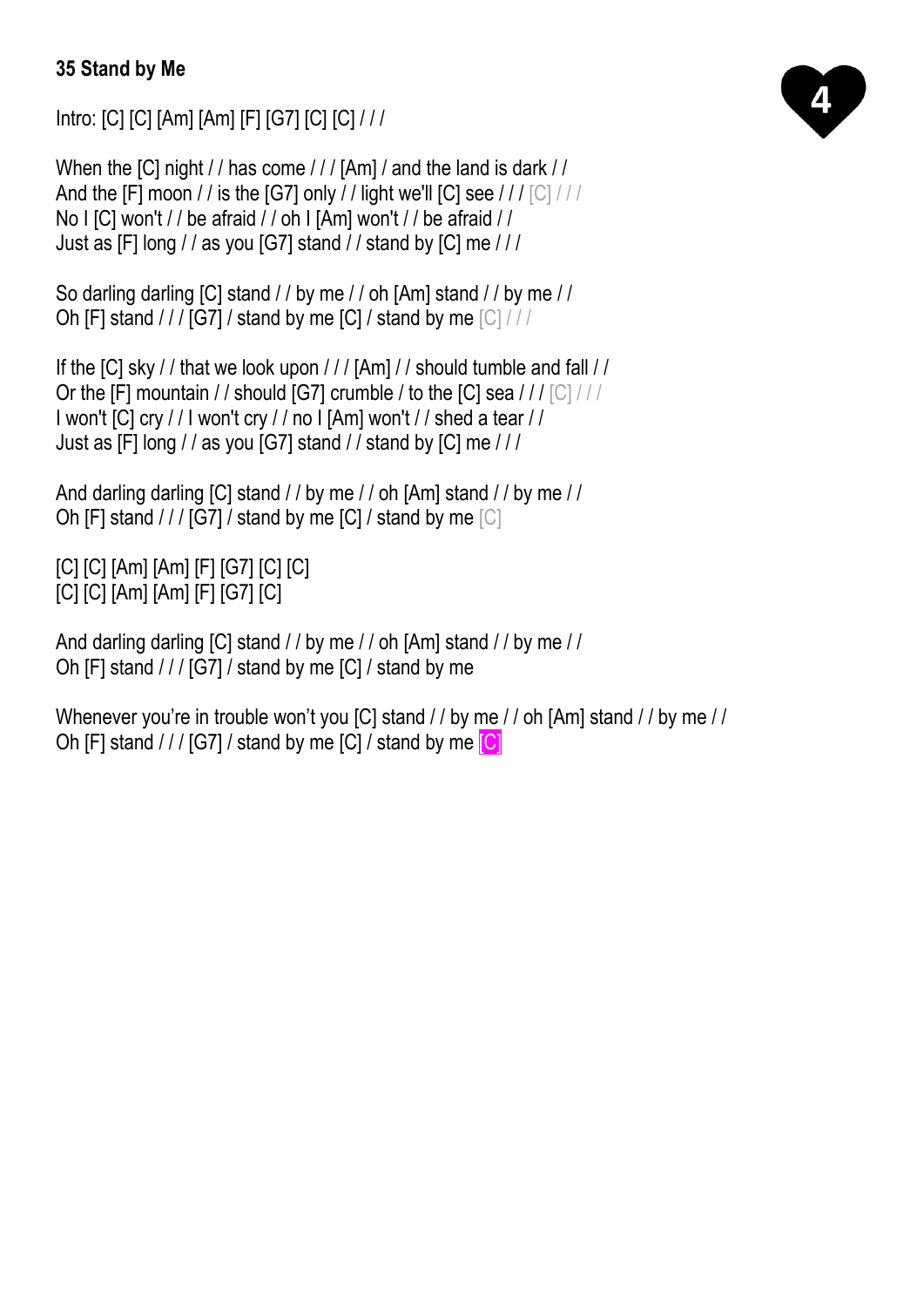**35 Stand by Me**

4

Intro: [C] [C] [Am] [Am] [F] [G7] [C] [C] / / /

When the [C] night / / has come / / / [Am] / and the land is dark / /
And the [F] moon / / is the [G7] only / / light we'll [C] see / / / [C] / / /
No I [C] won't / / be afraid / / oh I [Am] won't / / be afraid / /
Just as [F] long / / as you [G7] stand / / stand by [C] me / / /

So darling darling [C] stand / / by me / / oh [Am] stand / / by me / /
Oh [F] stand / / / [G7] / stand by me [C] / stand by me [C] / / /

If the [C] sky / / that we look upon / / / [Am] / / should tumble and fall / /
Or the [F] mountain / / should [G7] crumble / to the [C] sea / / / [C] / / /
I won't [C] cry / / I won't cry / / no I [Am] won't / / shed a tear / /
Just as [F] long / / as you [G7] stand / / stand by [C] me / / /

And darling darling [C] stand / / by me / / oh [Am] stand / / by me / /
Oh [F] stand / / / [G7] / stand by me [C] / stand by me [C]

[C] [C] [Am] [Am] [F] [G7] [C] [C]
[C] [C] [Am] [Am] [F] [G7] [C]

And darling darling [C] stand / / by me / / oh [Am] stand / / by me / /
Oh [F] stand / / / [G7] / stand by me [C] / stand by me

Whenever you're in trouble won't you [C] stand / / by me / / oh [Am] stand / / by me / /
Oh [F] stand / / / [G7] / stand by me [C] / stand by me [C]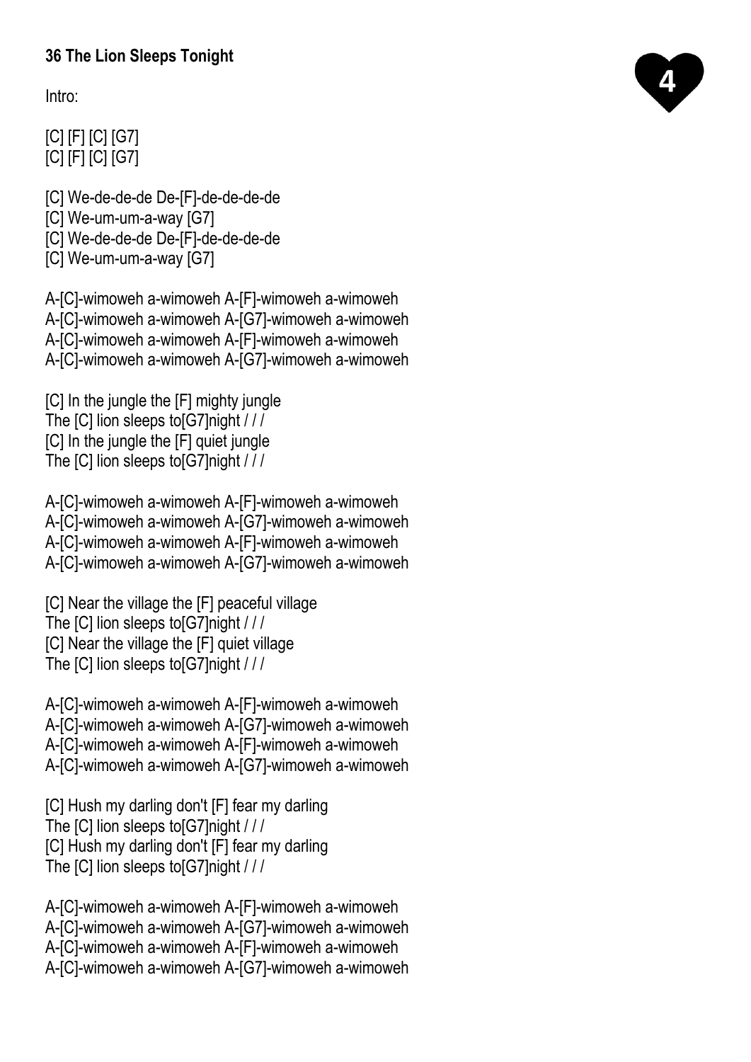**36 The Lion Sleeps Tonight**

4

Intro:

[C] [F] [C] [G7]
[C] [F] [C] [G7]

[C] We-de-de-de De-[F]-de-de-de-de
[C] We-um-um-a-way [G7]
[C] We-de-de-de De-[F]-de-de-de-de
[C] We-um-um-a-way [G7]

A-[C]-wimoweh a-wimoweh A-[F]-wimoweh a-wimoweh
A-[C]-wimoweh a-wimoweh A-[G7]-wimoweh a-wimoweh
A-[C]-wimoweh a-wimoweh A-[F]-wimoweh a-wimoweh
A-[C]-wimoweh a-wimoweh A-[G7]-wimoweh a-wimoweh

[C] In the jungle the [F] mighty jungle
The [C] lion sleeps to[G7]night / / /
[C] In the jungle the [F] quiet jungle
The [C] lion sleeps to[G7]night / / /

A-[C]-wimoweh a-wimoweh A-[F]-wimoweh a-wimoweh
A-[C]-wimoweh a-wimoweh A-[G7]-wimoweh a-wimoweh
A-[C]-wimoweh a-wimoweh A-[F]-wimoweh a-wimoweh
A-[C]-wimoweh a-wimoweh A-[G7]-wimoweh a-wimoweh

[C] Near the village the [F] peaceful village
The [C] lion sleeps to[G7]night / / /
[C] Near the village the [F] quiet village
The [C] lion sleeps to[G7]night / / /

A-[C]-wimoweh a-wimoweh A-[F]-wimoweh a-wimoweh
A-[C]-wimoweh a-wimoweh A-[G7]-wimoweh a-wimoweh
A-[C]-wimoweh a-wimoweh A-[F]-wimoweh a-wimoweh
A-[C]-wimoweh a-wimoweh A-[G7]-wimoweh a-wimoweh

[C] Hush my darling don't [F] fear my darling
The [C] lion sleeps to[G7]night / / /
[C] Hush my darling don't [F] fear my darling
The [C] lion sleeps to[G7]night / / /

A-[C]-wimoweh a-wimoweh A-[F]-wimoweh a-wimoweh
A-[C]-wimoweh a-wimoweh A-[G7]-wimoweh a-wimoweh
A-[C]-wimoweh a-wimoweh A-[F]-wimoweh a-wimoweh
A-[C]-wimoweh a-wimoweh A-[G7]-wimoweh a-wimoweh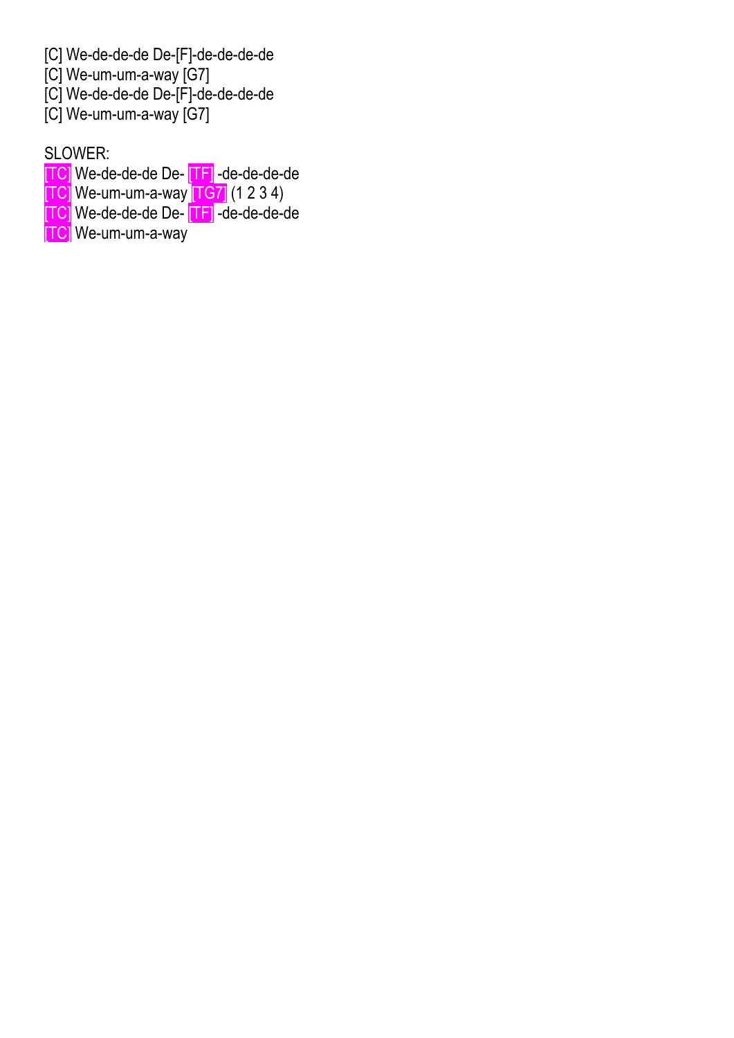[C] We-de-de-de De-[F]-de-de-de-de
[C] We-um-um-a-way [G7]
[C] We-de-de-de De-[F]-de-de-de-de
[C] We-um-um-a-way [G7]

SLOWER:
[TC] We-de-de-de De- [TF] -de-de-de-de
[TC] We-um-um-a-way [TG7] (1 2 3 4)
[TC] We-de-de-de De- [TF] -de-de-de-de
[TC] We-um-um-a-way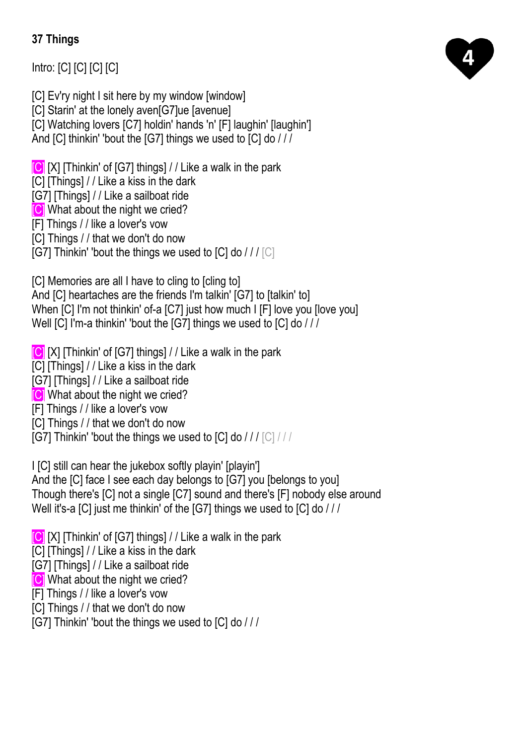**37 Things**

4

Intro: [C] [C] [C] [C]

[C] Ev'ry night I sit here by my window [window]
[C] Starin' at the lonely aven[G7]ue [avenue]
[C] Watching lovers [C7] holdin' hands 'n' [F] laughin' [laughin']
And [C] thinkin' 'bout the [G7] things we used to [C] do / / /

[C] [X] [Thinkin' of [G7] things] / / Like a walk in the park
[C] [Things] / / Like a kiss in the dark
[G7] [Things] / / Like a sailboat ride
[C] What about the night we cried?
[F] Things / / like a lover's vow
[C] Things / / that we don't do now
[G7] Thinkin' 'bout the things we used to [C] do / / / [C]

[C] Memories are all I have to cling to [cling to]
And [C] heartaches are the friends I'm talkin' [G7] to [talkin' to]
When [C] I'm not thinkin' of-a [C7] just how much I [F] love you [love you]
Well [C] I'm-a thinkin' 'bout the [G7] things we used to [C] do / / /

[C] [X] [Thinkin' of [G7] things] / / Like a walk in the park
[C] [Things] / / Like a kiss in the dark
[G7] [Things] / / Like a sailboat ride
[C] What about the night we cried?
[F] Things / / like a lover's vow
[C] Things / / that we don't do now
[G7] Thinkin' 'bout the things we used to [C] do / / / [C] / / /

I [C] still can hear the jukebox softly playin' [playin']
And the [C] face I see each day belongs to [G7] you [belongs to you]
Though there's [C] not a single [C7] sound and there's [F] nobody else around
Well it's-a [C] just me thinkin' of the [G7] things we used to [C] do / / /

[C] [X] [Thinkin' of [G7] things] / / Like a walk in the park
[C] [Things] / / Like a kiss in the dark
[G7] [Things] / / Like a sailboat ride
[C] What about the night we cried?
[F] Things / / like a lover's vow
[C] Things / / that we don't do now
[G7] Thinkin' 'bout the things we used to [C] do / / /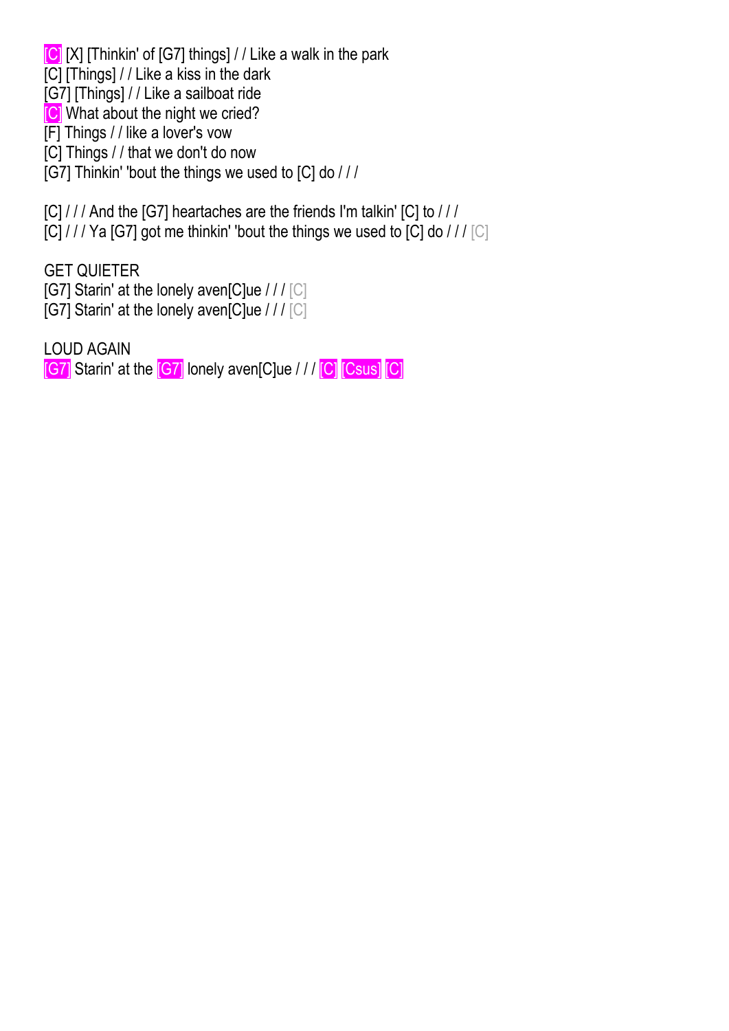[C] [X] [Thinkin' of [G7] things] / / Like a walk in the park
[C] [Things] / / Like a kiss in the dark
[G7] [Things] / / Like a sailboat ride
[C] What about the night we cried?
[F] Things / / like a lover's vow
[C] Things / / that we don't do now
[G7] Thinkin' 'bout the things we used to [C] do / / /

[C] / / / And the [G7] heartaches are the friends I'm talkin' [C] to / / /
[C] / / / Ya [G7] got me thinkin' 'bout the things we used to [C] do / / / [C]

GET QUIETER
[G7] Starin' at the lonely aven[C]ue / / / [C]
[G7] Starin' at the lonely aven[C]ue / / / [C]

LOUD AGAIN
[G7] Starin' at the [G7] lonely aven[C]ue / / / [C] [Csus] [C]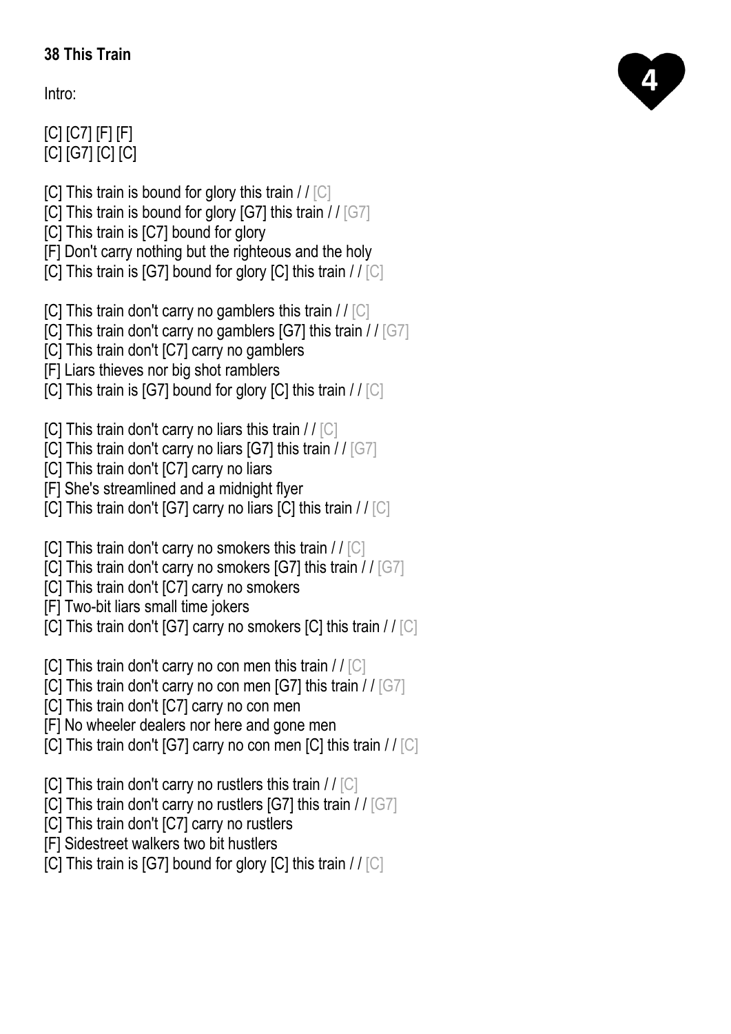**38 This Train**

4

Intro:

[C] [C7] [F] [F]
[C] [G7] [C] [C]

[C] This train is bound for glory this train / / [C]
[C] This train is bound for glory [G7] this train / / [G7]
[C] This train is [C7] bound for glory
[F] Don't carry nothing but the righteous and the holy
[C] This train is [G7] bound for glory [C] this train / / [C]

[C] This train don't carry no gamblers this train / / [C]
[C] This train don't carry no gamblers [G7] this train / / [G7]
[C] This train don't [C7] carry no gamblers
[F] Liars thieves nor big shot ramblers
[C] This train is [G7] bound for glory [C] this train / / [C]

[C] This train don't carry no liars this train / / [C]
[C] This train don't carry no liars [G7] this train / / [G7]
[C] This train don't [C7] carry no liars
[F] She's streamlined and a midnight flyer
[C] This train don't [G7] carry no liars [C] this train / / [C]

[C] This train don't carry no smokers this train / / [C]
[C] This train don't carry no smokers [G7] this train / / [G7]
[C] This train don't [C7] carry no smokers
[F] Two-bit liars small time jokers
[C] This train don't [G7] carry no smokers [C] this train / / [C]

[C] This train don't carry no con men this train / / [C]
[C] This train don't carry no con men [G7] this train / / [G7]
[C] This train don't [C7] carry no con men
[F] No wheeler dealers nor here and gone men
[C] This train don't [G7] carry no con men [C] this train / / [C]

[C] This train don't carry no rustlers this train / / [C]
[C] This train don't carry no rustlers [G7] this train / / [G7]
[C] This train don't [C7] carry no rustlers
[F] Sidestreet walkers two bit hustlers
[C] This train is [G7] bound for glory [C] this train / / [C]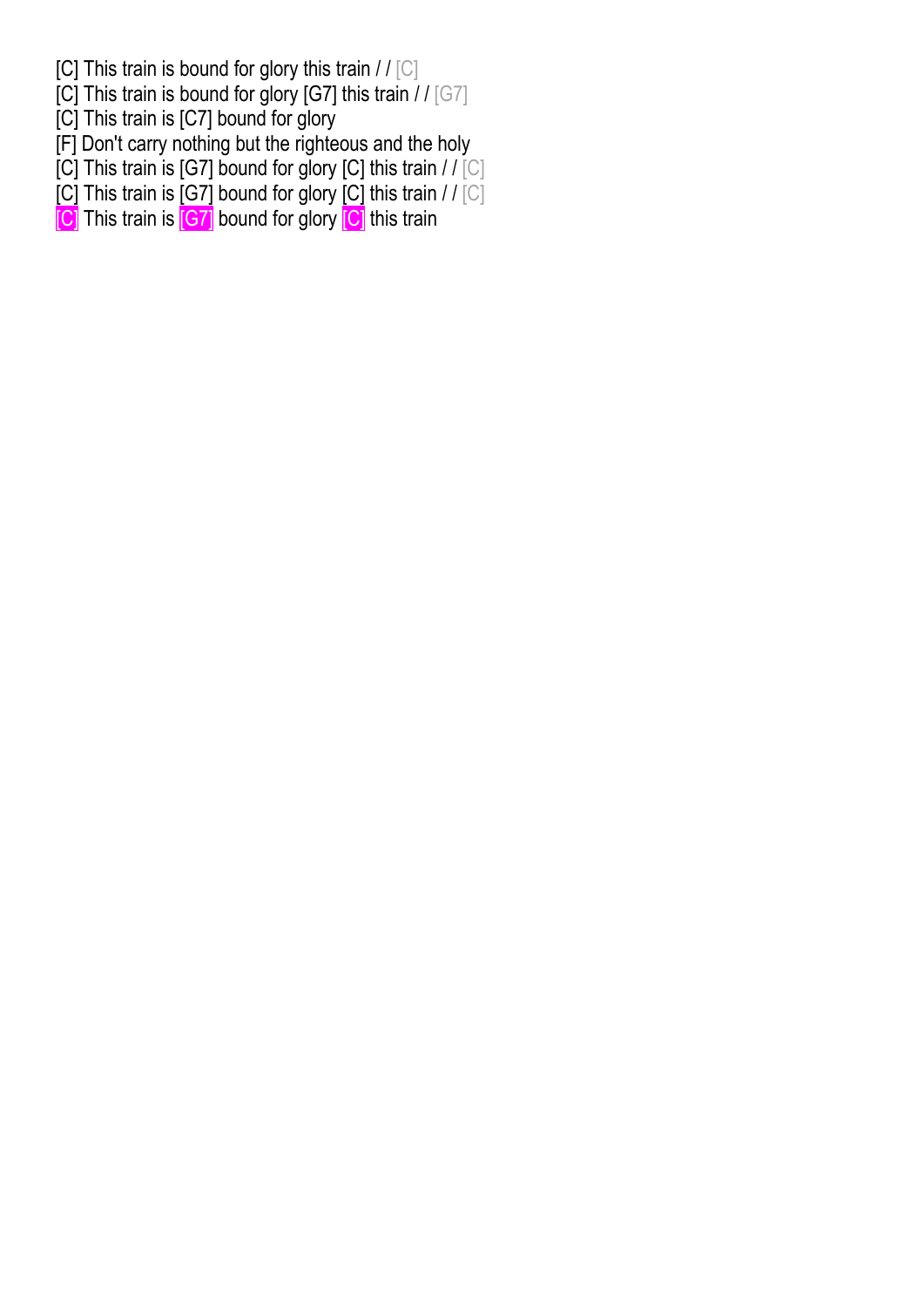[C] This train is bound for glory this train / / [C]
[C] This train is bound for glory [G7] this train / / [G7]
[C] This train is [C7] bound for glory
[F] Don't carry nothing but the righteous and the holy
[C] This train is [G7] bound for glory [C] this train / / [C]
[C] This train is [G7] bound for glory [C] this train / / [C]
[C] This train is [G7] bound for glory [C] this train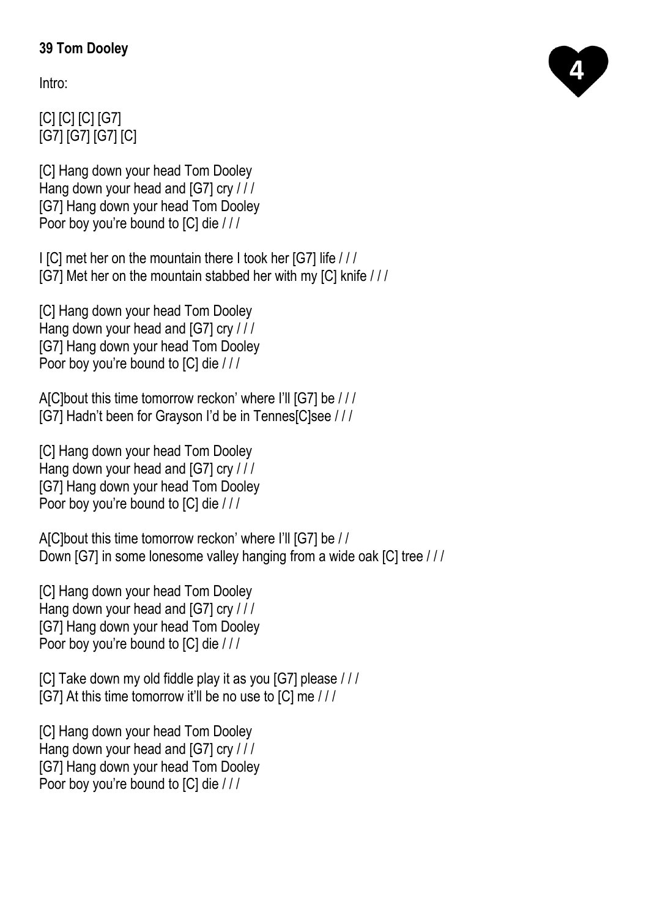**39 Tom Dooley**

4

Intro:

[C] [C] [C] [G7]
[G7] [G7] [G7] [C]

[C] Hang down your head Tom Dooley
Hang down your head and [G7] cry / / /
[G7] Hang down your head Tom Dooley
Poor boy you're bound to [C] die / / /

I [C] met her on the mountain there I took her [G7] life / / /
[G7] Met her on the mountain stabbed her with my [C] knife / / /

[C] Hang down your head Tom Dooley
Hang down your head and [G7] cry / / /
[G7] Hang down your head Tom Dooley
Poor boy you're bound to [C] die / / /

A[C]bout this time tomorrow reckon' where I'll [G7] be / / /
[G7] Hadn't been for Grayson I'd be in Tennes[C]see / / /

[C] Hang down your head Tom Dooley
Hang down your head and [G7] cry / / /
[G7] Hang down your head Tom Dooley
Poor boy you're bound to [C] die / / /

A[C]bout this time tomorrow reckon' where I'll [G7] be / /
Down [G7] in some lonesome valley hanging from a wide oak [C] tree / / /

[C] Hang down your head Tom Dooley
Hang down your head and [G7] cry / / /
[G7] Hang down your head Tom Dooley
Poor boy you're bound to [C] die / / /

[C] Take down my old fiddle play it as you [G7] please / / /
[G7] At this time tomorrow it'll be no use to [C] me / / /

[C] Hang down your head Tom Dooley
Hang down your head and [G7] cry / / /
[G7] Hang down your head Tom Dooley
Poor boy you're bound to [C] die / / /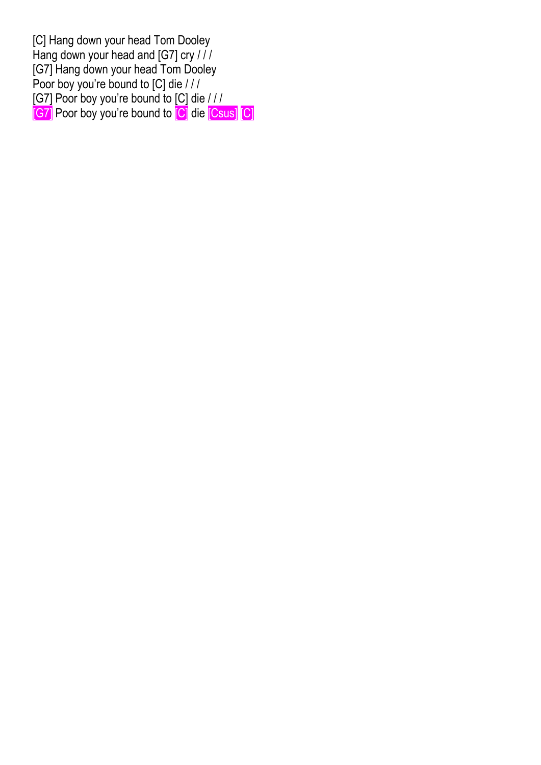[C] Hang down your head Tom Dooley
Hang down your head and [G7] cry / / /
[G7] Hang down your head Tom Dooley
Poor boy you're bound to [C] die / / /
[G7] Poor boy you're bound to [C] die / / /
[G7] Poor boy you're bound to [C] die [Csus] [C]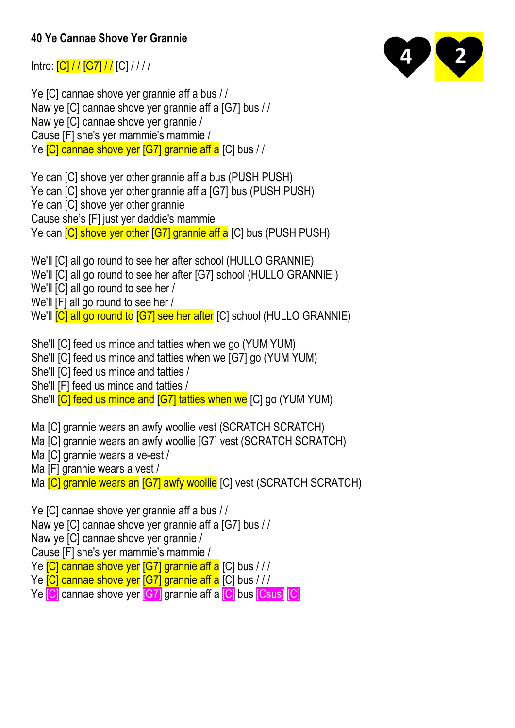# 40 Ye Cannae Shove Yer Grannie

4 2

Intro: [C] / / [G7] / / [C] / / / /

Ye [C] cannae shove yer grannie aff a bus / /
Naw ye [C] cannae shove yer grannie aff a [G7] bus / /
Naw ye [C] cannae shove yer grannie /
Cause [F] she's yer mammie's mammie /
Ye [C] cannae shove yer [G7] grannie aff a [C] bus / /

Ye can [C] shove yer other grannie aff a bus (PUSH PUSH)
Ye can [C] shove yer other grannie aff a [G7] bus (PUSH PUSH)
Ye can [C] shove yer other grannie
Cause she's [F] just yer daddie's mammie
Ye can [C] shove yer other [G7] grannie aff a [C] bus (PUSH PUSH)

We'll [C] all go round to see her after school (HULLO GRANNIE)
We'll [C] all go round to see her after [G7] school (HULLO GRANNIE )
We'll [C] all go round to see her /
We'll [F] all go round to see her /
We'll [C] all go round to [G7] see her after [C] school (HULLO GRANNIE)

She'll [C] feed us mince and tatties when we go (YUM YUM)
She'll [C] feed us mince and tatties when we [G7] go (YUM YUM)
She'll [C] feed us mince and tatties /
She'll [F] feed us mince and tatties /
She'll [C] feed us mince and [G7] tatties when we [C] go (YUM YUM)

Ma [C] grannie wears an awfy woollie vest (SCRATCH SCRATCH)
Ma [C] grannie wears an awfy woollie [G7] vest (SCRATCH SCRATCH)
Ma [C] grannie wears a ve-est /
Ma [F] grannie wears a vest /
Ma [C] grannie wears an [G7] awfy woollie [C] vest (SCRATCH SCRATCH)

Ye [C] cannae shove yer grannie aff a bus / /
Naw ye [C] cannae shove yer grannie aff a [G7] bus / /
Naw ye [C] cannae shove yer grannie /
Cause [F] she's yer mammie's mammie /
Ye [C] cannae shove yer [G7] grannie aff a [C] bus / / /
Ye [C] cannae shove yer [G7] grannie aff a [C] bus / / /
Ye [C] cannae shove yer [G7] grannie aff a [C] bus [Csus] [C]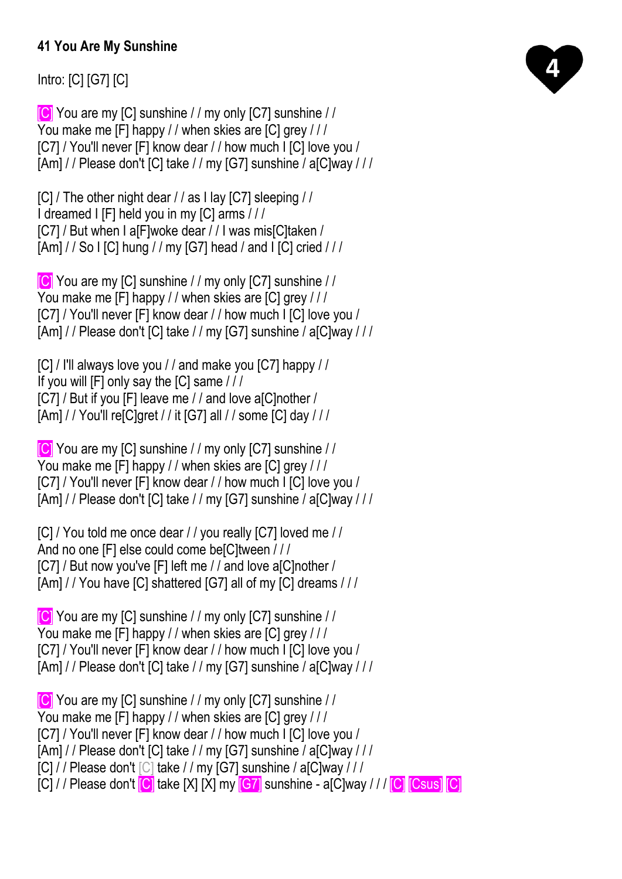**41 You Are My Sunshine**

4

Intro: [C] [G7] [C]

[C] You are my [C] sunshine / / my only [C7] sunshine / /
You make me [F] happy / / when skies are [C] grey / / /
[C7] / You'll never [F] know dear / / how much I [C] love you /
[Am] / / Please don't [C] take / / my [G7] sunshine / a[C]way / / /

[C] / The other night dear / / as I lay [C7] sleeping / /
I dreamed I [F] held you in my [C] arms / / /
[C7] / But when I a[F]woke dear / / I was mis[C]taken /
[Am] / / So I [C] hung / / my [G7] head / and I [C] cried / / /

[C] You are my [C] sunshine / / my only [C7] sunshine / /
You make me [F] happy / / when skies are [C] grey / / /
[C7] / You'll never [F] know dear / / how much I [C] love you /
[Am] / / Please don't [C] take / / my [G7] sunshine / a[C]way / / /

[C] / I'll always love you / / and make you [C7] happy / /
If you will [F] only say the [C] same / / /
[C7] / But if you [F] leave me / / and love a[C]nother /
[Am] / / You'll re[C]gret / / it [G7] all / / some [C] day / / /

[C] You are my [C] sunshine / / my only [C7] sunshine / /
You make me [F] happy / / when skies are [C] grey / / /
[C7] / You'll never [F] know dear / / how much I [C] love you /
[Am] / / Please don't [C] take / / my [G7] sunshine / a[C]way / / /

[C] / You told me once dear / / you really [C7] loved me / /
And no one [F] else could come be[C]tween / / /
[C7] / But now you've [F] left me / / and love a[C]nother /
[Am] / / You have [C] shattered [G7] all of my [C] dreams / / /

[C] You are my [C] sunshine / / my only [C7] sunshine / /
You make me [F] happy / / when skies are [C] grey / / /
[C7] / You'll never [F] know dear / / how much I [C] love you /
[Am] / / Please don't [C] take / / my [G7] sunshine / a[C]way / / /

[C] You are my [C] sunshine / / my only [C7] sunshine / /
You make me [F] happy / / when skies are [C] grey / / /
[C7] / You'll never [F] know dear / / how much I [C] love you /
[Am] / / Please don't [C] take / / my [G7] sunshine / a[C]way / / /
[C] / / Please don't [C] take / / my [G7] sunshine / a[C]way / / /
[C] / / Please don't [C] take [X] [X] my [G7] sunshine - a[C]way / / / [C] [Csus] [C]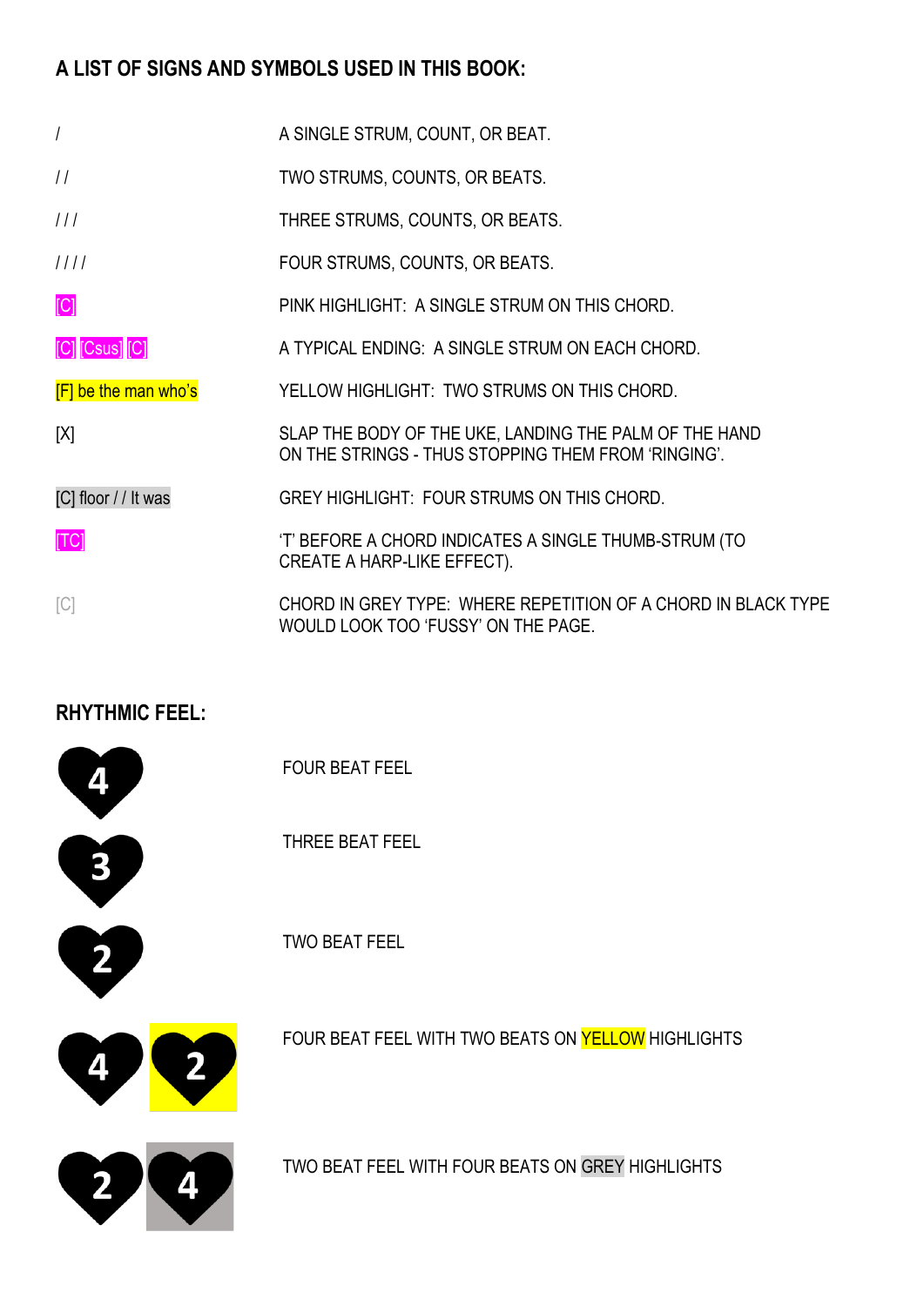## A LIST OF SIGNS AND SYMBOLS USED IN THIS BOOK:

| | |
|---|---|
| / | A SINGLE STRUM, COUNT, OR BEAT. |
| / / | TWO STRUMS, COUNTS, OR BEATS. |
| / / / | THREE STRUMS, COUNTS, OR BEATS. |
| / / / / | FOUR STRUMS, COUNTS, OR BEATS. |
| [C] | PINK HIGHLIGHT: A SINGLE STRUM ON THIS CHORD. |
| [C] [Csus] [C] | A TYPICAL ENDING: A SINGLE STRUM ON EACH CHORD. |
| [F] be the man who's | YELLOW HIGHLIGHT: TWO STRUMS ON THIS CHORD. |
| [X] | SLAP THE BODY OF THE UKE, LANDING THE PALM OF THE HAND ON THE STRINGS - THUS STOPPING THEM FROM 'RINGING'. |
| [C] floor / / It was | GREY HIGHLIGHT: FOUR STRUMS ON THIS CHORD. |
| [TC] | 'T' BEFORE A CHORD INDICATES A SINGLE THUMB-STRUM (TO CREATE A HARP-LIKE EFFECT). |
| [C] | CHORD IN GREY TYPE: WHERE REPETITION OF A CHORD IN BLACK TYPE WOULD LOOK TOO 'FUSSY' ON THE PAGE. |

## RHYTHMIC FEEL:

| | |
|---|---|
| 4 | FOUR BEAT FEEL |
| 3 | THREE BEAT FEEL |
| 2 | TWO BEAT FEEL |
| 4 2 | FOUR BEAT FEEL WITH TWO BEATS ON YELLOW HIGHLIGHTS |
| 2 4 | TWO BEAT FEEL WITH FOUR BEATS ON GREY HIGHLIGHTS |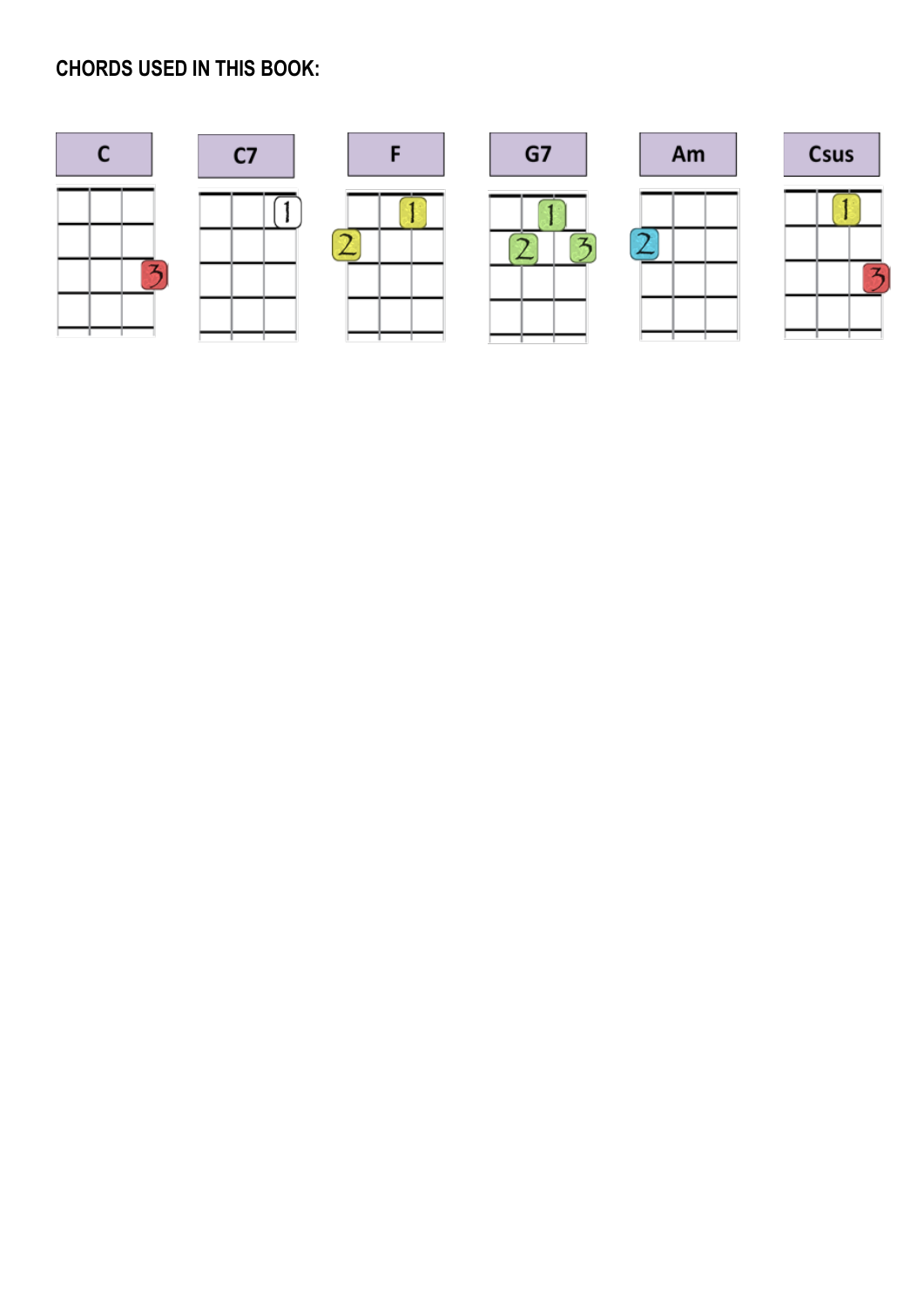CHORDS USED IN THIS BOOK:

C

C7

F

G7

Am

Csus